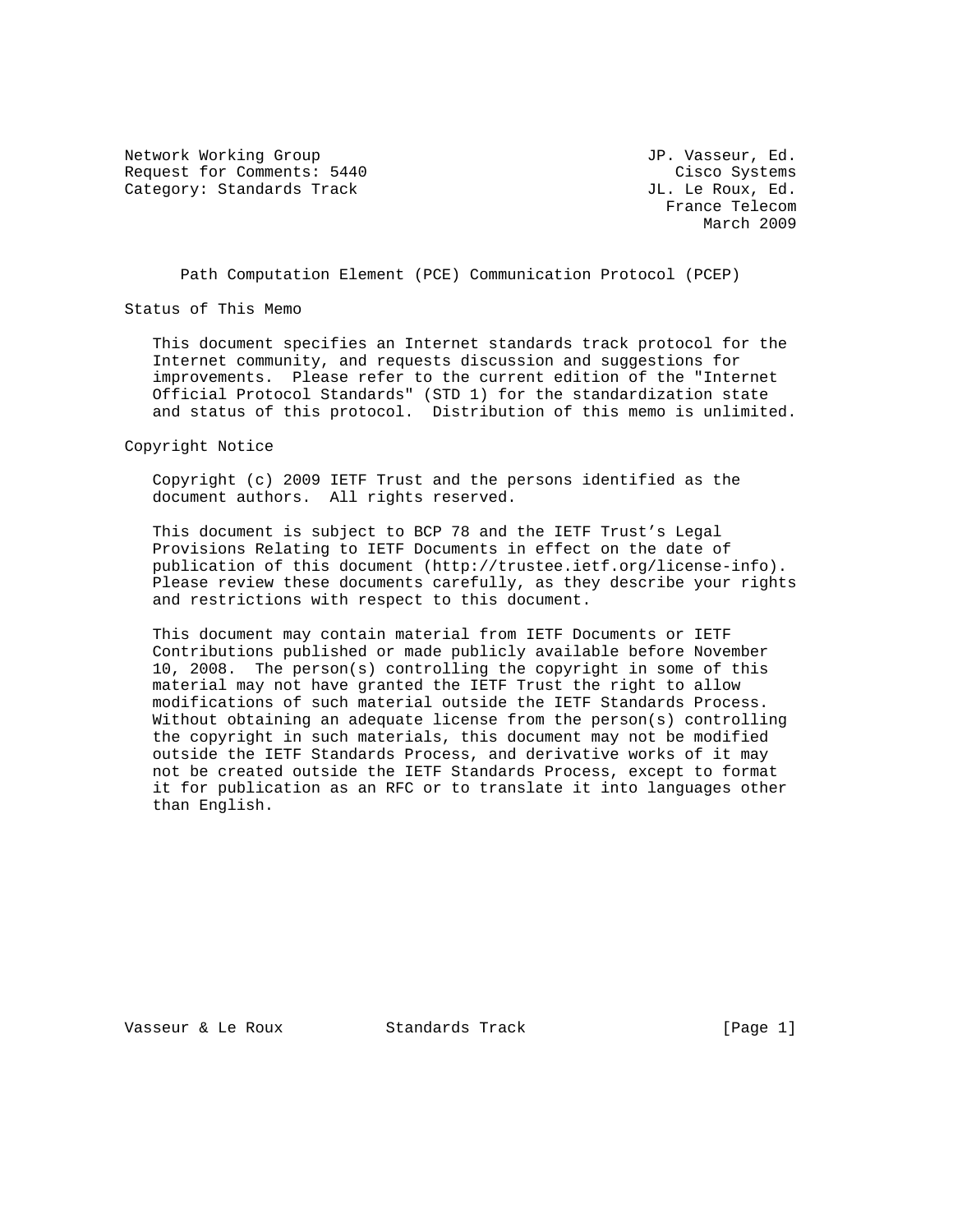Network Working Group JP. Vasseur, Ed.
Request for Comments: 5440 Cisco Systems
Category: Standards Track JL. Le Roux, Ed.
France Telecom
March 2009

# Path Computation Element (PCE) Communication Protocol (PCEP)

## Status of This Memo

This document specifies an Internet standards track protocol for the Internet community, and requests discussion and suggestions for improvements. Please refer to the current edition of the "Internet Official Protocol Standards" (STD 1) for the standardization state and status of this protocol. Distribution of this memo is unlimited.

## Copyright Notice

Copyright (c) 2009 IETF Trust and the persons identified as the document authors. All rights reserved.

This document is subject to BCP 78 and the IETF Trust's Legal Provisions Relating to IETF Documents in effect on the date of publication of this document (http://trustee.ietf.org/license-info). Please review these documents carefully, as they describe your rights and restrictions with respect to this document.

This document may contain material from IETF Documents or IETF Contributions published or made publicly available before November 10, 2008. The person(s) controlling the copyright in some of this material may not have granted the IETF Trust the right to allow modifications of such material outside the IETF Standards Process. Without obtaining an adequate license from the person(s) controlling the copyright in such materials, this document may not be modified outside the IETF Standards Process, and derivative works of it may not be created outside the IETF Standards Process, except to format it for publication as an RFC or to translate it into languages other than English.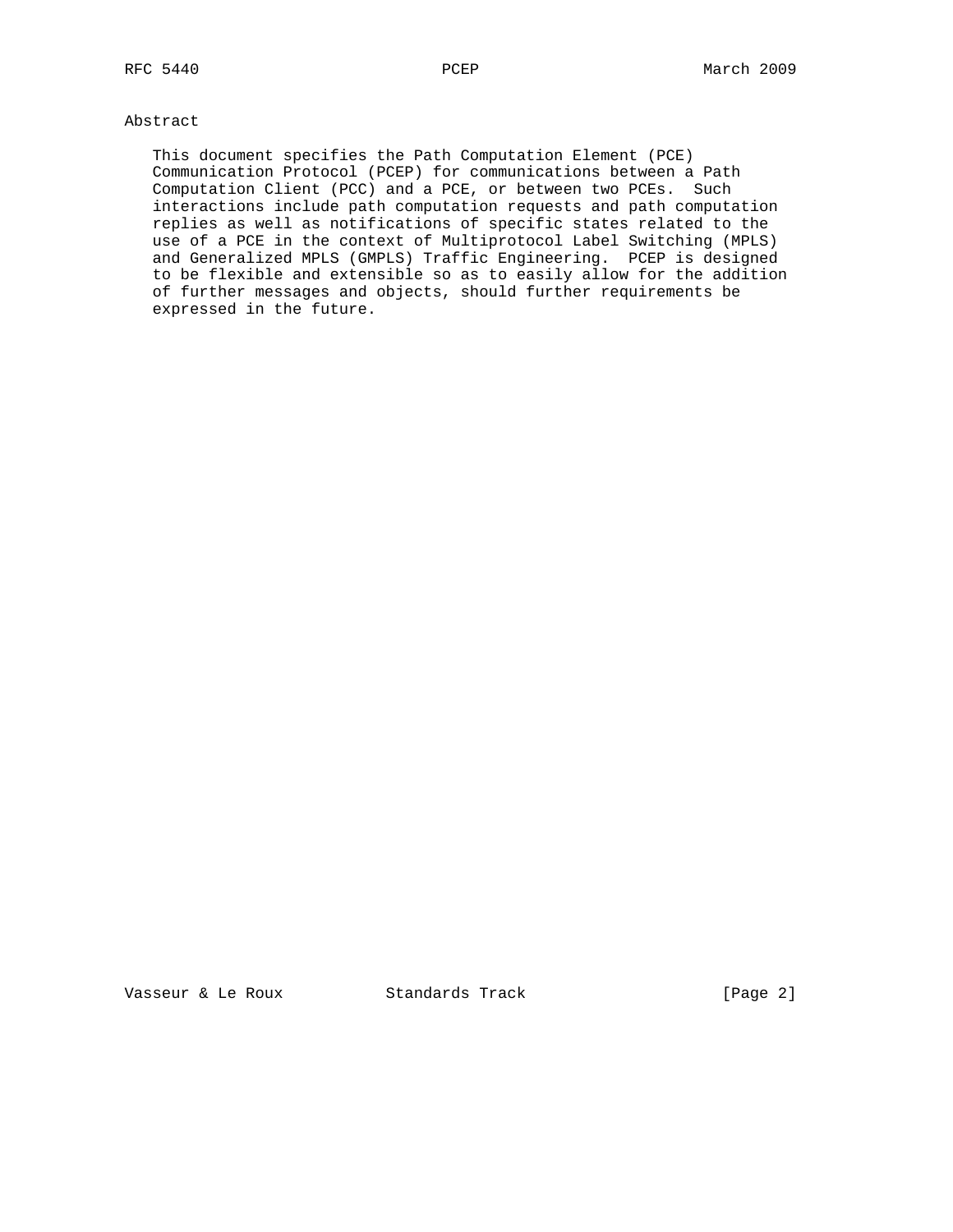# Abstract

This document specifies the Path Computation Element (PCE) Communication Protocol (PCEP) for communications between a Path Computation Client (PCC) and a PCE, or between two PCEs. Such interactions include path computation requests and path computation replies as well as notifications of specific states related to the use of a PCE in the context of Multiprotocol Label Switching (MPLS) and Generalized MPLS (GMPLS) Traffic Engineering. PCEP is designed to be flexible and extensible so as to easily allow for the addition of further messages and objects, should further requirements be expressed in the future.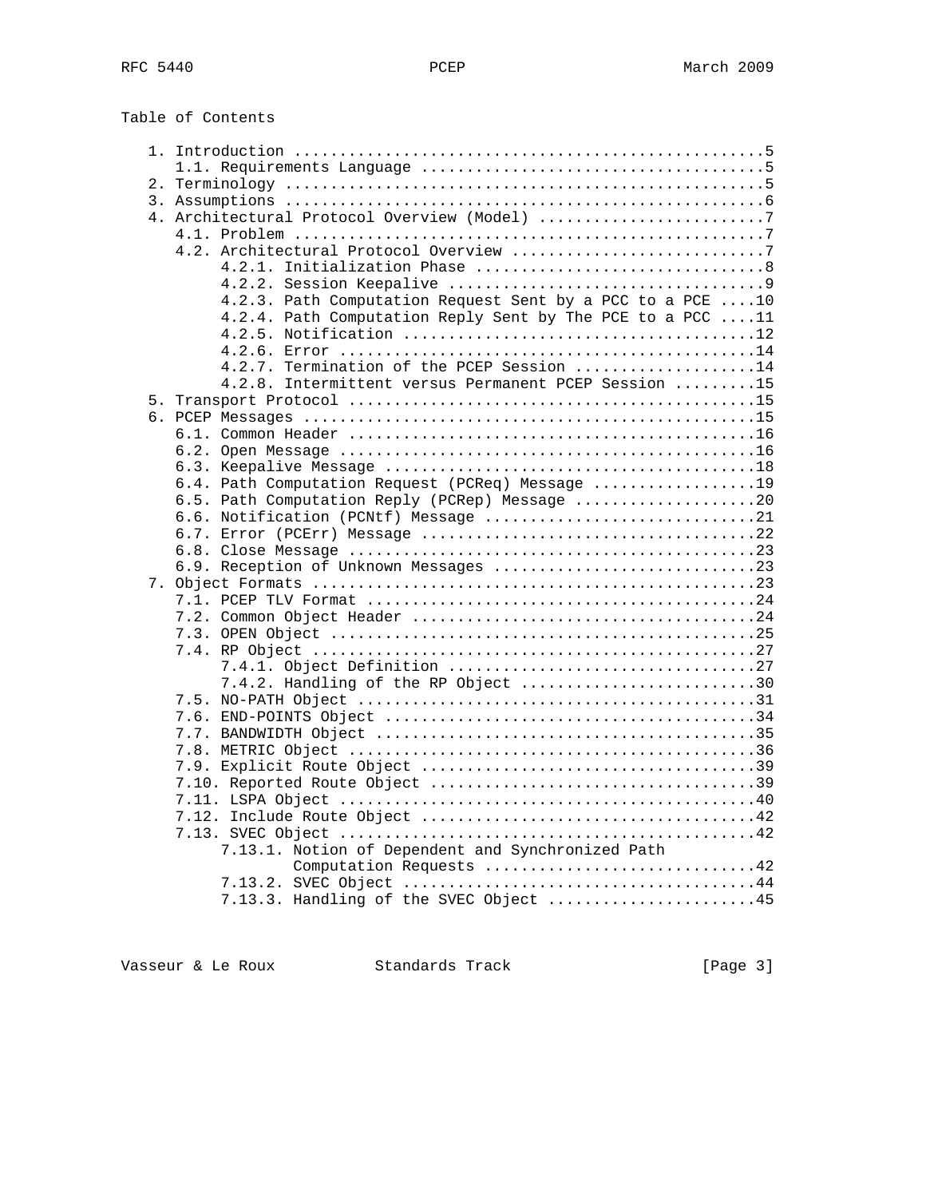# Table of Contents

```
   1. Introduction ....................................................5
      1.1. Requirements Language ......................................5
   2. Terminology .....................................................5
   3. Assumptions .....................................................6
   4. Architectural Protocol Overview (Model) .........................7
      4.1. Problem ....................................................7
      4.2. Architectural Protocol Overview ............................7
           4.2.1. Initialization Phase ................................8
           4.2.2. Session Keepalive ...................................9
           4.2.3. Path Computation Request Sent by a PCC to a PCE ....10
           4.2.4. Path Computation Reply Sent by The PCE to a PCC ....11
           4.2.5. Notification .......................................12
           4.2.6. Error ..............................................14
           4.2.7. Termination of the PCEP Session ....................14
           4.2.8. Intermittent versus Permanent PCEP Session .........15
   5. Transport Protocol .............................................15
   6. PCEP Messages ..................................................15
      6.1. Common Header .............................................16
      6.2. Open Message ..............................................16
      6.3. Keepalive Message .........................................18
      6.4. Path Computation Request (PCReq) Message ..................19
      6.5. Path Computation Reply (PCRep) Message ....................20
      6.6. Notification (PCNtf) Message ..............................21
      6.7. Error (PCErr) Message .....................................22
      6.8. Close Message .............................................23
      6.9. Reception of Unknown Messages .............................23
   7. Object Formats .................................................23
      7.1. PCEP TLV Format ...........................................24
      7.2. Common Object Header ......................................24
      7.3. OPEN Object ...............................................25
      7.4. RP Object .................................................27
           7.4.1. Object Definition ..................................27
           7.4.2. Handling of the RP Object ..........................30
      7.5. NO-PATH Object ............................................31
      7.6. END-POINTS Object .........................................34
      7.7. BANDWIDTH Object ..........................................35
      7.8. METRIC Object .............................................36
      7.9. Explicit Route Object .....................................39
      7.10. Reported Route Object ....................................39
      7.11. LSPA Object ..............................................40
      7.12. Include Route Object .....................................42
      7.13. SVEC Object ..............................................42
           7.13.1. Notion of Dependent and Synchronized Path
                   Computation Requests ..............................42
           7.13.2. SVEC Object .......................................44
           7.13.3. Handling of the SVEC Object .......................45
```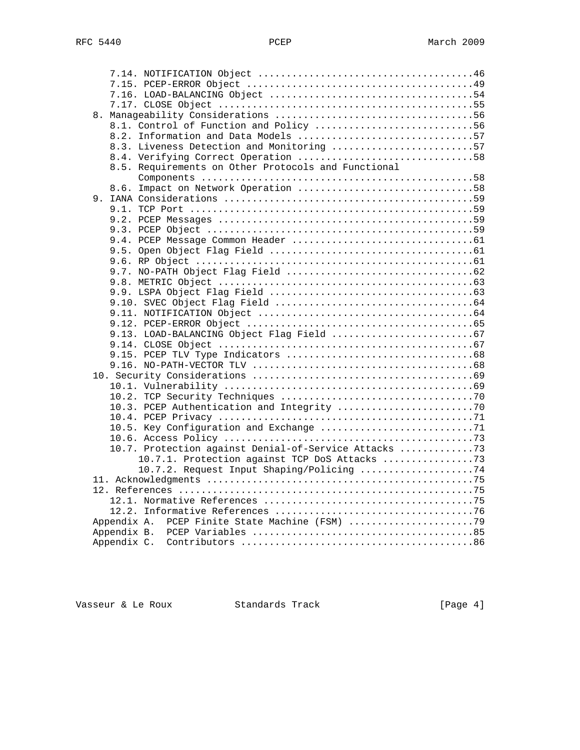```
      7.14. NOTIFICATION Object .....................................46
      7.15. PCEP-ERROR Object .......................................49
      7.16. LOAD-BALANCING Object ...................................54
      7.17. CLOSE Object ............................................55
   8. Manageability Considerations ..................................56
      8.1. Control of Function and Policy ...........................56
      8.2. Information and Data Models ..............................57
      8.3. Liveness Detection and Monitoring ........................57
      8.4. Verifying Correct Operation ..............................58
      8.5. Requirements on Other Protocols and Functional
           Components ...............................................58
      8.6. Impact on Network Operation ..............................58
   9. IANA Considerations ...........................................59
      9.1. TCP Port .................................................59
      9.2. PCEP Messages ............................................59
      9.3. PCEP Object ..............................................59
      9.4. PCEP Message Common Header ...............................61
      9.5. Open Object Flag Field ...................................61
      9.6. RP Object ................................................61
      9.7. NO-PATH Object Flag Field ................................62
      9.8. METRIC Object ............................................63
      9.9. LSPA Object Flag Field ...................................63
      9.10. SVEC Object Flag Field ..................................64
      9.11. NOTIFICATION Object .....................................64
      9.12. PCEP-ERROR Object .......................................65
      9.13. LOAD-BALANCING Object Flag Field ........................67
      9.14. CLOSE Object ............................................67
      9.15. PCEP TLV Type Indicators ................................68
      9.16. NO-PATH-VECTOR TLV ......................................68
   10. Security Considerations ......................................69
      10.1. Vulnerability ...........................................69
      10.2. TCP Security Techniques .................................70
      10.3. PCEP Authentication and Integrity .......................70
      10.4. PCEP Privacy ............................................71
      10.5. Key Configuration and Exchange ..........................71
      10.6. Access Policy ...........................................73
      10.7. Protection against Denial-of-Service Attacks ............73
           10.7.1. Protection against TCP DoS Attacks ...............73
           10.7.2. Request Input Shaping/Policing ...................74
   11. Acknowledgments ..............................................75
   12. References ...................................................75
      12.1. Normative References ....................................75
      12.2. Informative References ..................................76
   Appendix A.  PCEP Finite State Machine (FSM) .....................79
   Appendix B.  PCEP Variables ......................................85
   Appendix C.  Contributors ........................................86
```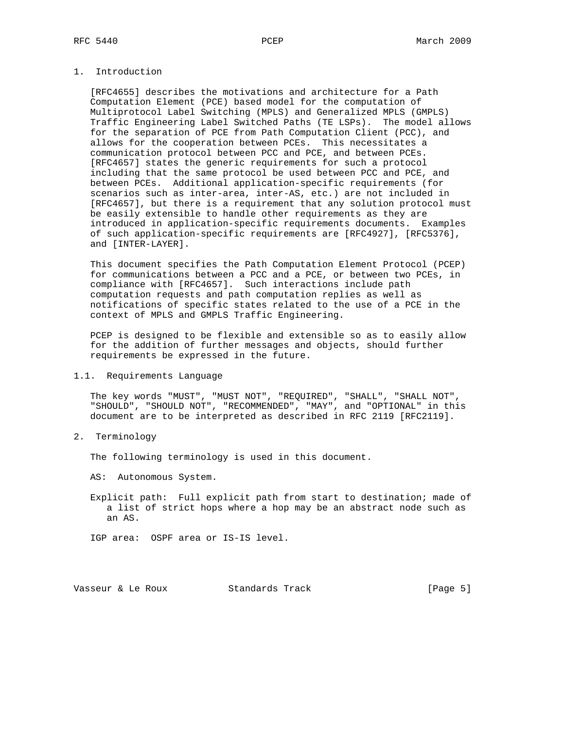## 1. Introduction

[RFC4655] describes the motivations and architecture for a Path Computation Element (PCE) based model for the computation of Multiprotocol Label Switching (MPLS) and Generalized MPLS (GMPLS) Traffic Engineering Label Switched Paths (TE LSPs). The model allows for the separation of PCE from Path Computation Client (PCC), and allows for the cooperation between PCEs. This necessitates a communication protocol between PCC and PCE, and between PCEs. [RFC4657] states the generic requirements for such a protocol including that the same protocol be used between PCC and PCE, and between PCEs. Additional application-specific requirements (for scenarios such as inter-area, inter-AS, etc.) are not included in [RFC4657], but there is a requirement that any solution protocol must be easily extensible to handle other requirements as they are introduced in application-specific requirements documents. Examples of such application-specific requirements are [RFC4927], [RFC5376], and [INTER-LAYER].

This document specifies the Path Computation Element Protocol (PCEP) for communications between a PCC and a PCE, or between two PCEs, in compliance with [RFC4657]. Such interactions include path computation requests and path computation replies as well as notifications of specific states related to the use of a PCE in the context of MPLS and GMPLS Traffic Engineering.

PCEP is designed to be flexible and extensible so as to easily allow for the addition of further messages and objects, should further requirements be expressed in the future.

### 1.1. Requirements Language

The key words "MUST", "MUST NOT", "REQUIRED", "SHALL", "SHALL NOT", "SHOULD", "SHOULD NOT", "RECOMMENDED", "MAY", and "OPTIONAL" in this document are to be interpreted as described in RFC 2119 [RFC2119].

## 2. Terminology

The following terminology is used in this document.

AS: Autonomous System.

Explicit path: Full explicit path from start to destination; made of a list of strict hops where a hop may be an abstract node such as an AS.

IGP area: OSPF area or IS-IS level.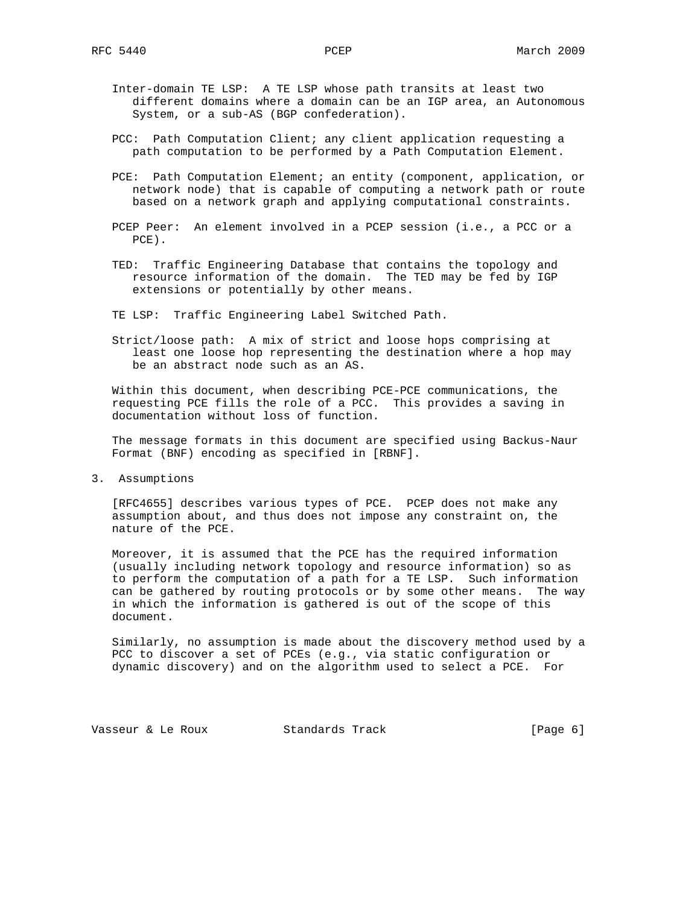Inter-domain TE LSP: A TE LSP whose path transits at least two different domains where a domain can be an IGP area, an Autonomous System, or a sub-AS (BGP confederation).

PCC: Path Computation Client; any client application requesting a path computation to be performed by a Path Computation Element.

PCE: Path Computation Element; an entity (component, application, or network node) that is capable of computing a network path or route based on a network graph and applying computational constraints.

PCEP Peer: An element involved in a PCEP session (i.e., a PCC or a PCE).

TED: Traffic Engineering Database that contains the topology and resource information of the domain. The TED may be fed by IGP extensions or potentially by other means.

TE LSP: Traffic Engineering Label Switched Path.

Strict/loose path: A mix of strict and loose hops comprising at least one loose hop representing the destination where a hop may be an abstract node such as an AS.

Within this document, when describing PCE-PCE communications, the requesting PCE fills the role of a PCC. This provides a saving in documentation without loss of function.

The message formats in this document are specified using Backus-Naur Format (BNF) encoding as specified in [RBNF].

## 3. Assumptions

[RFC4655] describes various types of PCE. PCEP does not make any assumption about, and thus does not impose any constraint on, the nature of the PCE.

Moreover, it is assumed that the PCE has the required information (usually including network topology and resource information) so as to perform the computation of a path for a TE LSP. Such information can be gathered by routing protocols or by some other means. The way in which the information is gathered is out of the scope of this document.

Similarly, no assumption is made about the discovery method used by a PCC to discover a set of PCEs (e.g., via static configuration or dynamic discovery) and on the algorithm used to select a PCE. For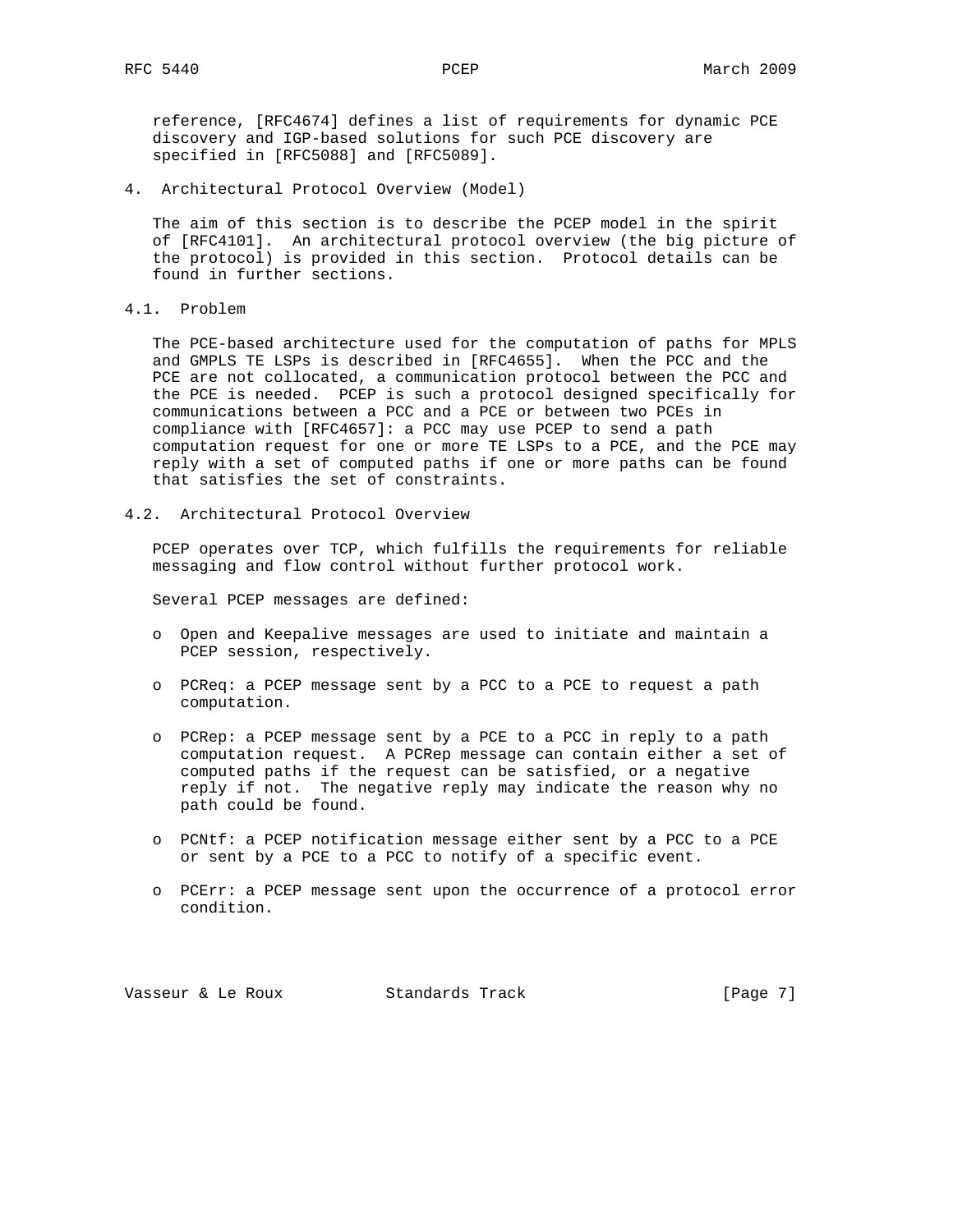reference, [RFC4674] defines a list of requirements for dynamic PCE discovery and IGP-based solutions for such PCE discovery are specified in [RFC5088] and [RFC5089].

# 4. Architectural Protocol Overview (Model)

The aim of this section is to describe the PCEP model in the spirit of [RFC4101]. An architectural protocol overview (the big picture of the protocol) is provided in this section. Protocol details can be found in further sections.

## 4.1. Problem

The PCE-based architecture used for the computation of paths for MPLS and GMPLS TE LSPs is described in [RFC4655]. When the PCC and the PCE are not collocated, a communication protocol between the PCC and the PCE is needed. PCEP is such a protocol designed specifically for communications between a PCC and a PCE or between two PCEs in compliance with [RFC4657]: a PCC may use PCEP to send a path computation request for one or more TE LSPs to a PCE, and the PCE may reply with a set of computed paths if one or more paths can be found that satisfies the set of constraints.

## 4.2. Architectural Protocol Overview

PCEP operates over TCP, which fulfills the requirements for reliable messaging and flow control without further protocol work.

Several PCEP messages are defined:

- Open and Keepalive messages are used to initiate and maintain a PCEP session, respectively.

- PCReq: a PCEP message sent by a PCC to a PCE to request a path computation.

- PCRep: a PCEP message sent by a PCE to a PCC in reply to a path computation request. A PCRep message can contain either a set of computed paths if the request can be satisfied, or a negative reply if not. The negative reply may indicate the reason why no path could be found.

- PCNtf: a PCEP notification message either sent by a PCC to a PCE or sent by a PCE to a PCC to notify of a specific event.

- PCErr: a PCEP message sent upon the occurrence of a protocol error condition.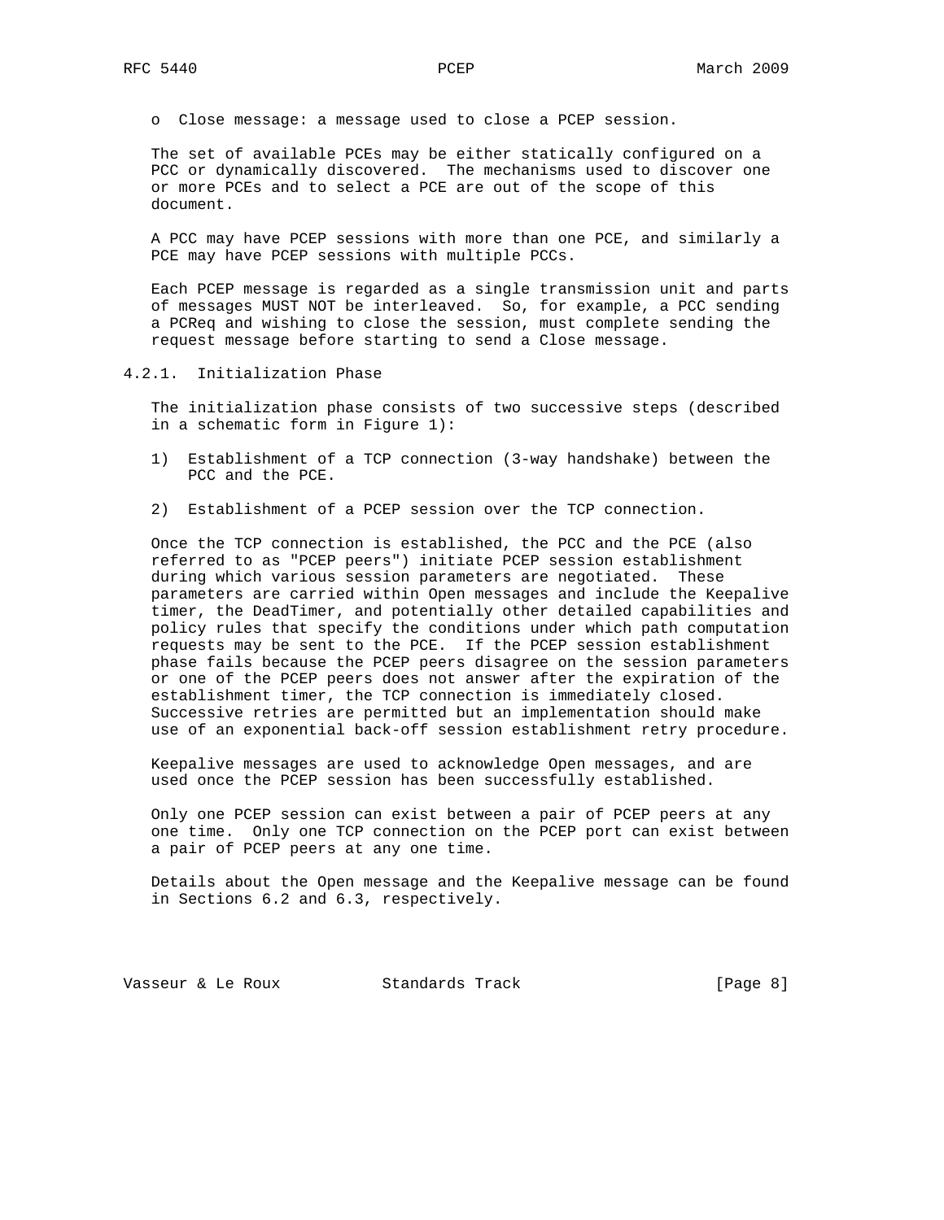- Close message: a message used to close a PCEP session.

The set of available PCEs may be either statically configured on a PCC or dynamically discovered. The mechanisms used to discover one or more PCEs and to select a PCE are out of the scope of this document.

A PCC may have PCEP sessions with more than one PCE, and similarly a PCE may have PCEP sessions with multiple PCCs.

Each PCEP message is regarded as a single transmission unit and parts of messages MUST NOT be interleaved. So, for example, a PCC sending a PCReq and wishing to close the session, must complete sending the request message before starting to send a Close message.

### 4.2.1. Initialization Phase

The initialization phase consists of two successive steps (described in a schematic form in Figure 1):

1) Establishment of a TCP connection (3-way handshake) between the PCC and the PCE.

2) Establishment of a PCEP session over the TCP connection.

Once the TCP connection is established, the PCC and the PCE (also referred to as "PCEP peers") initiate PCEP session establishment during which various session parameters are negotiated. These parameters are carried within Open messages and include the Keepalive timer, the DeadTimer, and potentially other detailed capabilities and policy rules that specify the conditions under which path computation requests may be sent to the PCE. If the PCEP session establishment phase fails because the PCEP peers disagree on the session parameters or one of the PCEP peers does not answer after the expiration of the establishment timer, the TCP connection is immediately closed. Successive retries are permitted but an implementation should make use of an exponential back-off session establishment retry procedure.

Keepalive messages are used to acknowledge Open messages, and are used once the PCEP session has been successfully established.

Only one PCEP session can exist between a pair of PCEP peers at any one time. Only one TCP connection on the PCEP port can exist between a pair of PCEP peers at any one time.

Details about the Open message and the Keepalive message can be found in Sections 6.2 and 6.3, respectively.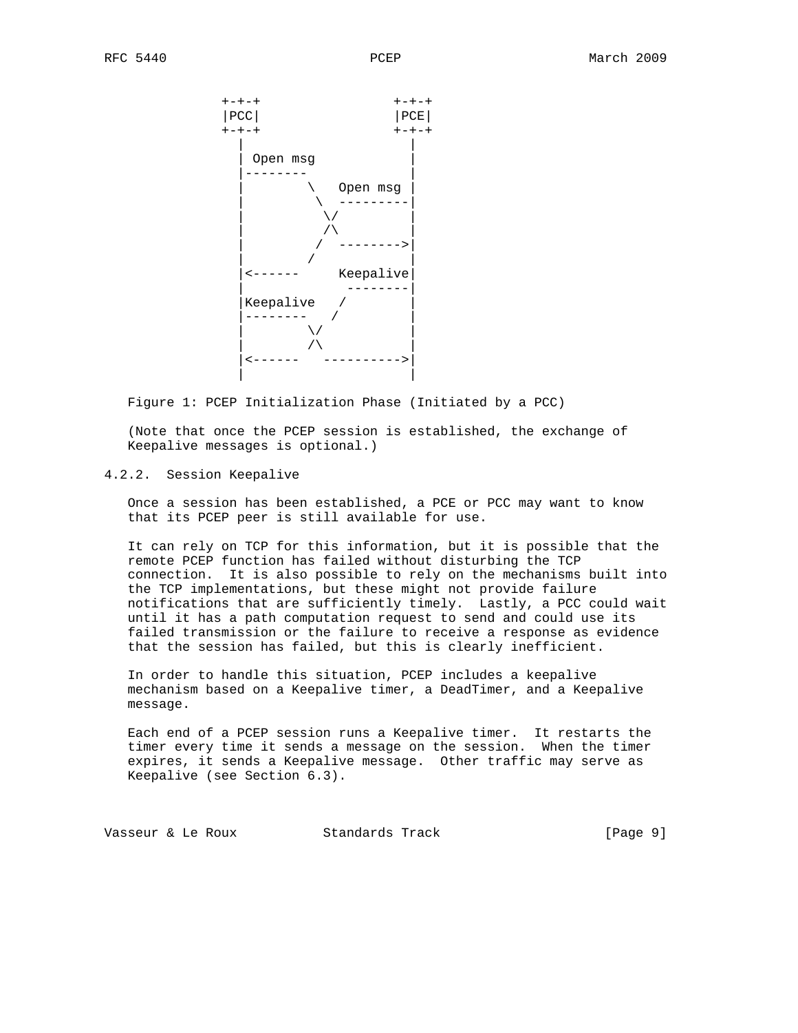```
             +-+-+                 +-+-+
             |PCC|                 |PCE|
             +-+-+                 +-+-+
               |                     |
               | Open msg            |
               |--------             |
               |        \   Open msg |
               |         \  ---------|
               |          \/         |
               |          /\         |
               |         /  -------->|
               |        /            |
               |<------     Keepalive|
               |             --------|
               |Keepalive   /        |
               |--------   /         |
               |        \/           |
               |        /\           |
               |<------   ---------->|
               |                     |
```

Figure 1: PCEP Initialization Phase (Initiated by a PCC)

(Note that once the PCEP session is established, the exchange of Keepalive messages is optional.)

### 4.2.2. Session Keepalive

Once a session has been established, a PCE or PCC may want to know that its PCEP peer is still available for use.

It can rely on TCP for this information, but it is possible that the remote PCEP function has failed without disturbing the TCP connection. It is also possible to rely on the mechanisms built into the TCP implementations, but these might not provide failure notifications that are sufficiently timely. Lastly, a PCC could wait until it has a path computation request to send and could use its failed transmission or the failure to receive a response as evidence that the session has failed, but this is clearly inefficient.

In order to handle this situation, PCEP includes a keepalive mechanism based on a Keepalive timer, a DeadTimer, and a Keepalive message.

Each end of a PCEP session runs a Keepalive timer. It restarts the timer every time it sends a message on the session. When the timer expires, it sends a Keepalive message. Other traffic may serve as Keepalive (see Section 6.3).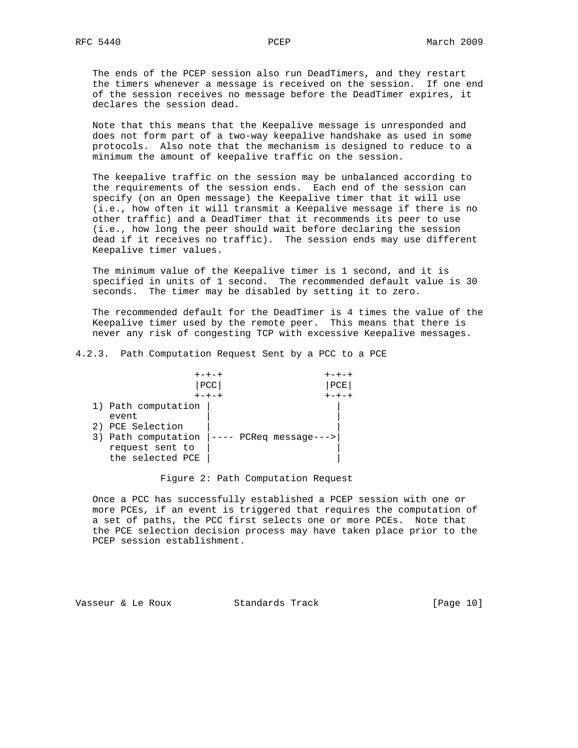The ends of the PCEP session also run DeadTimers, and they restart the timers whenever a message is received on the session. If one end of the session receives no message before the DeadTimer expires, it declares the session dead.

Note that this means that the Keepalive message is unresponded and does not form part of a two-way keepalive handshake as used in some protocols. Also note that the mechanism is designed to reduce to a minimum the amount of keepalive traffic on the session.

The keepalive traffic on the session may be unbalanced according to the requirements of the session ends. Each end of the session can specify (on an Open message) the Keepalive timer that it will use (i.e., how often it will transmit a Keepalive message if there is no other traffic) and a DeadTimer that it recommends its peer to use (i.e., how long the peer should wait before declaring the session dead if it receives no traffic). The session ends may use different Keepalive timer values.

The minimum value of the Keepalive timer is 1 second, and it is specified in units of 1 second. The recommended default value is 30 seconds. The timer may be disabled by setting it to zero.

The recommended default for the DeadTimer is 4 times the value of the Keepalive timer used by the remote peer. This means that there is never any risk of congesting TCP with excessive Keepalive messages.

### 4.2.3. Path Computation Request Sent by a PCC to a PCE

```
                 +-+-+                 +-+-+
                 |PCC|                 |PCE|
                 +-+-+                 +-+-+
1) Path computation |                     |
   event            |                     |
2) PCE Selection    |                     |
3) Path computation |---- PCReq message--->|
   request sent to  |                     |
   the selected PCE |                     |
```

Figure 2: Path Computation Request

Once a PCC has successfully established a PCEP session with one or more PCEs, if an event is triggered that requires the computation of a set of paths, the PCC first selects one or more PCEs. Note that the PCE selection decision process may have taken place prior to the PCEP session establishment.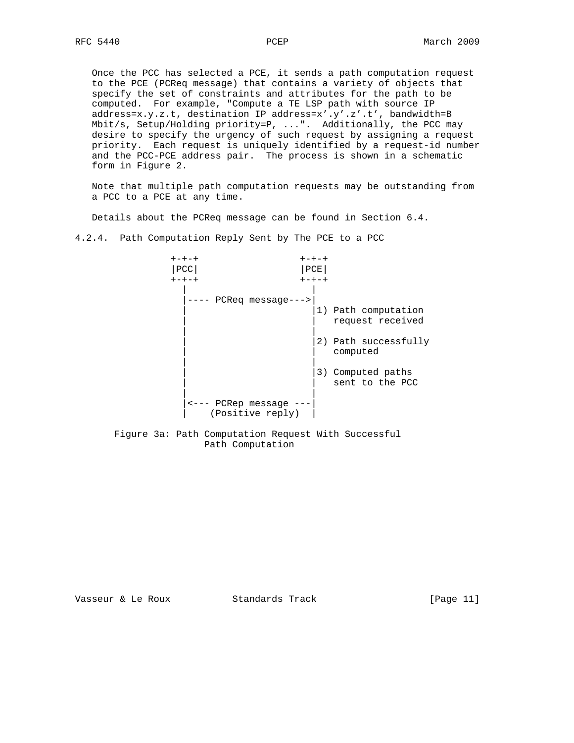Once the PCC has selected a PCE, it sends a path computation request to the PCE (PCReq message) that contains a variety of objects that specify the set of constraints and attributes for the path to be computed. For example, "Compute a TE LSP path with source IP address=x.y.z.t, destination IP address=x'.y'.z'.t', bandwidth=B Mbit/s, Setup/Holding priority=P, ...". Additionally, the PCC may desire to specify the urgency of such request by assigning a request priority. Each request is uniquely identified by a request-id number and the PCC-PCE address pair. The process is shown in a schematic form in Figure 2.

Note that multiple path computation requests may be outstanding from a PCC to a PCE at any time.

Details about the PCReq message can be found in Section 6.4.

### 4.2.4. Path Computation Reply Sent by The PCE to a PCC

```
            +-+-+                  +-+-+
            |PCC|                  |PCE|
            +-+-+                  +-+-+
              |                      |
              |---- PCReq message--->|
              |                      |1) Path computation
              |                      |   request received
              |                      |
              |                      |2) Path successfully
              |                      |   computed
              |                      |
              |                      |3) Computed paths
              |                      |   sent to the PCC
              |                      |
              |<--- PCRep message ---|
              |    (Positive reply)  |
```

Figure 3a: Path Computation Request With Successful Path Computation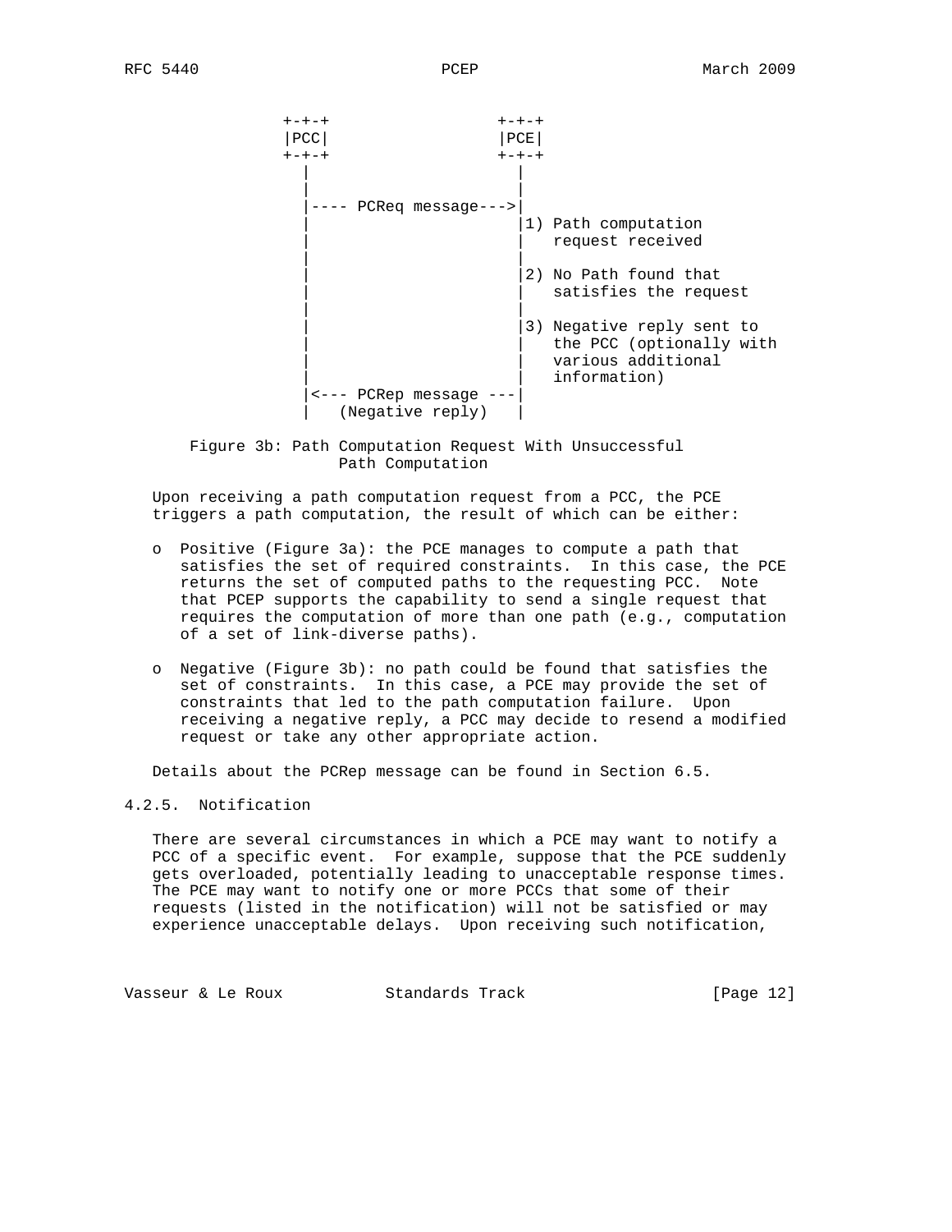```
   +-+-+                  +-+-+
   |PCC|                  |PCE|
   +-+-+                  +-+-+
     |                      |
     |                      |
     |---- PCReq message--->|
     |                      |1) Path computation
     |                      |   request received
     |                      |
     |                      |2) No Path found that
     |                      |   satisfies the request
     |                      |
     |                      |3) Negative reply sent to
     |                      |   the PCC (optionally with
     |                      |   various additional
     |                      |   information)
     |<--- PCRep message ---|
     |   (Negative reply)   |
```

Figure 3b: Path Computation Request With Unsuccessful Path Computation

Upon receiving a path computation request from a PCC, the PCE triggers a path computation, the result of which can be either:

- Positive (Figure 3a): the PCE manages to compute a path that satisfies the set of required constraints. In this case, the PCE returns the set of computed paths to the requesting PCC. Note that PCEP supports the capability to send a single request that requires the computation of more than one path (e.g., computation of a set of link-diverse paths).

- Negative (Figure 3b): no path could be found that satisfies the set of constraints. In this case, a PCE may provide the set of constraints that led to the path computation failure. Upon receiving a negative reply, a PCC may decide to resend a modified request or take any other appropriate action.

Details about the PCRep message can be found in Section 6.5.

### 4.2.5. Notification

There are several circumstances in which a PCE may want to notify a PCC of a specific event. For example, suppose that the PCE suddenly gets overloaded, potentially leading to unacceptable response times. The PCE may want to notify one or more PCCs that some of their requests (listed in the notification) will not be satisfied or may experience unacceptable delays. Upon receiving such notification,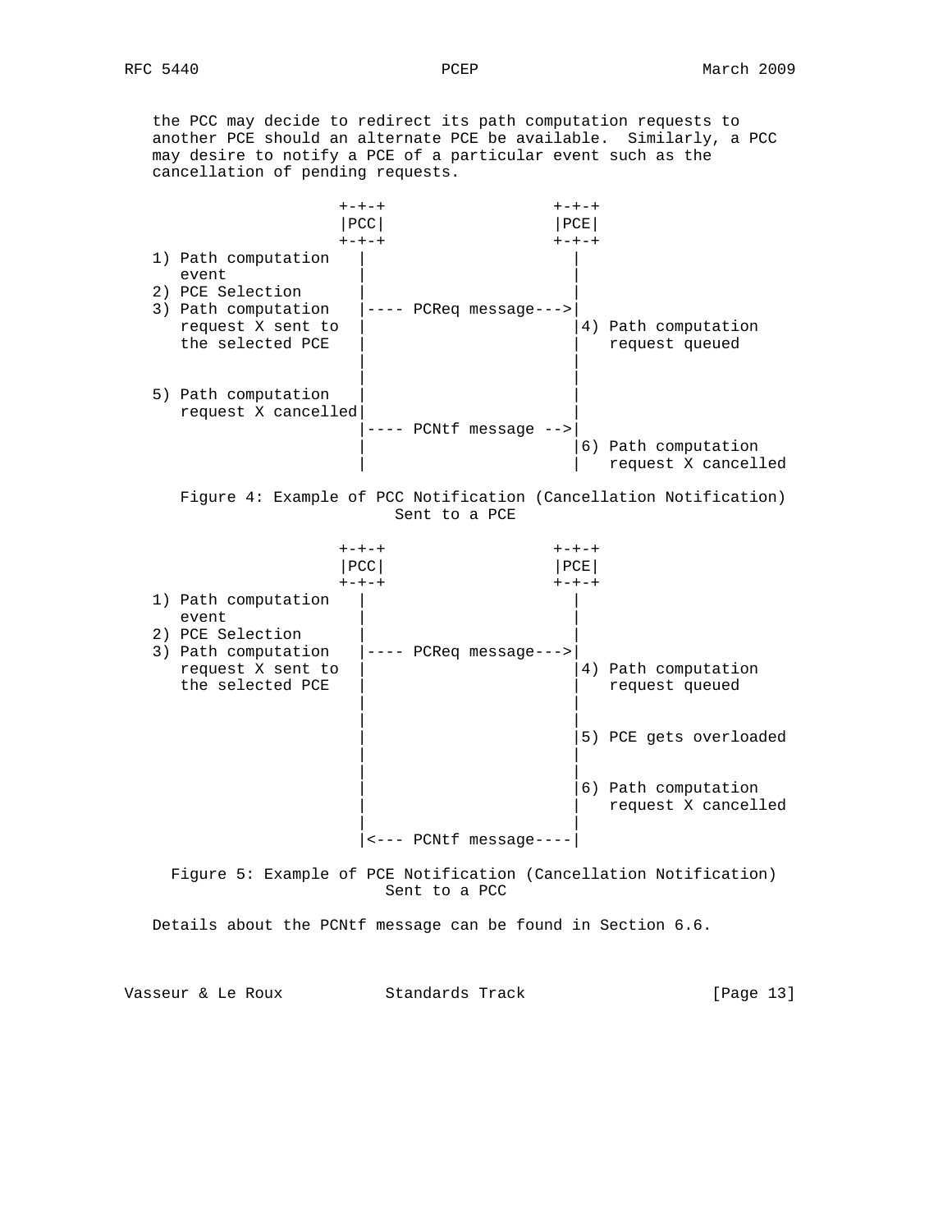the PCC may decide to redirect its path computation requests to another PCE should an alternate PCE be available. Similarly, a PCC may desire to notify a PCE of a particular event such as the cancellation of pending requests.

```
                  +-+-+                  +-+-+
                  |PCC|                  |PCE|
                  +-+-+                  +-+-+
1) Path computation   |                      |
   event              |                      |
2) PCE Selection      |                      |
3) Path computation   |---- PCReq message--->|
   request X sent to  |                      |4) Path computation
   the selected PCE   |                      |   request queued
                      |                      |
                      |                      |
5) Path computation   |                      |
   request X cancelled|                      |
                      |---- PCNtf message -->|
                      |                      |6) Path computation
                      |                      |   request X cancelled
```

Figure 4: Example of PCC Notification (Cancellation Notification) Sent to a PCE

```
                  +-+-+                  +-+-+
                  |PCC|                  |PCE|
                  +-+-+                  +-+-+
1) Path computation   |                      |
   event              |                      |
2) PCE Selection      |                      |
3) Path computation   |---- PCReq message--->|
   request X sent to  |                      |4) Path computation
   the selected PCE   |                      |   request queued
                      |                      |
                      |                      |
                      |                      |5) PCE gets overloaded
                      |                      |
                      |                      |
                      |                      |6) Path computation
                      |                      |   request X cancelled
                      |                      |
                      |<--- PCNtf message----|
```

Figure 5: Example of PCE Notification (Cancellation Notification) Sent to a PCC

Details about the PCNtf message can be found in Section 6.6.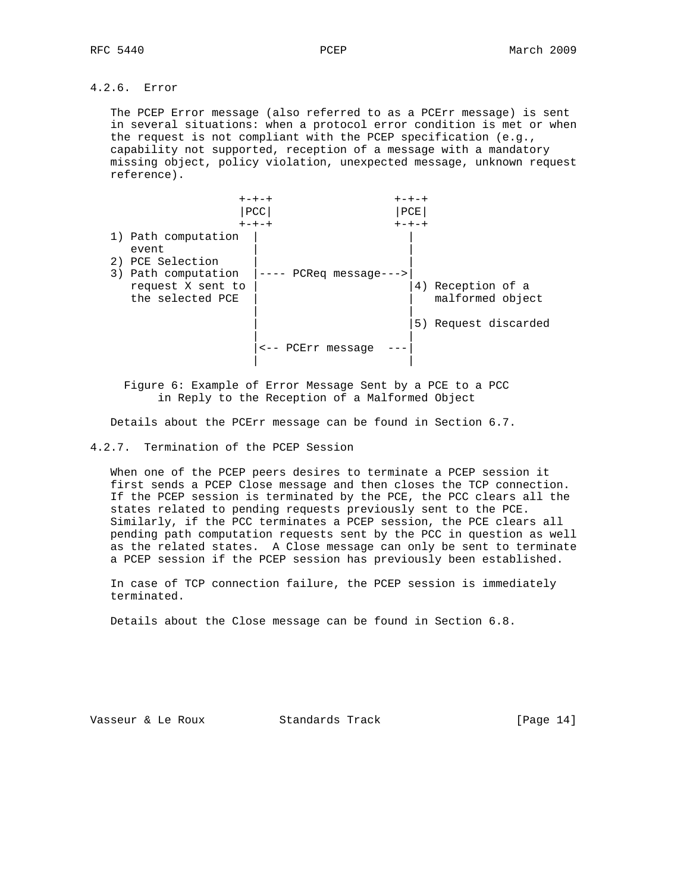### 4.2.6. Error

The PCEP Error message (also referred to as a PCErr message) is sent in several situations: when a protocol error condition is met or when the request is not compliant with the PCEP specification (e.g., capability not supported, reception of a message with a mandatory missing object, policy violation, unexpected message, unknown request reference).

```
                  +-+-+                  +-+-+
                  |PCC|                  |PCE|
                  +-+-+                  +-+-+
1) Path computation  |                      |
   event             |                      |
2) PCE Selection     |                      |
3) Path computation  |---- PCReq message--->|
   request X sent to |                      |4) Reception of a
   the selected PCE  |                      |   malformed object
                     |                      |
                     |                      |5) Request discarded
                     |                      |
                     |<-- PCErr message  ---|
                     |                      |
```

Figure 6: Example of Error Message Sent by a PCE to a PCC in Reply to the Reception of a Malformed Object

Details about the PCErr message can be found in Section 6.7.

### 4.2.7. Termination of the PCEP Session

When one of the PCEP peers desires to terminate a PCEP session it first sends a PCEP Close message and then closes the TCP connection. If the PCEP session is terminated by the PCE, the PCC clears all the states related to pending requests previously sent to the PCE. Similarly, if the PCC terminates a PCEP session, the PCE clears all pending path computation requests sent by the PCC in question as well as the related states. A Close message can only be sent to terminate a PCEP session if the PCEP session has previously been established.

In case of TCP connection failure, the PCEP session is immediately terminated.

Details about the Close message can be found in Section 6.8.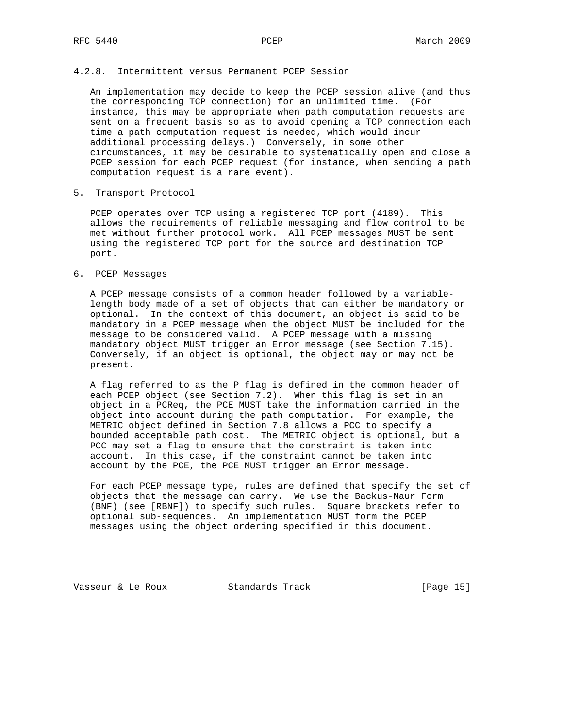### 4.2.8. Intermittent versus Permanent PCEP Session

An implementation may decide to keep the PCEP session alive (and thus the corresponding TCP connection) for an unlimited time. (For instance, this may be appropriate when path computation requests are sent on a frequent basis so as to avoid opening a TCP connection each time a path computation request is needed, which would incur additional processing delays.) Conversely, in some other circumstances, it may be desirable to systematically open and close a PCEP session for each PCEP request (for instance, when sending a path computation request is a rare event).

## 5. Transport Protocol

PCEP operates over TCP using a registered TCP port (4189). This allows the requirements of reliable messaging and flow control to be met without further protocol work. All PCEP messages MUST be sent using the registered TCP port for the source and destination TCP port.

## 6. PCEP Messages

A PCEP message consists of a common header followed by a variable-length body made of a set of objects that can either be mandatory or optional. In the context of this document, an object is said to be mandatory in a PCEP message when the object MUST be included for the message to be considered valid. A PCEP message with a missing mandatory object MUST trigger an Error message (see Section 7.15). Conversely, if an object is optional, the object may or may not be present.

A flag referred to as the P flag is defined in the common header of each PCEP object (see Section 7.2). When this flag is set in an object in a PCReq, the PCE MUST take the information carried in the object into account during the path computation. For example, the METRIC object defined in Section 7.8 allows a PCC to specify a bounded acceptable path cost. The METRIC object is optional, but a PCC may set a flag to ensure that the constraint is taken into account. In this case, if the constraint cannot be taken into account by the PCE, the PCE MUST trigger an Error message.

For each PCEP message type, rules are defined that specify the set of objects that the message can carry. We use the Backus-Naur Form (BNF) (see [RBNF]) to specify such rules. Square brackets refer to optional sub-sequences. An implementation MUST form the PCEP messages using the object ordering specified in this document.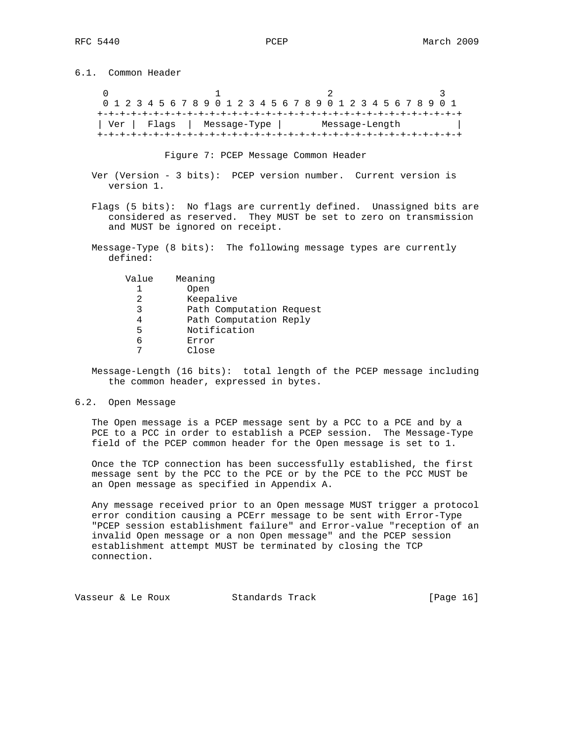## 6.1. Common Header

```
     0                   1                   2                   3
     0 1 2 3 4 5 6 7 8 9 0 1 2 3 4 5 6 7 8 9 0 1 2 3 4 5 6 7 8 9 0 1
    +-+-+-+-+-+-+-+-+-+-+-+-+-+-+-+-+-+-+-+-+-+-+-+-+-+-+-+-+-+-+-+-+
    | Ver |  Flags  |  Message-Type |       Message-Length          |
    +-+-+-+-+-+-+-+-+-+-+-+-+-+-+-+-+-+-+-+-+-+-+-+-+-+-+-+-+-+-+-+-+
```

Figure 7: PCEP Message Common Header

Ver (Version - 3 bits): PCEP version number. Current version is version 1.

Flags (5 bits): No flags are currently defined. Unassigned bits are considered as reserved. They MUST be set to zero on transmission and MUST be ignored on receipt.

Message-Type (8 bits): The following message types are currently defined:

| Value | Meaning |
|---|---|
| 1 | Open |
| 2 | Keepalive |
| 3 | Path Computation Request |
| 4 | Path Computation Reply |
| 5 | Notification |
| 6 | Error |
| 7 | Close |

Message-Length (16 bits): total length of the PCEP message including the common header, expressed in bytes.

## 6.2. Open Message

The Open message is a PCEP message sent by a PCC to a PCE and by a PCE to a PCC in order to establish a PCEP session. The Message-Type field of the PCEP common header for the Open message is set to 1.

Once the TCP connection has been successfully established, the first message sent by the PCC to the PCE or by the PCE to the PCC MUST be an Open message as specified in Appendix A.

Any message received prior to an Open message MUST trigger a protocol error condition causing a PCErr message to be sent with Error-Type "PCEP session establishment failure" and Error-value "reception of an invalid Open message or a non Open message" and the PCEP session establishment attempt MUST be terminated by closing the TCP connection.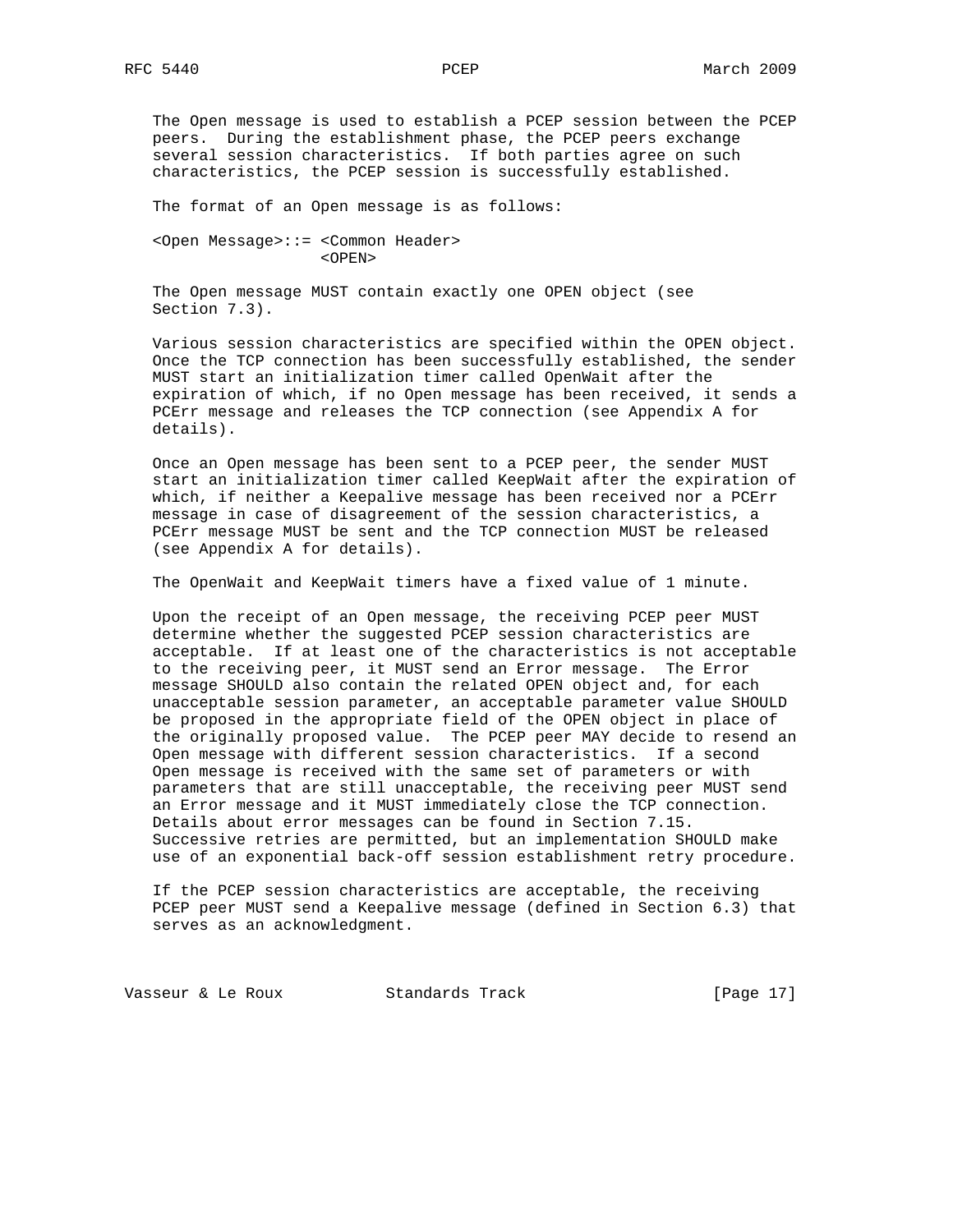The Open message is used to establish a PCEP session between the PCEP peers. During the establishment phase, the PCEP peers exchange several session characteristics. If both parties agree on such characteristics, the PCEP session is successfully established.

The format of an Open message is as follows:

```
<Open Message>::= <Common Header>
                  <OPEN>
```

The Open message MUST contain exactly one OPEN object (see Section 7.3).

Various session characteristics are specified within the OPEN object. Once the TCP connection has been successfully established, the sender MUST start an initialization timer called OpenWait after the expiration of which, if no Open message has been received, it sends a PCErr message and releases the TCP connection (see Appendix A for details).

Once an Open message has been sent to a PCEP peer, the sender MUST start an initialization timer called KeepWait after the expiration of which, if neither a Keepalive message has been received nor a PCErr message in case of disagreement of the session characteristics, a PCErr message MUST be sent and the TCP connection MUST be released (see Appendix A for details).

The OpenWait and KeepWait timers have a fixed value of 1 minute.

Upon the receipt of an Open message, the receiving PCEP peer MUST determine whether the suggested PCEP session characteristics are acceptable. If at least one of the characteristics is not acceptable to the receiving peer, it MUST send an Error message. The Error message SHOULD also contain the related OPEN object and, for each unacceptable session parameter, an acceptable parameter value SHOULD be proposed in the appropriate field of the OPEN object in place of the originally proposed value. The PCEP peer MAY decide to resend an Open message with different session characteristics. If a second Open message is received with the same set of parameters or with parameters that are still unacceptable, the receiving peer MUST send an Error message and it MUST immediately close the TCP connection. Details about error messages can be found in Section 7.15. Successive retries are permitted, but an implementation SHOULD make use of an exponential back-off session establishment retry procedure.

If the PCEP session characteristics are acceptable, the receiving PCEP peer MUST send a Keepalive message (defined in Section 6.3) that serves as an acknowledgment.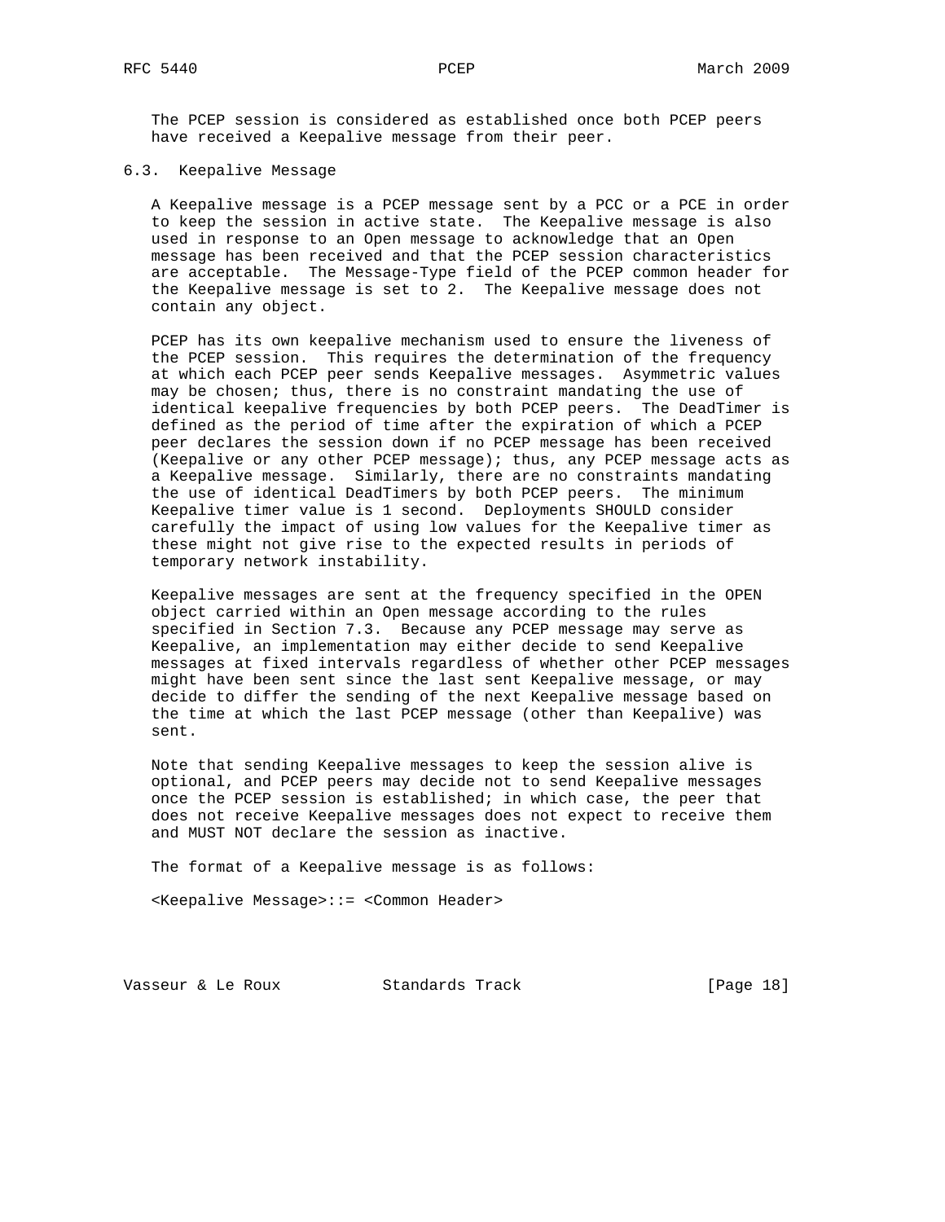The PCEP session is considered as established once both PCEP peers have received a Keepalive message from their peer.

### 6.3. Keepalive Message

A Keepalive message is a PCEP message sent by a PCC or a PCE in order to keep the session in active state. The Keepalive message is also used in response to an Open message to acknowledge that an Open message has been received and that the PCEP session characteristics are acceptable. The Message-Type field of the PCEP common header for the Keepalive message is set to 2. The Keepalive message does not contain any object.

PCEP has its own keepalive mechanism used to ensure the liveness of the PCEP session. This requires the determination of the frequency at which each PCEP peer sends Keepalive messages. Asymmetric values may be chosen; thus, there is no constraint mandating the use of identical keepalive frequencies by both PCEP peers. The DeadTimer is defined as the period of time after the expiration of which a PCEP peer declares the session down if no PCEP message has been received (Keepalive or any other PCEP message); thus, any PCEP message acts as a Keepalive message. Similarly, there are no constraints mandating the use of identical DeadTimers by both PCEP peers. The minimum Keepalive timer value is 1 second. Deployments SHOULD consider carefully the impact of using low values for the Keepalive timer as these might not give rise to the expected results in periods of temporary network instability.

Keepalive messages are sent at the frequency specified in the OPEN object carried within an Open message according to the rules specified in Section 7.3. Because any PCEP message may serve as Keepalive, an implementation may either decide to send Keepalive messages at fixed intervals regardless of whether other PCEP messages might have been sent since the last sent Keepalive message, or may decide to differ the sending of the next Keepalive message based on the time at which the last PCEP message (other than Keepalive) was sent.

Note that sending Keepalive messages to keep the session alive is optional, and PCEP peers may decide not to send Keepalive messages once the PCEP session is established; in which case, the peer that does not receive Keepalive messages does not expect to receive them and MUST NOT declare the session as inactive.

The format of a Keepalive message is as follows:

```
<Keepalive Message>::= <Common Header>
```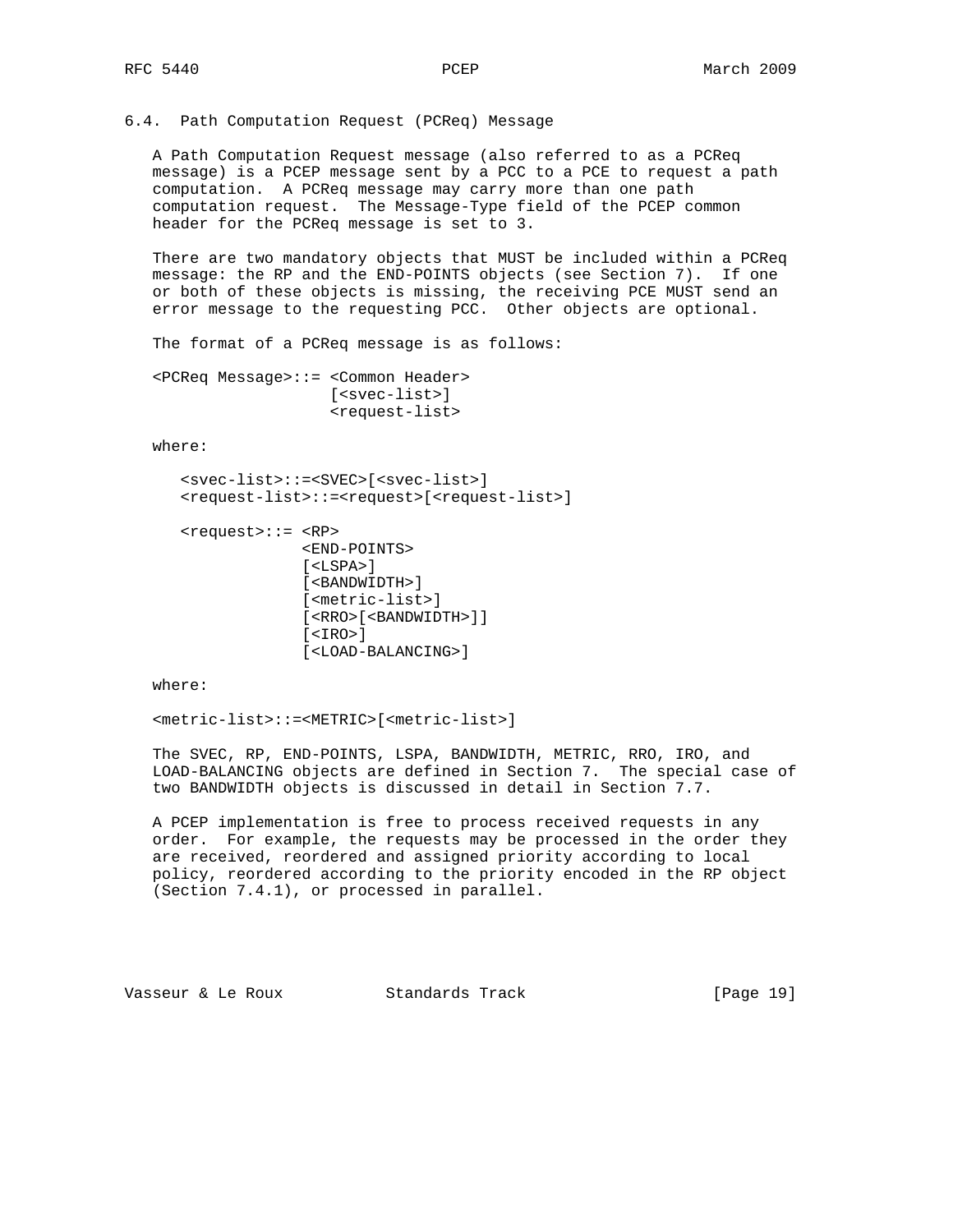### 6.4. Path Computation Request (PCReq) Message

A Path Computation Request message (also referred to as a PCReq message) is a PCEP message sent by a PCC to a PCE to request a path computation. A PCReq message may carry more than one path computation request. The Message-Type field of the PCEP common header for the PCReq message is set to 3.

There are two mandatory objects that MUST be included within a PCReq message: the RP and the END-POINTS objects (see Section 7). If one or both of these objects is missing, the receiving PCE MUST send an error message to the requesting PCC. Other objects are optional.

The format of a PCReq message is as follows:

```
<PCReq Message>::= <Common Header>
                   [<svec-list>]
                   <request-list>
```

where:

```
   <svec-list>::=<SVEC>[<svec-list>]
   <request-list>::=<request>[<request-list>]

   <request>::= <RP>
                <END-POINTS>
                [<LSPA>]
                [<BANDWIDTH>]
                [<metric-list>]
                [<RRO>[<BANDWIDTH>]]
                [<IRO>]
                [<LOAD-BALANCING>]
```

where:

```
<metric-list>::=<METRIC>[<metric-list>]
```

The SVEC, RP, END-POINTS, LSPA, BANDWIDTH, METRIC, RRO, IRO, and LOAD-BALANCING objects are defined in Section 7. The special case of two BANDWIDTH objects is discussed in detail in Section 7.7.

A PCEP implementation is free to process received requests in any order. For example, the requests may be processed in the order they are received, reordered and assigned priority according to local policy, reordered according to the priority encoded in the RP object (Section 7.4.1), or processed in parallel.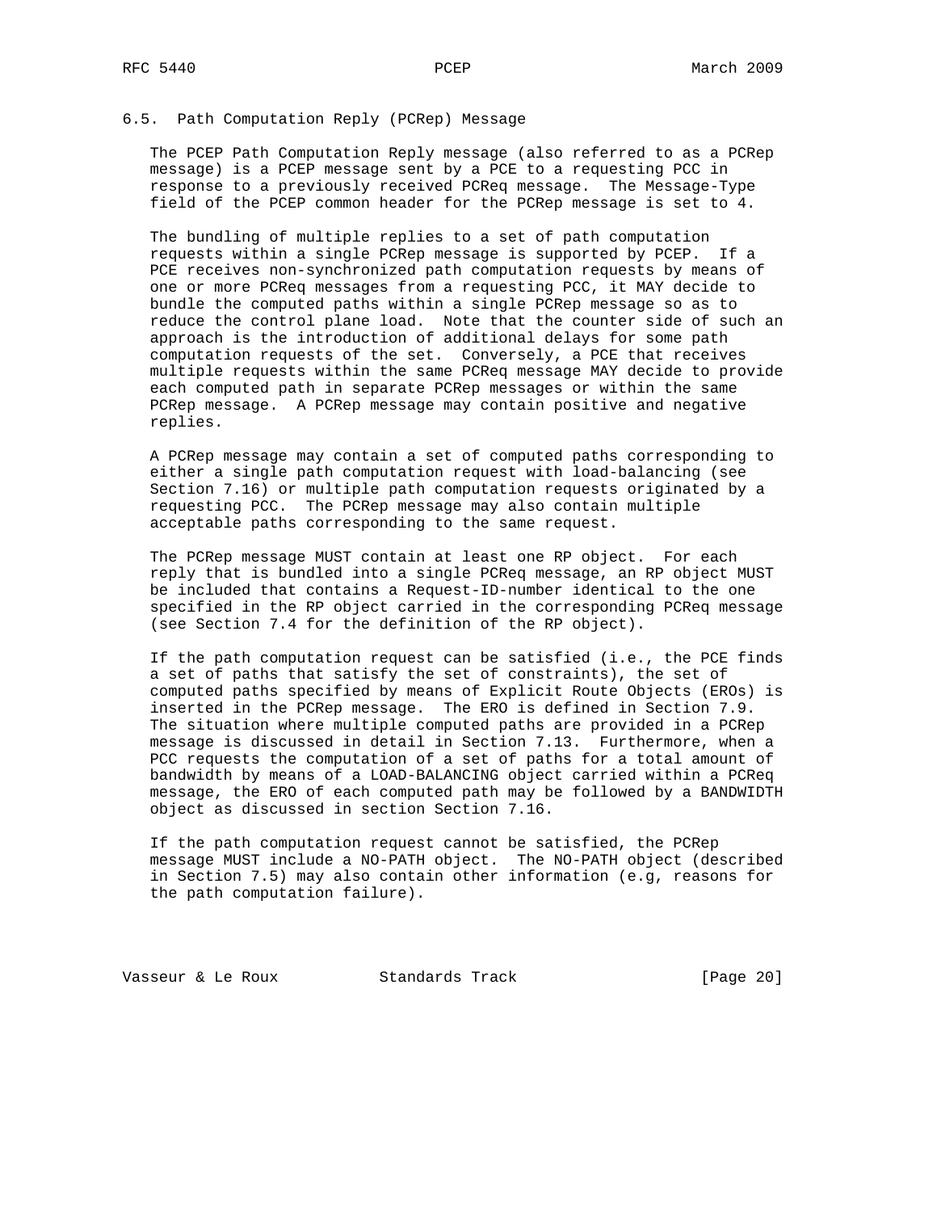### 6.5. Path Computation Reply (PCRep) Message

The PCEP Path Computation Reply message (also referred to as a PCRep message) is a PCEP message sent by a PCE to a requesting PCC in response to a previously received PCReq message. The Message-Type field of the PCEP common header for the PCRep message is set to 4.

The bundling of multiple replies to a set of path computation requests within a single PCRep message is supported by PCEP. If a PCE receives non-synchronized path computation requests by means of one or more PCReq messages from a requesting PCC, it MAY decide to bundle the computed paths within a single PCRep message so as to reduce the control plane load. Note that the counter side of such an approach is the introduction of additional delays for some path computation requests of the set. Conversely, a PCE that receives multiple requests within the same PCReq message MAY decide to provide each computed path in separate PCRep messages or within the same PCRep message. A PCRep message may contain positive and negative replies.

A PCRep message may contain a set of computed paths corresponding to either a single path computation request with load-balancing (see Section 7.16) or multiple path computation requests originated by a requesting PCC. The PCRep message may also contain multiple acceptable paths corresponding to the same request.

The PCRep message MUST contain at least one RP object. For each reply that is bundled into a single PCReq message, an RP object MUST be included that contains a Request-ID-number identical to the one specified in the RP object carried in the corresponding PCReq message (see Section 7.4 for the definition of the RP object).

If the path computation request can be satisfied (i.e., the PCE finds a set of paths that satisfy the set of constraints), the set of computed paths specified by means of Explicit Route Objects (EROs) is inserted in the PCRep message. The ERO is defined in Section 7.9. The situation where multiple computed paths are provided in a PCRep message is discussed in detail in Section 7.13. Furthermore, when a PCC requests the computation of a set of paths for a total amount of bandwidth by means of a LOAD-BALANCING object carried within a PCReq message, the ERO of each computed path may be followed by a BANDWIDTH object as discussed in section Section 7.16.

If the path computation request cannot be satisfied, the PCRep message MUST include a NO-PATH object. The NO-PATH object (described in Section 7.5) may also contain other information (e.g, reasons for the path computation failure).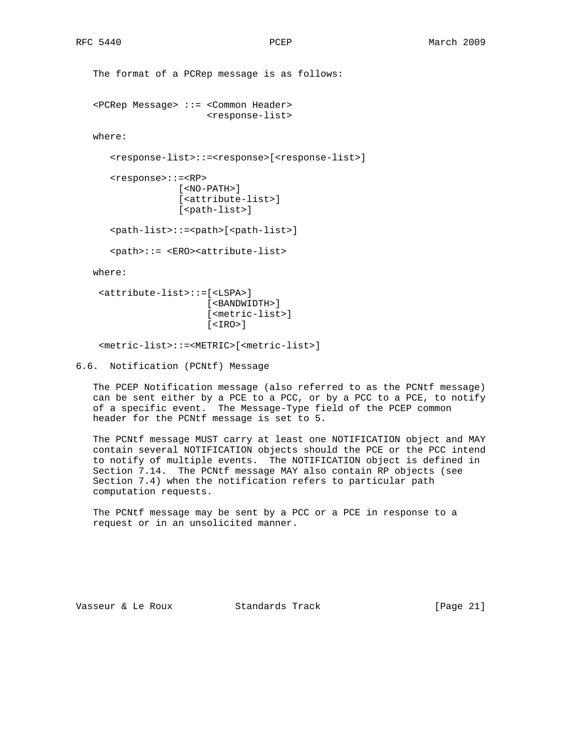The format of a PCRep message is as follows:

```
<PCRep Message> ::= <Common Header>
                    <response-list>
```

where:

```
<response-list>::=<response>[<response-list>]

<response>::=<RP>
            [<NO-PATH>]
            [<attribute-list>]
            [<path-list>]

<path-list>::=<path>[<path-list>]

<path>::= <ERO><attribute-list>
```

where:

```
<attribute-list>::=[<LSPA>]
                   [<BANDWIDTH>]
                   [<metric-list>]
                   [<IRO>]

<metric-list>::=<METRIC>[<metric-list>]
```

## 6.6. Notification (PCNtf) Message

The PCEP Notification message (also referred to as the PCNtf message) can be sent either by a PCE to a PCC, or by a PCC to a PCE, to notify of a specific event. The Message-Type field of the PCEP common header for the PCNtf message is set to 5.

The PCNtf message MUST carry at least one NOTIFICATION object and MAY contain several NOTIFICATION objects should the PCE or the PCC intend to notify of multiple events. The NOTIFICATION object is defined in Section 7.14. The PCNtf message MAY also contain RP objects (see Section 7.4) when the notification refers to particular path computation requests.

The PCNtf message may be sent by a PCC or a PCE in response to a request or in an unsolicited manner.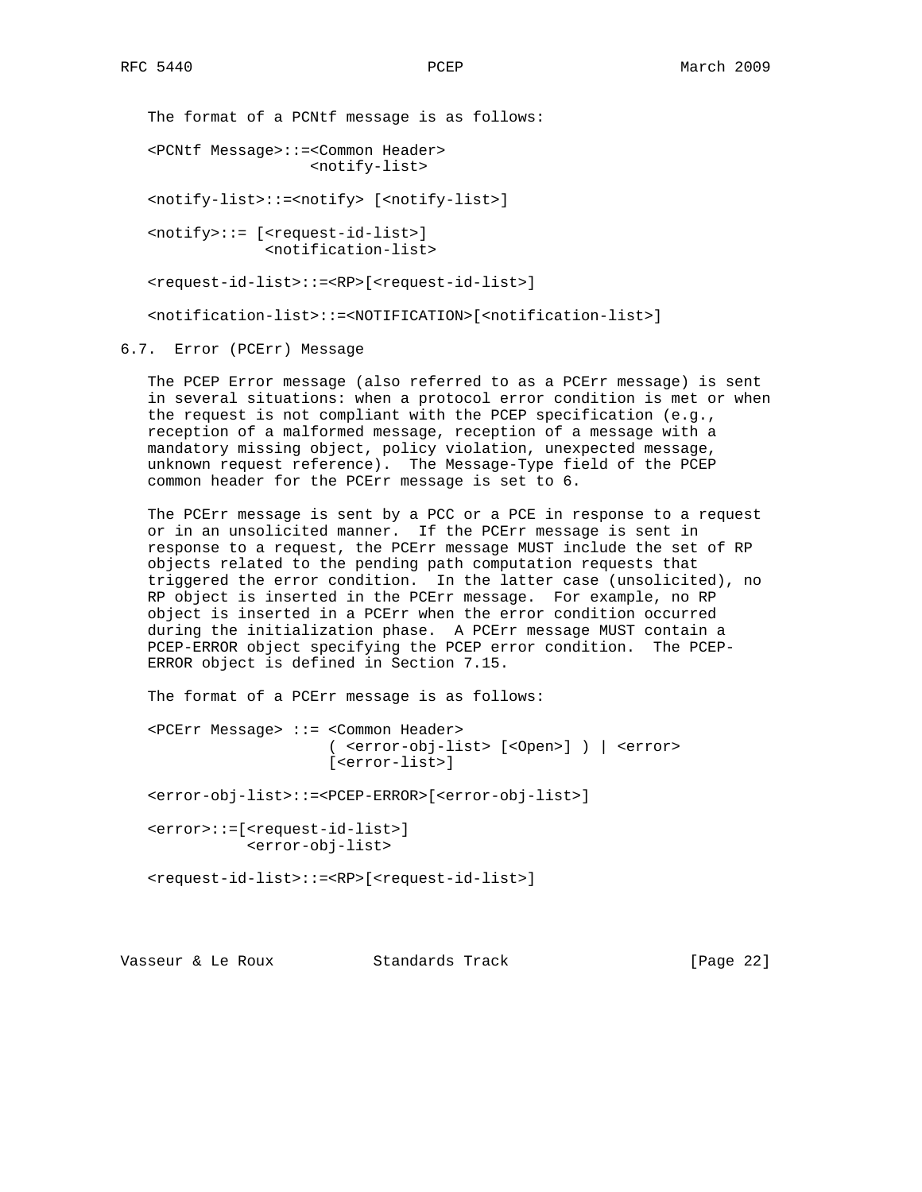The format of a PCNtf message is as follows:

```
<PCNtf Message>::=<Common Header>
                  <notify-list>

<notify-list>::=<notify> [<notify-list>]

<notify>::= [<request-id-list>]
             <notification-list>

<request-id-list>::=<RP>[<request-id-list>]

<notification-list>::=<NOTIFICATION>[<notification-list>]
```

### 6.7. Error (PCErr) Message

The PCEP Error message (also referred to as a PCErr message) is sent in several situations: when a protocol error condition is met or when the request is not compliant with the PCEP specification (e.g., reception of a malformed message, reception of a message with a mandatory missing object, policy violation, unexpected message, unknown request reference). The Message-Type field of the PCEP common header for the PCErr message is set to 6.

The PCErr message is sent by a PCC or a PCE in response to a request or in an unsolicited manner. If the PCErr message is sent in response to a request, the PCErr message MUST include the set of RP objects related to the pending path computation requests that triggered the error condition. In the latter case (unsolicited), no RP object is inserted in the PCErr message. For example, no RP object is inserted in a PCErr when the error condition occurred during the initialization phase. A PCErr message MUST contain a PCEP-ERROR object specifying the PCEP error condition. The PCEP-ERROR object is defined in Section 7.15.

The format of a PCErr message is as follows:

```
<PCErr Message> ::= <Common Header>
                    ( <error-obj-list> [<Open>] ) | <error>
                    [<error-list>]

<error-obj-list>::=<PCEP-ERROR>[<error-obj-list>]

<error>::=[<request-id-list>]
           <error-obj-list>

<request-id-list>::=<RP>[<request-id-list>]
```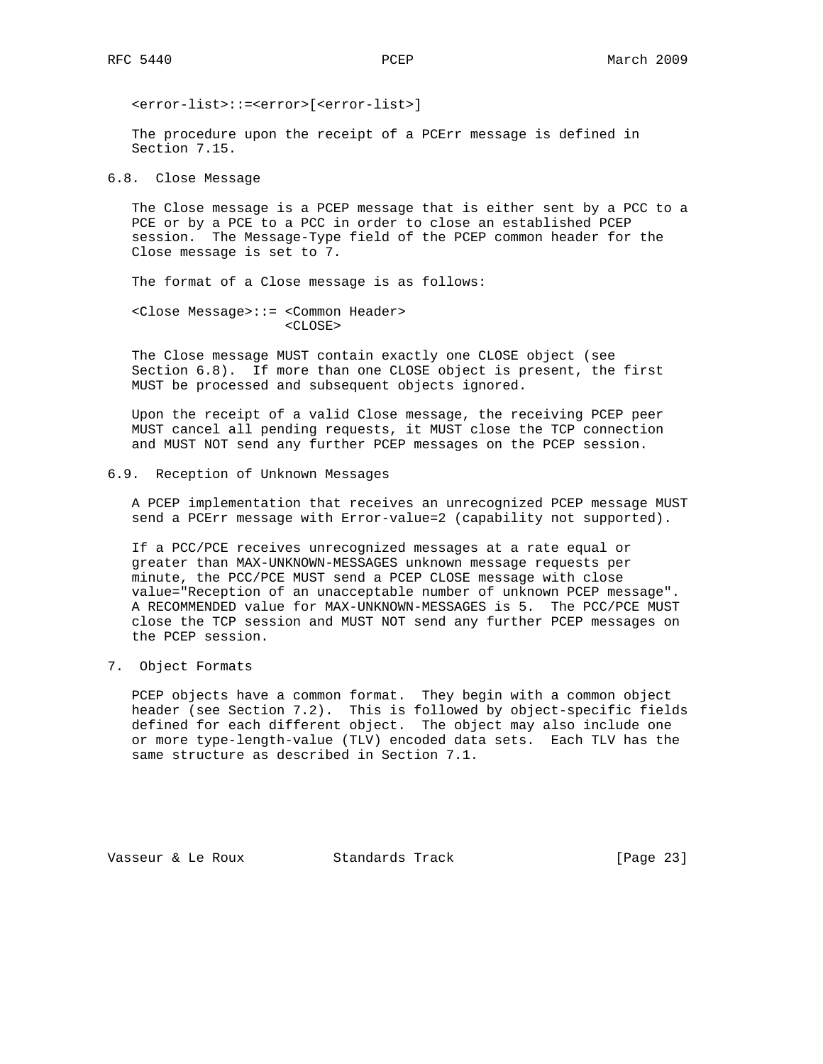```
<error-list>::=<error>[<error-list>]
```

The procedure upon the receipt of a PCErr message is defined in Section 7.15.

## 6.8. Close Message

The Close message is a PCEP message that is either sent by a PCC to a PCE or by a PCE to a PCC in order to close an established PCEP session. The Message-Type field of the PCEP common header for the Close message is set to 7.

The format of a Close message is as follows:

```
<Close Message>::= <Common Header>
                   <CLOSE>
```

The Close message MUST contain exactly one CLOSE object (see Section 6.8). If more than one CLOSE object is present, the first MUST be processed and subsequent objects ignored.

Upon the receipt of a valid Close message, the receiving PCEP peer MUST cancel all pending requests, it MUST close the TCP connection and MUST NOT send any further PCEP messages on the PCEP session.

## 6.9. Reception of Unknown Messages

A PCEP implementation that receives an unrecognized PCEP message MUST send a PCErr message with Error-value=2 (capability not supported).

If a PCC/PCE receives unrecognized messages at a rate equal or greater than MAX-UNKNOWN-MESSAGES unknown message requests per minute, the PCC/PCE MUST send a PCEP CLOSE message with close value="Reception of an unacceptable number of unknown PCEP message". A RECOMMENDED value for MAX-UNKNOWN-MESSAGES is 5. The PCC/PCE MUST close the TCP session and MUST NOT send any further PCEP messages on the PCEP session.

# 7. Object Formats

PCEP objects have a common format. They begin with a common object header (see Section 7.2). This is followed by object-specific fields defined for each different object. The object may also include one or more type-length-value (TLV) encoded data sets. Each TLV has the same structure as described in Section 7.1.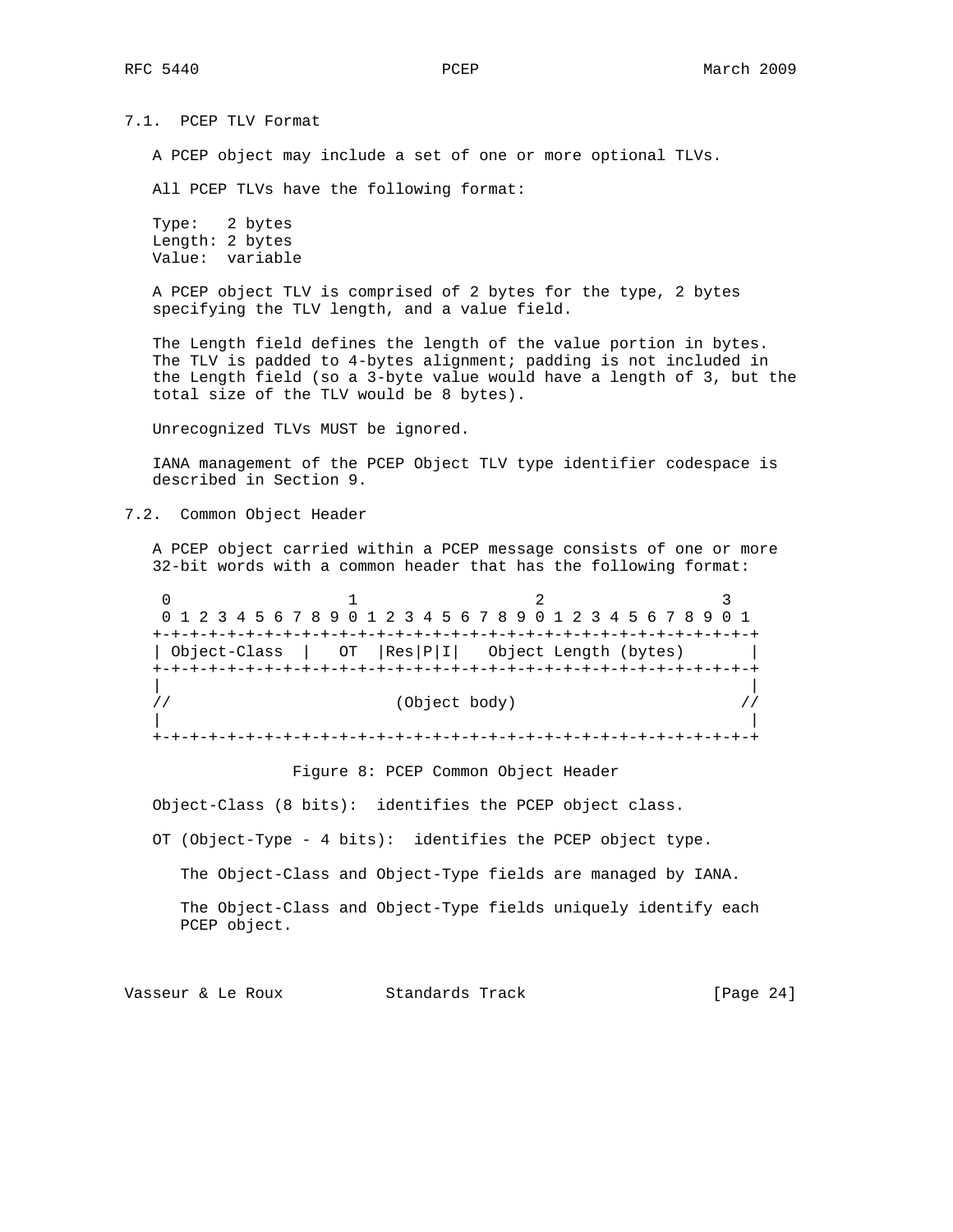### 7.1. PCEP TLV Format

A PCEP object may include a set of one or more optional TLVs.

All PCEP TLVs have the following format:

```
Type:   2 bytes
Length: 2 bytes
Value:  variable
```

A PCEP object TLV is comprised of 2 bytes for the type, 2 bytes specifying the TLV length, and a value field.

The Length field defines the length of the value portion in bytes. The TLV is padded to 4-bytes alignment; padding is not included in the Length field (so a 3-byte value would have a length of 3, but the total size of the TLV would be 8 bytes).

Unrecognized TLVs MUST be ignored.

IANA management of the PCEP Object TLV type identifier codespace is described in Section 9.

### 7.2. Common Object Header

A PCEP object carried within a PCEP message consists of one or more 32-bit words with a common header that has the following format:

```
 0                   1                   2                   3
 0 1 2 3 4 5 6 7 8 9 0 1 2 3 4 5 6 7 8 9 0 1 2 3 4 5 6 7 8 9 0 1
+-+-+-+-+-+-+-+-+-+-+-+-+-+-+-+-+-+-+-+-+-+-+-+-+-+-+-+-+-+-+-+-+
| Object-Class  |   OT  |Res|P|I|   Object Length (bytes)       |
+-+-+-+-+-+-+-+-+-+-+-+-+-+-+-+-+-+-+-+-+-+-+-+-+-+-+-+-+-+-+-+-+
|                                                               |
//                        (Object body)                        //
|                                                               |
+-+-+-+-+-+-+-+-+-+-+-+-+-+-+-+-+-+-+-+-+-+-+-+-+-+-+-+-+-+-+-+-+
```

Figure 8: PCEP Common Object Header

Object-Class (8 bits): identifies the PCEP object class.

OT (Object-Type - 4 bits): identifies the PCEP object type.

The Object-Class and Object-Type fields are managed by IANA.

The Object-Class and Object-Type fields uniquely identify each PCEP object.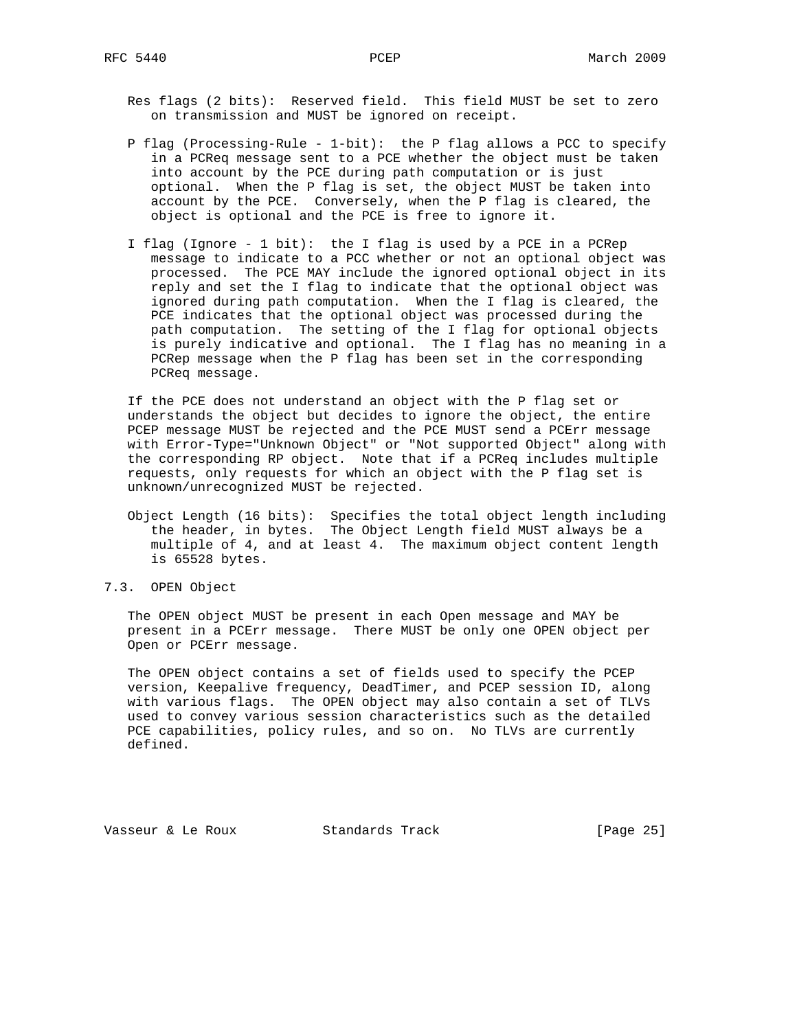Res flags (2 bits): Reserved field. This field MUST be set to zero on transmission and MUST be ignored on receipt.

P flag (Processing-Rule - 1-bit): the P flag allows a PCC to specify in a PCReq message sent to a PCE whether the object must be taken into account by the PCE during path computation or is just optional. When the P flag is set, the object MUST be taken into account by the PCE. Conversely, when the P flag is cleared, the object is optional and the PCE is free to ignore it.

I flag (Ignore - 1 bit): the I flag is used by a PCE in a PCRep message to indicate to a PCC whether or not an optional object was processed. The PCE MAY include the ignored optional object in its reply and set the I flag to indicate that the optional object was ignored during path computation. When the I flag is cleared, the PCE indicates that the optional object was processed during the path computation. The setting of the I flag for optional objects is purely indicative and optional. The I flag has no meaning in a PCRep message when the P flag has been set in the corresponding PCReq message.

If the PCE does not understand an object with the P flag set or understands the object but decides to ignore the object, the entire PCEP message MUST be rejected and the PCE MUST send a PCErr message with Error-Type="Unknown Object" or "Not supported Object" along with the corresponding RP object. Note that if a PCReq includes multiple requests, only requests for which an object with the P flag set is unknown/unrecognized MUST be rejected.

Object Length (16 bits): Specifies the total object length including the header, in bytes. The Object Length field MUST always be a multiple of 4, and at least 4. The maximum object content length is 65528 bytes.

### 7.3. OPEN Object

The OPEN object MUST be present in each Open message and MAY be present in a PCErr message. There MUST be only one OPEN object per Open or PCErr message.

The OPEN object contains a set of fields used to specify the PCEP version, Keepalive frequency, DeadTimer, and PCEP session ID, along with various flags. The OPEN object may also contain a set of TLVs used to convey various session characteristics such as the detailed PCE capabilities, policy rules, and so on. No TLVs are currently defined.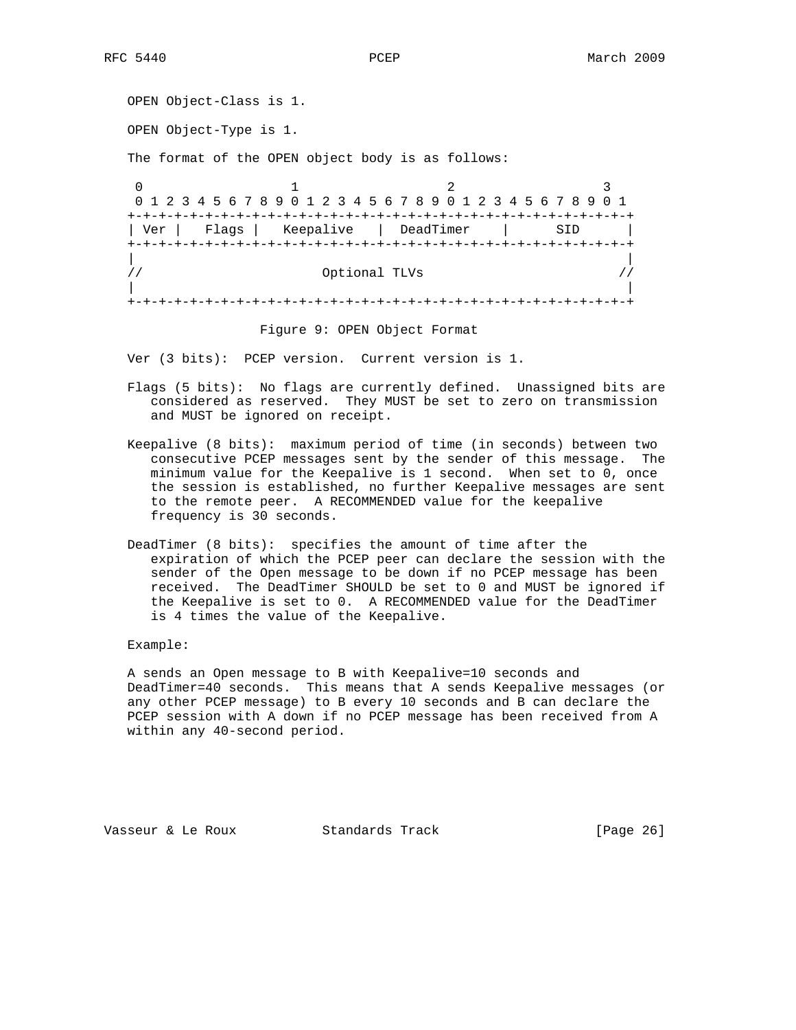OPEN Object-Class is 1.

OPEN Object-Type is 1.

The format of the OPEN object body is as follows:

```
 0                   1                   2                   3
 0 1 2 3 4 5 6 7 8 9 0 1 2 3 4 5 6 7 8 9 0 1 2 3 4 5 6 7 8 9 0 1
+-+-+-+-+-+-+-+-+-+-+-+-+-+-+-+-+-+-+-+-+-+-+-+-+-+-+-+-+-+-+-+-+
| Ver |   Flags |   Keepalive   |  DeadTimer    |      SID      |
+-+-+-+-+-+-+-+-+-+-+-+-+-+-+-+-+-+-+-+-+-+-+-+-+-+-+-+-+-+-+-+-+
|                                                               |
//                       Optional TLVs                         //
|                                                               |
+-+-+-+-+-+-+-+-+-+-+-+-+-+-+-+-+-+-+-+-+-+-+-+-+-+-+-+-+-+-+-+-+
```

Figure 9: OPEN Object Format

Ver (3 bits): PCEP version. Current version is 1.

Flags (5 bits): No flags are currently defined. Unassigned bits are considered as reserved. They MUST be set to zero on transmission and MUST be ignored on receipt.

Keepalive (8 bits): maximum period of time (in seconds) between two consecutive PCEP messages sent by the sender of this message. The minimum value for the Keepalive is 1 second. When set to 0, once the session is established, no further Keepalive messages are sent to the remote peer. A RECOMMENDED value for the keepalive frequency is 30 seconds.

DeadTimer (8 bits): specifies the amount of time after the expiration of which the PCEP peer can declare the session with the sender of the Open message to be down if no PCEP message has been received. The DeadTimer SHOULD be set to 0 and MUST be ignored if the Keepalive is set to 0. A RECOMMENDED value for the DeadTimer is 4 times the value of the Keepalive.

Example:

A sends an Open message to B with Keepalive=10 seconds and DeadTimer=40 seconds. This means that A sends Keepalive messages (or any other PCEP message) to B every 10 seconds and B can declare the PCEP session with A down if no PCEP message has been received from A within any 40-second period.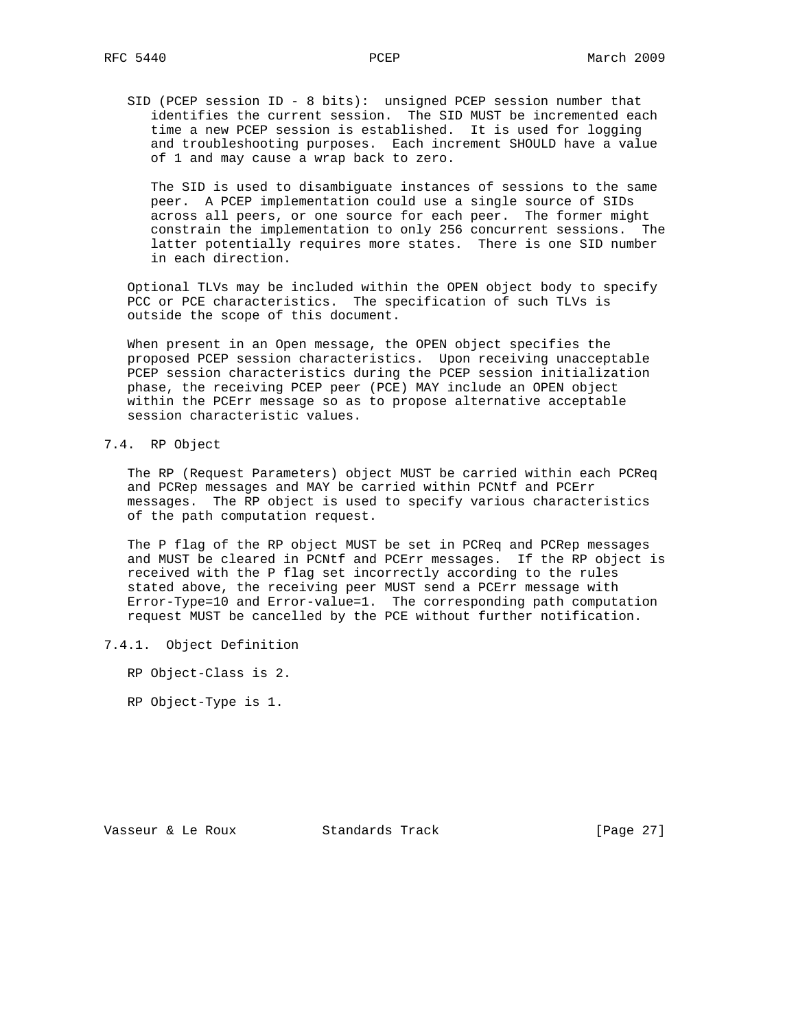SID (PCEP session ID - 8 bits): unsigned PCEP session number that identifies the current session. The SID MUST be incremented each time a new PCEP session is established. It is used for logging and troubleshooting purposes. Each increment SHOULD have a value of 1 and may cause a wrap back to zero.

The SID is used to disambiguate instances of sessions to the same peer. A PCEP implementation could use a single source of SIDs across all peers, or one source for each peer. The former might constrain the implementation to only 256 concurrent sessions. The latter potentially requires more states. There is one SID number in each direction.

Optional TLVs may be included within the OPEN object body to specify PCC or PCE characteristics. The specification of such TLVs is outside the scope of this document.

When present in an Open message, the OPEN object specifies the proposed PCEP session characteristics. Upon receiving unacceptable PCEP session characteristics during the PCEP session initialization phase, the receiving PCEP peer (PCE) MAY include an OPEN object within the PCErr message so as to propose alternative acceptable session characteristic values.

## 7.4. RP Object

The RP (Request Parameters) object MUST be carried within each PCReq and PCRep messages and MAY be carried within PCNtf and PCErr messages. The RP object is used to specify various characteristics of the path computation request.

The P flag of the RP object MUST be set in PCReq and PCRep messages and MUST be cleared in PCNtf and PCErr messages. If the RP object is received with the P flag set incorrectly according to the rules stated above, the receiving peer MUST send a PCErr message with Error-Type=10 and Error-value=1. The corresponding path computation request MUST be cancelled by the PCE without further notification.

### 7.4.1. Object Definition

RP Object-Class is 2.

RP Object-Type is 1.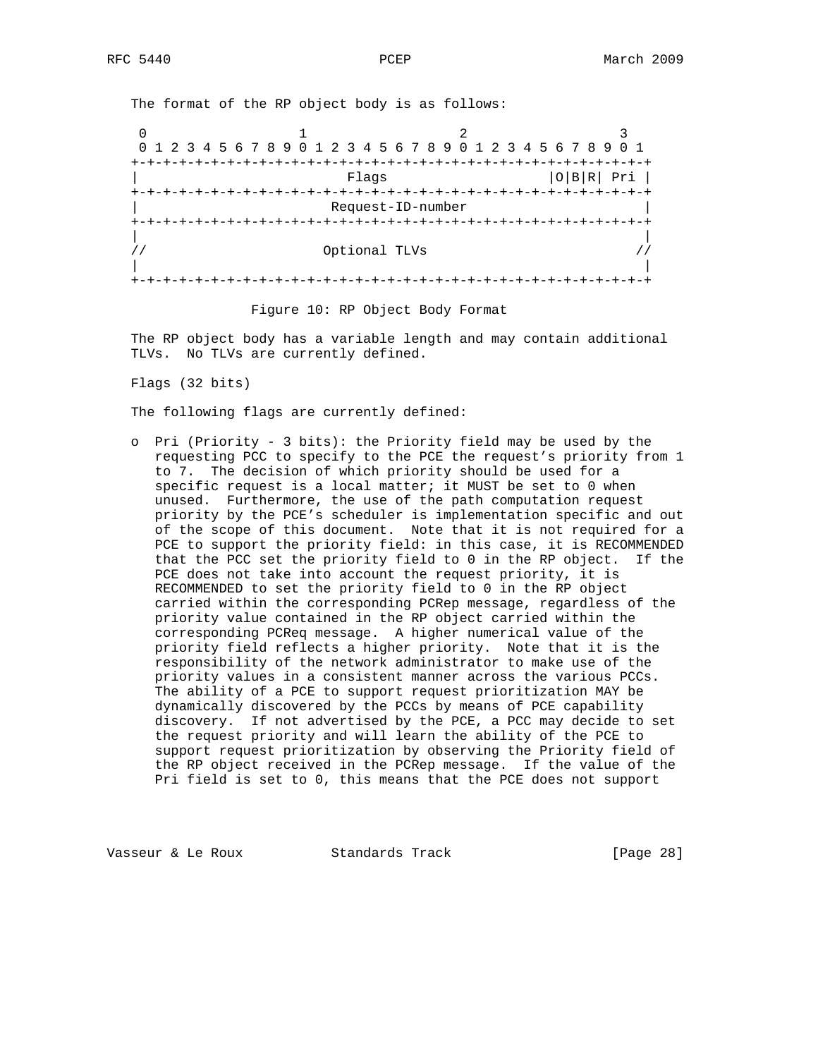The format of the RP object body is as follows:

```
 0                   1                   2                   3
 0 1 2 3 4 5 6 7 8 9 0 1 2 3 4 5 6 7 8 9 0 1 2 3 4 5 6 7 8 9 0 1
+-+-+-+-+-+-+-+-+-+-+-+-+-+-+-+-+-+-+-+-+-+-+-+-+-+-+-+-+-+-+-+-+
|                          Flags                    |O|B|R| Pri |
+-+-+-+-+-+-+-+-+-+-+-+-+-+-+-+-+-+-+-+-+-+-+-+-+-+-+-+-+-+-+-+-+
|                        Request-ID-number                      |
+-+-+-+-+-+-+-+-+-+-+-+-+-+-+-+-+-+-+-+-+-+-+-+-+-+-+-+-+-+-+-+-+
|                                                               |
//                      Optional TLVs                          //
|                                                               |
+-+-+-+-+-+-+-+-+-+-+-+-+-+-+-+-+-+-+-+-+-+-+-+-+-+-+-+-+-+-+-+-+
```

Figure 10: RP Object Body Format

The RP object body has a variable length and may contain additional TLVs. No TLVs are currently defined.

Flags (32 bits)

The following flags are currently defined:

- Pri (Priority - 3 bits): the Priority field may be used by the requesting PCC to specify to the PCE the request's priority from 1 to 7. The decision of which priority should be used for a specific request is a local matter; it MUST be set to 0 when unused. Furthermore, the use of the path computation request priority by the PCE's scheduler is implementation specific and out of the scope of this document. Note that it is not required for a PCE to support the priority field: in this case, it is RECOMMENDED that the PCC set the priority field to 0 in the RP object. If the PCE does not take into account the request priority, it is RECOMMENDED to set the priority field to 0 in the RP object carried within the corresponding PCRep message, regardless of the priority value contained in the RP object carried within the corresponding PCReq message. A higher numerical value of the priority field reflects a higher priority. Note that it is the responsibility of the network administrator to make use of the priority values in a consistent manner across the various PCCs. The ability of a PCE to support request prioritization MAY be dynamically discovered by the PCCs by means of PCE capability discovery. If not advertised by the PCE, a PCC may decide to set the request priority and will learn the ability of the PCE to support request prioritization by observing the Priority field of the RP object received in the PCRep message. If the value of the Pri field is set to 0, this means that the PCE does not support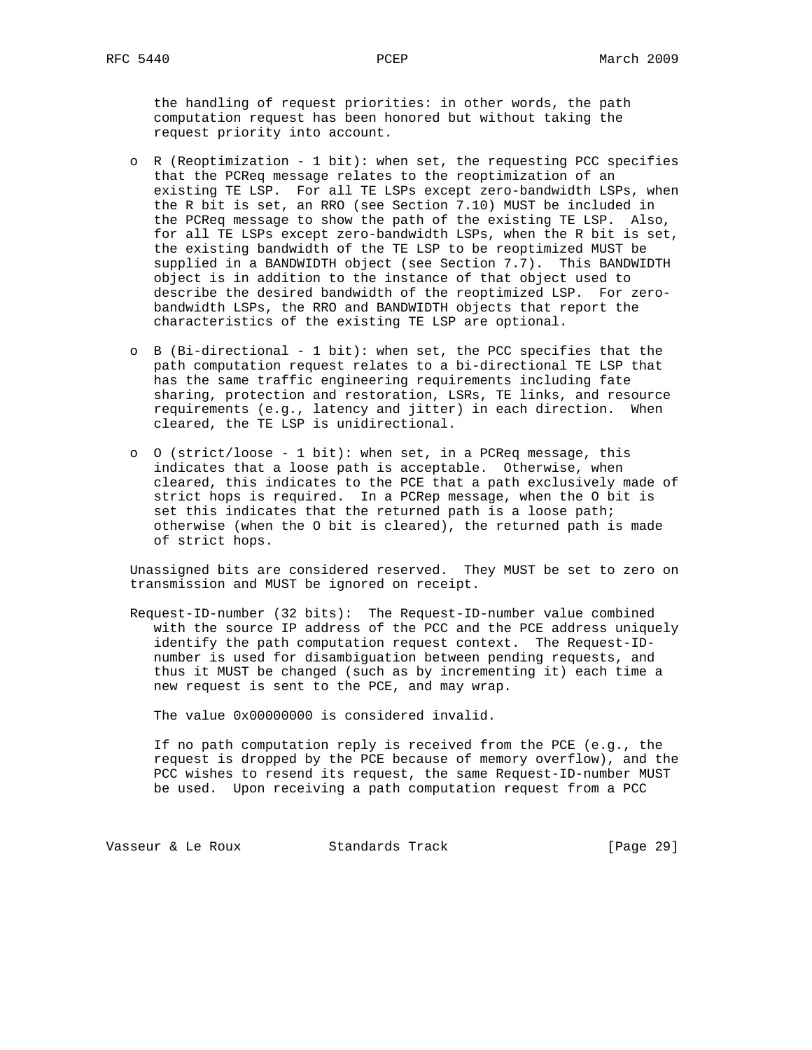the handling of request priorities: in other words, the path computation request has been honored but without taking the request priority into account.

- R (Reoptimization - 1 bit): when set, the requesting PCC specifies that the PCReq message relates to the reoptimization of an existing TE LSP. For all TE LSPs except zero-bandwidth LSPs, when the R bit is set, an RRO (see Section 7.10) MUST be included in the PCReq message to show the path of the existing TE LSP. Also, for all TE LSPs except zero-bandwidth LSPs, when the R bit is set, the existing bandwidth of the TE LSP to be reoptimized MUST be supplied in a BANDWIDTH object (see Section 7.7). This BANDWIDTH object is in addition to the instance of that object used to describe the desired bandwidth of the reoptimized LSP. For zero-bandwidth LSPs, the RRO and BANDWIDTH objects that report the characteristics of the existing TE LSP are optional.

- B (Bi-directional - 1 bit): when set, the PCC specifies that the path computation request relates to a bi-directional TE LSP that has the same traffic engineering requirements including fate sharing, protection and restoration, LSRs, TE links, and resource requirements (e.g., latency and jitter) in each direction. When cleared, the TE LSP is unidirectional.

- O (strict/loose - 1 bit): when set, in a PCReq message, this indicates that a loose path is acceptable. Otherwise, when cleared, this indicates to the PCE that a path exclusively made of strict hops is required. In a PCRep message, when the O bit is set this indicates that the returned path is a loose path; otherwise (when the O bit is cleared), the returned path is made of strict hops.

Unassigned bits are considered reserved. They MUST be set to zero on transmission and MUST be ignored on receipt.

Request-ID-number (32 bits): The Request-ID-number value combined with the source IP address of the PCC and the PCE address uniquely identify the path computation request context. The Request-ID-number is used for disambiguation between pending requests, and thus it MUST be changed (such as by incrementing it) each time a new request is sent to the PCE, and may wrap.

The value 0x00000000 is considered invalid.

If no path computation reply is received from the PCE (e.g., the request is dropped by the PCE because of memory overflow), and the PCC wishes to resend its request, the same Request-ID-number MUST be used. Upon receiving a path computation request from a PCC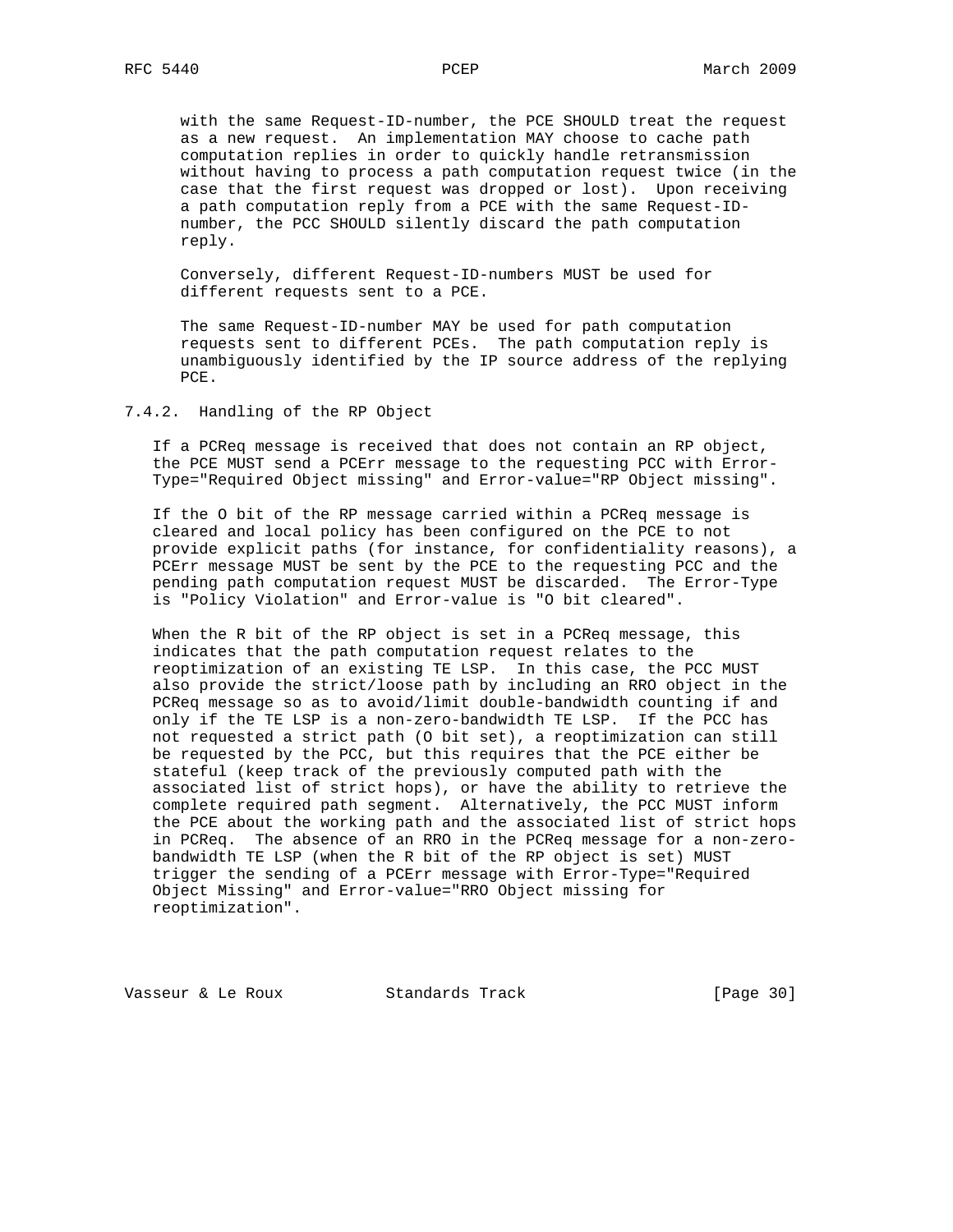with the same Request-ID-number, the PCE SHOULD treat the request as a new request. An implementation MAY choose to cache path computation replies in order to quickly handle retransmission without having to process a path computation request twice (in the case that the first request was dropped or lost). Upon receiving a path computation reply from a PCE with the same Request-ID-number, the PCC SHOULD silently discard the path computation reply.

Conversely, different Request-ID-numbers MUST be used for different requests sent to a PCE.

The same Request-ID-number MAY be used for path computation requests sent to different PCEs. The path computation reply is unambiguously identified by the IP source address of the replying PCE.

### 7.4.2. Handling of the RP Object

If a PCReq message is received that does not contain an RP object, the PCE MUST send a PCErr message to the requesting PCC with Error-Type="Required Object missing" and Error-value="RP Object missing".

If the O bit of the RP message carried within a PCReq message is cleared and local policy has been configured on the PCE to not provide explicit paths (for instance, for confidentiality reasons), a PCErr message MUST be sent by the PCE to the requesting PCC and the pending path computation request MUST be discarded. The Error-Type is "Policy Violation" and Error-value is "O bit cleared".

When the R bit of the RP object is set in a PCReq message, this indicates that the path computation request relates to the reoptimization of an existing TE LSP. In this case, the PCC MUST also provide the strict/loose path by including an RRO object in the PCReq message so as to avoid/limit double-bandwidth counting if and only if the TE LSP is a non-zero-bandwidth TE LSP. If the PCC has not requested a strict path (O bit set), a reoptimization can still be requested by the PCC, but this requires that the PCE either be stateful (keep track of the previously computed path with the associated list of strict hops), or have the ability to retrieve the complete required path segment. Alternatively, the PCC MUST inform the PCE about the working path and the associated list of strict hops in PCReq. The absence of an RRO in the PCReq message for a non-zero-bandwidth TE LSP (when the R bit of the RP object is set) MUST trigger the sending of a PCErr message with Error-Type="Required Object Missing" and Error-value="RRO Object missing for reoptimization".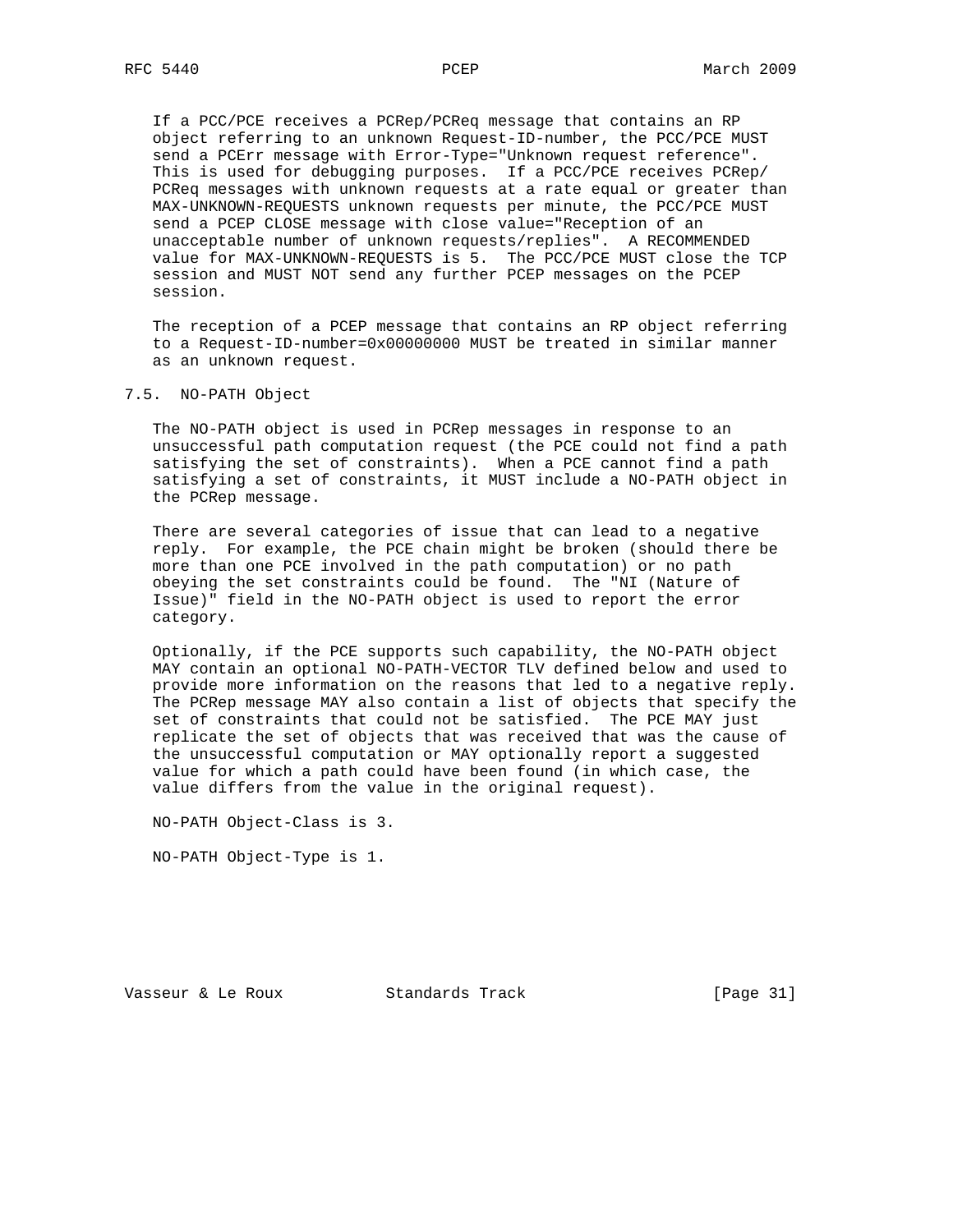If a PCC/PCE receives a PCRep/PCReq message that contains an RP object referring to an unknown Request-ID-number, the PCC/PCE MUST send a PCErr message with Error-Type="Unknown request reference". This is used for debugging purposes. If a PCC/PCE receives PCRep/PCReq messages with unknown requests at a rate equal or greater than MAX-UNKNOWN-REQUESTS unknown requests per minute, the PCC/PCE MUST send a PCEP CLOSE message with close value="Reception of an unacceptable number of unknown requests/replies". A RECOMMENDED value for MAX-UNKNOWN-REQUESTS is 5. The PCC/PCE MUST close the TCP session and MUST NOT send any further PCEP messages on the PCEP session.

The reception of a PCEP message that contains an RP object referring to a Request-ID-number=0x00000000 MUST be treated in similar manner as an unknown request.

## 7.5. NO-PATH Object

The NO-PATH object is used in PCRep messages in response to an unsuccessful path computation request (the PCE could not find a path satisfying the set of constraints). When a PCE cannot find a path satisfying a set of constraints, it MUST include a NO-PATH object in the PCRep message.

There are several categories of issue that can lead to a negative reply. For example, the PCE chain might be broken (should there be more than one PCE involved in the path computation) or no path obeying the set constraints could be found. The "NI (Nature of Issue)" field in the NO-PATH object is used to report the error category.

Optionally, if the PCE supports such capability, the NO-PATH object MAY contain an optional NO-PATH-VECTOR TLV defined below and used to provide more information on the reasons that led to a negative reply. The PCRep message MAY also contain a list of objects that specify the set of constraints that could not be satisfied. The PCE MAY just replicate the set of objects that was received that was the cause of the unsuccessful computation or MAY optionally report a suggested value for which a path could have been found (in which case, the value differs from the value in the original request).

NO-PATH Object-Class is 3.

NO-PATH Object-Type is 1.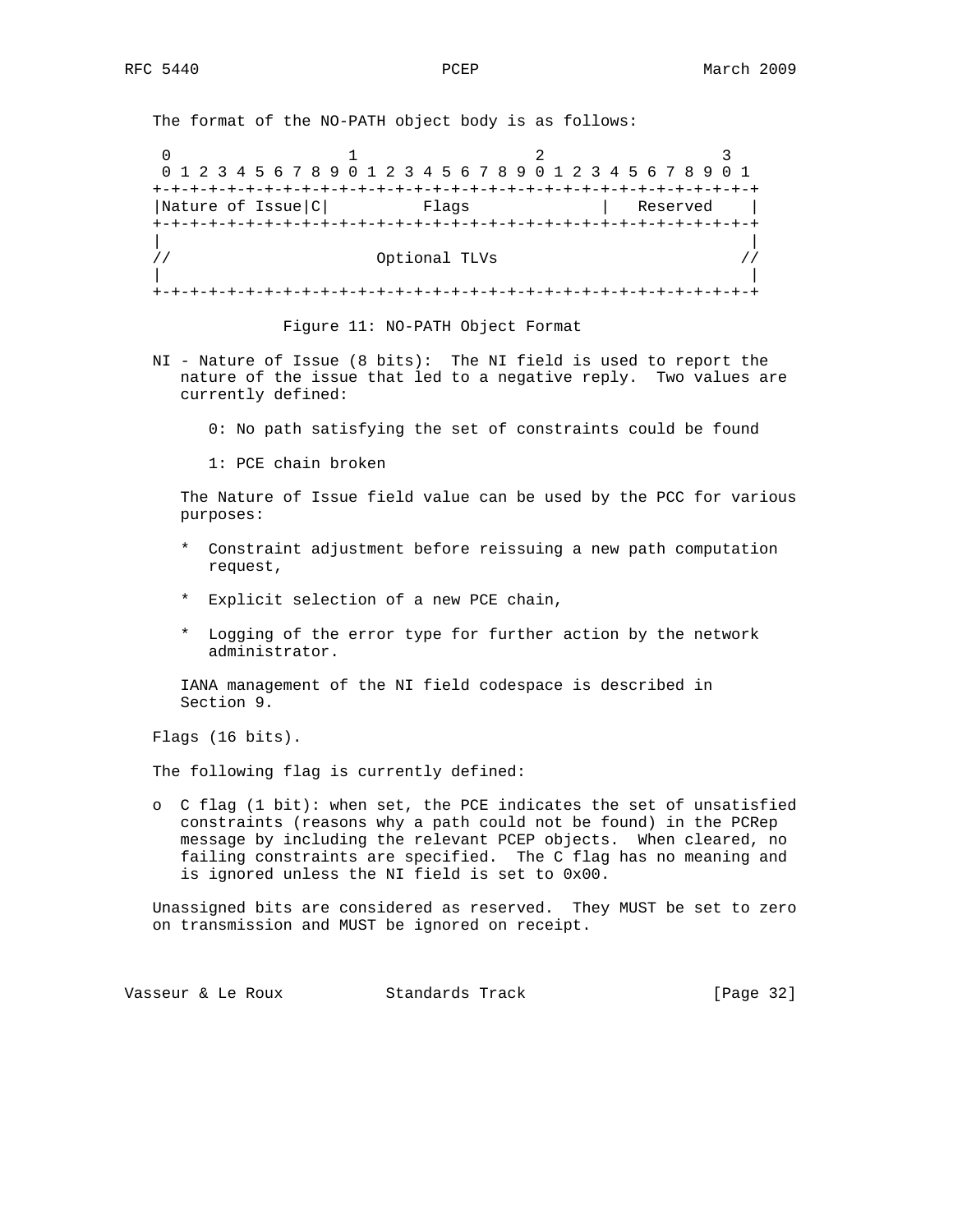The format of the NO-PATH object body is as follows:

```
 0                   1                   2                   3
 0 1 2 3 4 5 6 7 8 9 0 1 2 3 4 5 6 7 8 9 0 1 2 3 4 5 6 7 8 9 0 1
+-+-+-+-+-+-+-+-+-+-+-+-+-+-+-+-+-+-+-+-+-+-+-+-+-+-+-+-+-+-+-+-+
|Nature of Issue|C|          Flags              |   Reserved    |
+-+-+-+-+-+-+-+-+-+-+-+-+-+-+-+-+-+-+-+-+-+-+-+-+-+-+-+-+-+-+-+-+
|                                                               |
//                      Optional TLVs                          //
|                                                               |
+-+-+-+-+-+-+-+-+-+-+-+-+-+-+-+-+-+-+-+-+-+-+-+-+-+-+-+-+-+-+-+-+
```

Figure 11: NO-PATH Object Format

NI - Nature of Issue (8 bits): The NI field is used to report the nature of the issue that led to a negative reply. Two values are currently defined:

0: No path satisfying the set of constraints could be found

1: PCE chain broken

The Nature of Issue field value can be used by the PCC for various purposes:

* Constraint adjustment before reissuing a new path computation request,
* Explicit selection of a new PCE chain,
* Logging of the error type for further action by the network administrator.

IANA management of the NI field codespace is described in Section 9.

Flags (16 bits).

The following flag is currently defined:

o C flag (1 bit): when set, the PCE indicates the set of unsatisfied constraints (reasons why a path could not be found) in the PCRep message by including the relevant PCEP objects. When cleared, no failing constraints are specified. The C flag has no meaning and is ignored unless the NI field is set to 0x00.

Unassigned bits are considered as reserved. They MUST be set to zero on transmission and MUST be ignored on receipt.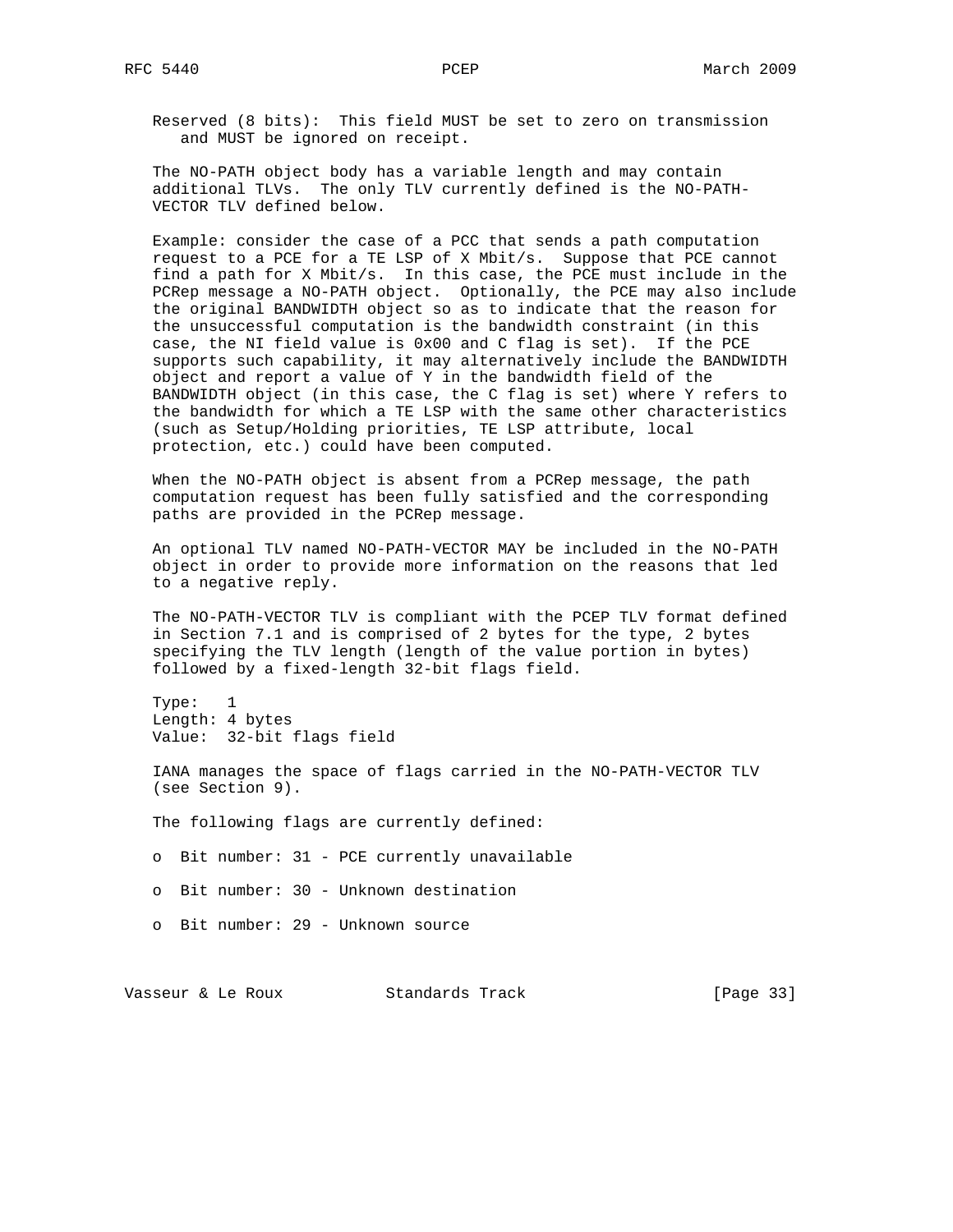Reserved (8 bits): This field MUST be set to zero on transmission and MUST be ignored on receipt.

The NO-PATH object body has a variable length and may contain additional TLVs. The only TLV currently defined is the NO-PATH-VECTOR TLV defined below.

Example: consider the case of a PCC that sends a path computation request to a PCE for a TE LSP of X Mbit/s. Suppose that PCE cannot find a path for X Mbit/s. In this case, the PCE must include in the PCRep message a NO-PATH object. Optionally, the PCE may also include the original BANDWIDTH object so as to indicate that the reason for the unsuccessful computation is the bandwidth constraint (in this case, the NI field value is 0x00 and C flag is set). If the PCE supports such capability, it may alternatively include the BANDWIDTH object and report a value of Y in the bandwidth field of the BANDWIDTH object (in this case, the C flag is set) where Y refers to the bandwidth for which a TE LSP with the same other characteristics (such as Setup/Holding priorities, TE LSP attribute, local protection, etc.) could have been computed.

When the NO-PATH object is absent from a PCRep message, the path computation request has been fully satisfied and the corresponding paths are provided in the PCRep message.

An optional TLV named NO-PATH-VECTOR MAY be included in the NO-PATH object in order to provide more information on the reasons that led to a negative reply.

The NO-PATH-VECTOR TLV is compliant with the PCEP TLV format defined in Section 7.1 and is comprised of 2 bytes for the type, 2 bytes specifying the TLV length (length of the value portion in bytes) followed by a fixed-length 32-bit flags field.

Type: 1
Length: 4 bytes
Value: 32-bit flags field

IANA manages the space of flags carried in the NO-PATH-VECTOR TLV (see Section 9).

The following flags are currently defined:

- Bit number: 31 - PCE currently unavailable
- Bit number: 30 - Unknown destination
- Bit number: 29 - Unknown source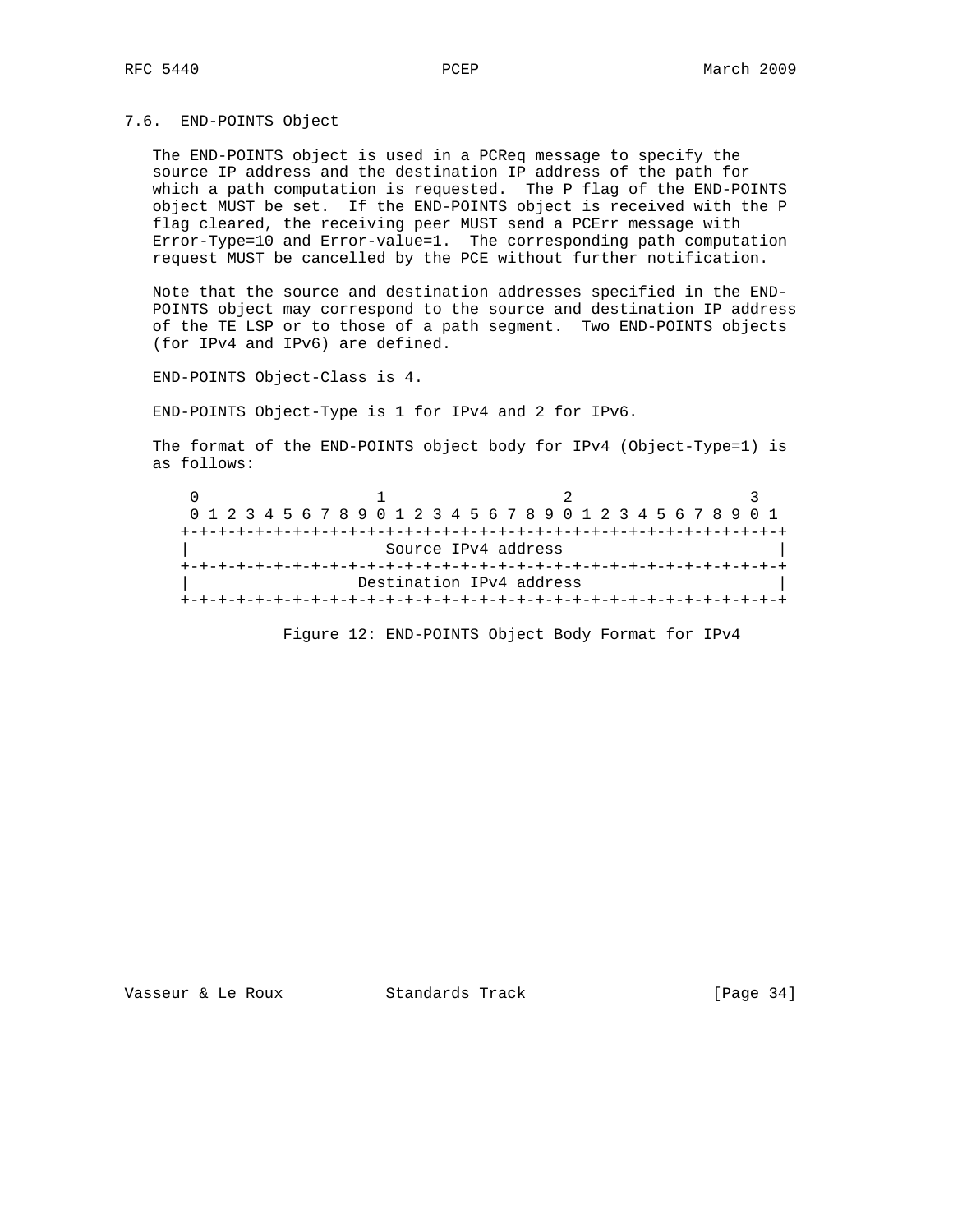### 7.6. END-POINTS Object

The END-POINTS object is used in a PCReq message to specify the source IP address and the destination IP address of the path for which a path computation is requested. The P flag of the END-POINTS object MUST be set. If the END-POINTS object is received with the P flag cleared, the receiving peer MUST send a PCErr message with Error-Type=10 and Error-value=1. The corresponding path computation request MUST be cancelled by the PCE without further notification.

Note that the source and destination addresses specified in the END-POINTS object may correspond to the source and destination IP address of the TE LSP or to those of a path segment. Two END-POINTS objects (for IPv4 and IPv6) are defined.

END-POINTS Object-Class is 4.

END-POINTS Object-Type is 1 for IPv4 and 2 for IPv6.

The format of the END-POINTS object body for IPv4 (Object-Type=1) is as follows:

```
 0                   1                   2                   3
 0 1 2 3 4 5 6 7 8 9 0 1 2 3 4 5 6 7 8 9 0 1 2 3 4 5 6 7 8 9 0 1
+-+-+-+-+-+-+-+-+-+-+-+-+-+-+-+-+-+-+-+-+-+-+-+-+-+-+-+-+-+-+-+-+
|                     Source IPv4 address                       |
+-+-+-+-+-+-+-+-+-+-+-+-+-+-+-+-+-+-+-+-+-+-+-+-+-+-+-+-+-+-+-+-+
|                  Destination IPv4 address                     |
+-+-+-+-+-+-+-+-+-+-+-+-+-+-+-+-+-+-+-+-+-+-+-+-+-+-+-+-+-+-+-+-+
```

Figure 12: END-POINTS Object Body Format for IPv4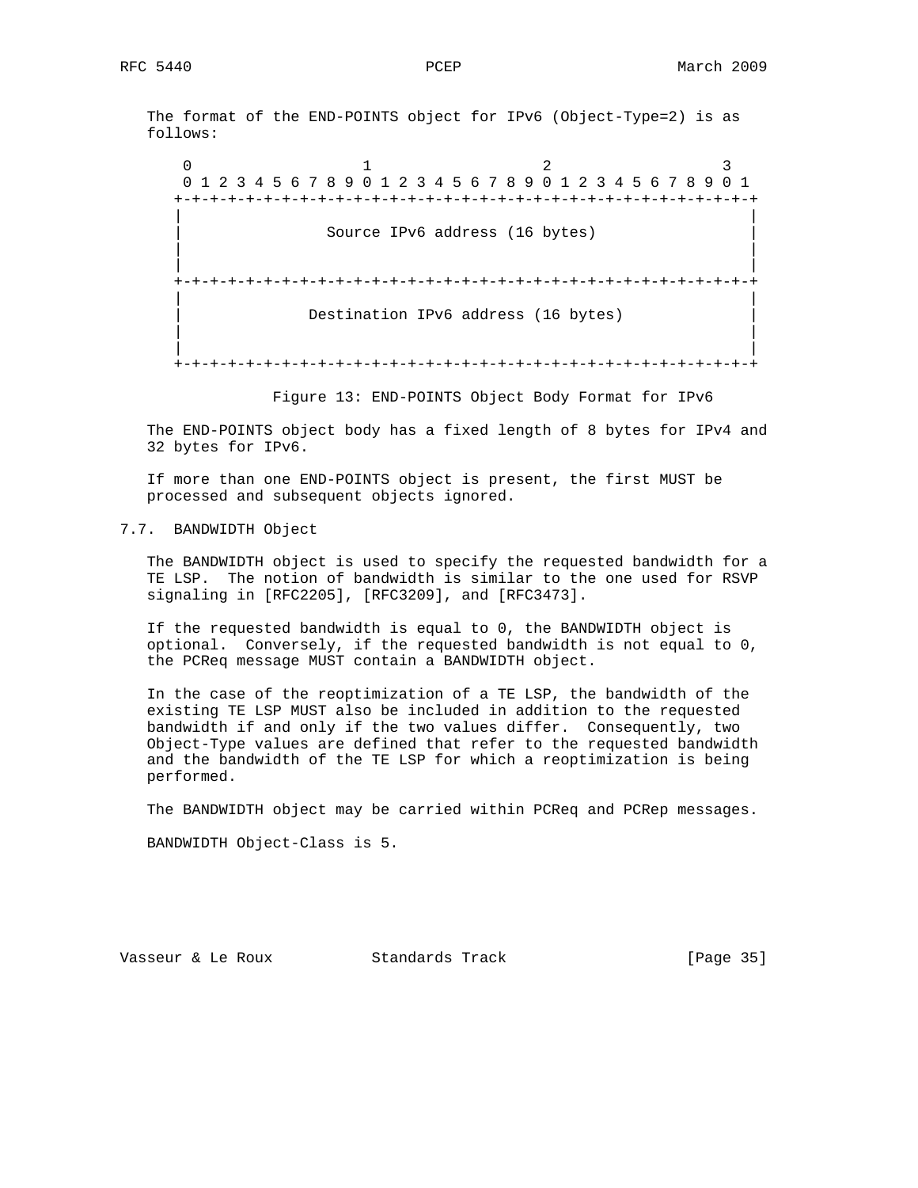The format of the END-POINTS object for IPv6 (Object-Type=2) is as follows:

```
 0                   1                   2                   3
 0 1 2 3 4 5 6 7 8 9 0 1 2 3 4 5 6 7 8 9 0 1 2 3 4 5 6 7 8 9 0 1
+-+-+-+-+-+-+-+-+-+-+-+-+-+-+-+-+-+-+-+-+-+-+-+-+-+-+-+-+-+-+-+-+
|                                                               |
|                Source IPv6 address (16 bytes)                 |
|                                                               |
|                                                               |
+-+-+-+-+-+-+-+-+-+-+-+-+-+-+-+-+-+-+-+-+-+-+-+-+-+-+-+-+-+-+-+-+
|                                                               |
|              Destination IPv6 address (16 bytes)              |
|                                                               |
|                                                               |
+-+-+-+-+-+-+-+-+-+-+-+-+-+-+-+-+-+-+-+-+-+-+-+-+-+-+-+-+-+-+-+-+
```

Figure 13: END-POINTS Object Body Format for IPv6

The END-POINTS object body has a fixed length of 8 bytes for IPv4 and 32 bytes for IPv6.

If more than one END-POINTS object is present, the first MUST be processed and subsequent objects ignored.

## 7.7. BANDWIDTH Object

The BANDWIDTH object is used to specify the requested bandwidth for a TE LSP. The notion of bandwidth is similar to the one used for RSVP signaling in [RFC2205], [RFC3209], and [RFC3473].

If the requested bandwidth is equal to 0, the BANDWIDTH object is optional. Conversely, if the requested bandwidth is not equal to 0, the PCReq message MUST contain a BANDWIDTH object.

In the case of the reoptimization of a TE LSP, the bandwidth of the existing TE LSP MUST also be included in addition to the requested bandwidth if and only if the two values differ. Consequently, two Object-Type values are defined that refer to the requested bandwidth and the bandwidth of the TE LSP for which a reoptimization is being performed.

The BANDWIDTH object may be carried within PCReq and PCRep messages.

BANDWIDTH Object-Class is 5.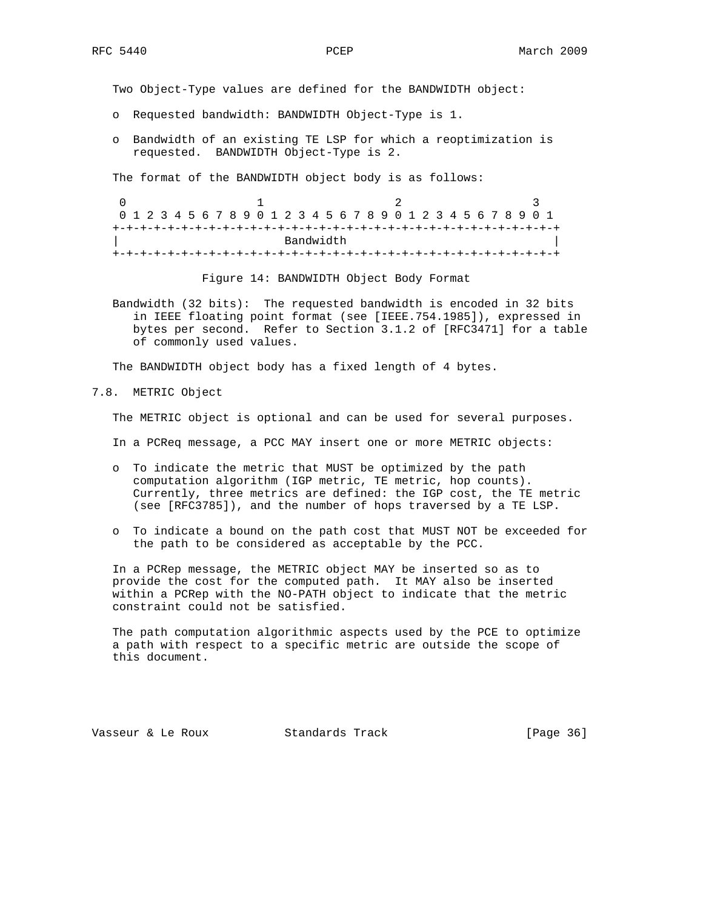Two Object-Type values are defined for the BANDWIDTH object:

- Requested bandwidth: BANDWIDTH Object-Type is 1.
- Bandwidth of an existing TE LSP for which a reoptimization is requested. BANDWIDTH Object-Type is 2.

The format of the BANDWIDTH object body is as follows:

```
 0                   1                   2                   3
 0 1 2 3 4 5 6 7 8 9 0 1 2 3 4 5 6 7 8 9 0 1 2 3 4 5 6 7 8 9 0 1
+-+-+-+-+-+-+-+-+-+-+-+-+-+-+-+-+-+-+-+-+-+-+-+-+-+-+-+-+-+-+-+-+
|                        Bandwidth                              |
+-+-+-+-+-+-+-+-+-+-+-+-+-+-+-+-+-+-+-+-+-+-+-+-+-+-+-+-+-+-+-+-+
```

Figure 14: BANDWIDTH Object Body Format

Bandwidth (32 bits): The requested bandwidth is encoded in 32 bits in IEEE floating point format (see [IEEE.754.1985]), expressed in bytes per second. Refer to Section 3.1.2 of [RFC3471] for a table of commonly used values.

The BANDWIDTH object body has a fixed length of 4 bytes.

## 7.8. METRIC Object

The METRIC object is optional and can be used for several purposes.

In a PCReq message, a PCC MAY insert one or more METRIC objects:

- To indicate the metric that MUST be optimized by the path computation algorithm (IGP metric, TE metric, hop counts). Currently, three metrics are defined: the IGP cost, the TE metric (see [RFC3785]), and the number of hops traversed by a TE LSP.
- To indicate a bound on the path cost that MUST NOT be exceeded for the path to be considered as acceptable by the PCC.

In a PCRep message, the METRIC object MAY be inserted so as to provide the cost for the computed path. It MAY also be inserted within a PCRep with the NO-PATH object to indicate that the metric constraint could not be satisfied.

The path computation algorithmic aspects used by the PCE to optimize a path with respect to a specific metric are outside the scope of this document.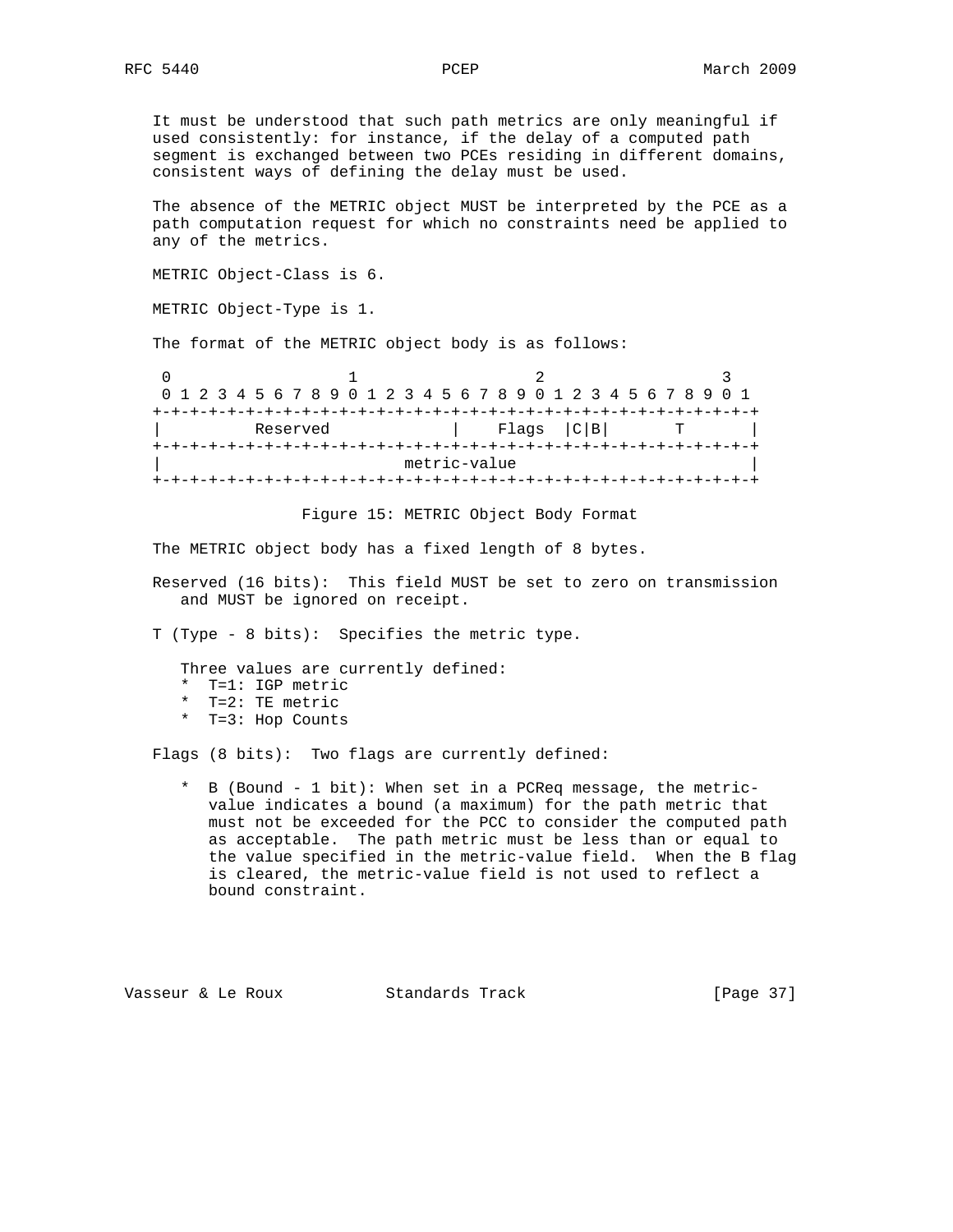It must be understood that such path metrics are only meaningful if used consistently: for instance, if the delay of a computed path segment is exchanged between two PCEs residing in different domains, consistent ways of defining the delay must be used.

The absence of the METRIC object MUST be interpreted by the PCE as a path computation request for which no constraints need be applied to any of the metrics.

METRIC Object-Class is 6.

METRIC Object-Type is 1.

The format of the METRIC object body is as follows:

```
 0                   1                   2                   3
 0 1 2 3 4 5 6 7 8 9 0 1 2 3 4 5 6 7 8 9 0 1 2 3 4 5 6 7 8 9 0 1
+-+-+-+-+-+-+-+-+-+-+-+-+-+-+-+-+-+-+-+-+-+-+-+-+-+-+-+-+-+-+-+-+
|          Reserved             |    Flags  |C|B|       T       |
+-+-+-+-+-+-+-+-+-+-+-+-+-+-+-+-+-+-+-+-+-+-+-+-+-+-+-+-+-+-+-+-+
|                          metric-value                         |
+-+-+-+-+-+-+-+-+-+-+-+-+-+-+-+-+-+-+-+-+-+-+-+-+-+-+-+-+-+-+-+-+
```

Figure 15: METRIC Object Body Format

The METRIC object body has a fixed length of 8 bytes.

Reserved (16 bits): This field MUST be set to zero on transmission and MUST be ignored on receipt.

T (Type - 8 bits): Specifies the metric type.

Three values are currently defined:

* T=1: IGP metric
* T=2: TE metric
* T=3: Hop Counts

Flags (8 bits): Two flags are currently defined:

* B (Bound - 1 bit): When set in a PCReq message, the metric-value indicates a bound (a maximum) for the path metric that must not be exceeded for the PCC to consider the computed path as acceptable. The path metric must be less than or equal to the value specified in the metric-value field. When the B flag is cleared, the metric-value field is not used to reflect a bound constraint.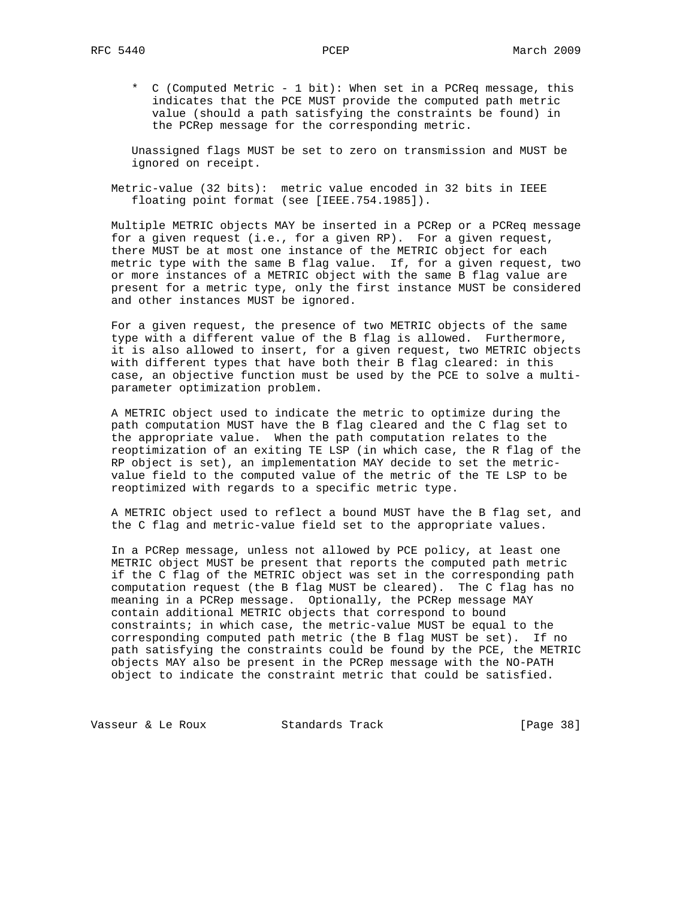* C (Computed Metric - 1 bit): When set in a PCReq message, this indicates that the PCE MUST provide the computed path metric value (should a path satisfying the constraints be found) in the PCRep message for the corresponding metric.

Unassigned flags MUST be set to zero on transmission and MUST be ignored on receipt.

Metric-value (32 bits): metric value encoded in 32 bits in IEEE floating point format (see [IEEE.754.1985]).

Multiple METRIC objects MAY be inserted in a PCRep or a PCReq message for a given request (i.e., for a given RP). For a given request, there MUST be at most one instance of the METRIC object for each metric type with the same B flag value. If, for a given request, two or more instances of a METRIC object with the same B flag value are present for a metric type, only the first instance MUST be considered and other instances MUST be ignored.

For a given request, the presence of two METRIC objects of the same type with a different value of the B flag is allowed. Furthermore, it is also allowed to insert, for a given request, two METRIC objects with different types that have both their B flag cleared: in this case, an objective function must be used by the PCE to solve a multi-parameter optimization problem.

A METRIC object used to indicate the metric to optimize during the path computation MUST have the B flag cleared and the C flag set to the appropriate value. When the path computation relates to the reoptimization of an exiting TE LSP (in which case, the R flag of the RP object is set), an implementation MAY decide to set the metric-value field to the computed value of the metric of the TE LSP to be reoptimized with regards to a specific metric type.

A METRIC object used to reflect a bound MUST have the B flag set, and the C flag and metric-value field set to the appropriate values.

In a PCRep message, unless not allowed by PCE policy, at least one METRIC object MUST be present that reports the computed path metric if the C flag of the METRIC object was set in the corresponding path computation request (the B flag MUST be cleared). The C flag has no meaning in a PCRep message. Optionally, the PCRep message MAY contain additional METRIC objects that correspond to bound constraints; in which case, the metric-value MUST be equal to the corresponding computed path metric (the B flag MUST be set). If no path satisfying the constraints could be found by the PCE, the METRIC objects MAY also be present in the PCRep message with the NO-PATH object to indicate the constraint metric that could be satisfied.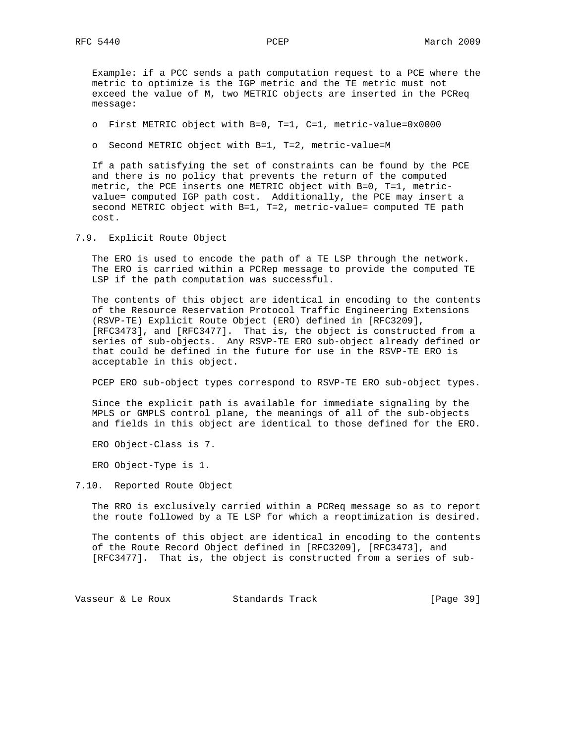Example: if a PCC sends a path computation request to a PCE where the metric to optimize is the IGP metric and the TE metric must not exceed the value of M, two METRIC objects are inserted in the PCReq message:

- First METRIC object with B=0, T=1, C=1, metric-value=0x0000

- Second METRIC object with B=1, T=2, metric-value=M

If a path satisfying the set of constraints can be found by the PCE and there is no policy that prevents the return of the computed metric, the PCE inserts one METRIC object with B=0, T=1, metric-value= computed IGP path cost. Additionally, the PCE may insert a second METRIC object with B=1, T=2, metric-value= computed TE path cost.

## 7.9. Explicit Route Object

The ERO is used to encode the path of a TE LSP through the network. The ERO is carried within a PCRep message to provide the computed TE LSP if the path computation was successful.

The contents of this object are identical in encoding to the contents of the Resource Reservation Protocol Traffic Engineering Extensions (RSVP-TE) Explicit Route Object (ERO) defined in [RFC3209], [RFC3473], and [RFC3477]. That is, the object is constructed from a series of sub-objects. Any RSVP-TE ERO sub-object already defined or that could be defined in the future for use in the RSVP-TE ERO is acceptable in this object.

PCEP ERO sub-object types correspond to RSVP-TE ERO sub-object types.

Since the explicit path is available for immediate signaling by the MPLS or GMPLS control plane, the meanings of all of the sub-objects and fields in this object are identical to those defined for the ERO.

ERO Object-Class is 7.

ERO Object-Type is 1.

## 7.10. Reported Route Object

The RRO is exclusively carried within a PCReq message so as to report the route followed by a TE LSP for which a reoptimization is desired.

The contents of this object are identical in encoding to the contents of the Route Record Object defined in [RFC3209], [RFC3473], and [RFC3477]. That is, the object is constructed from a series of sub-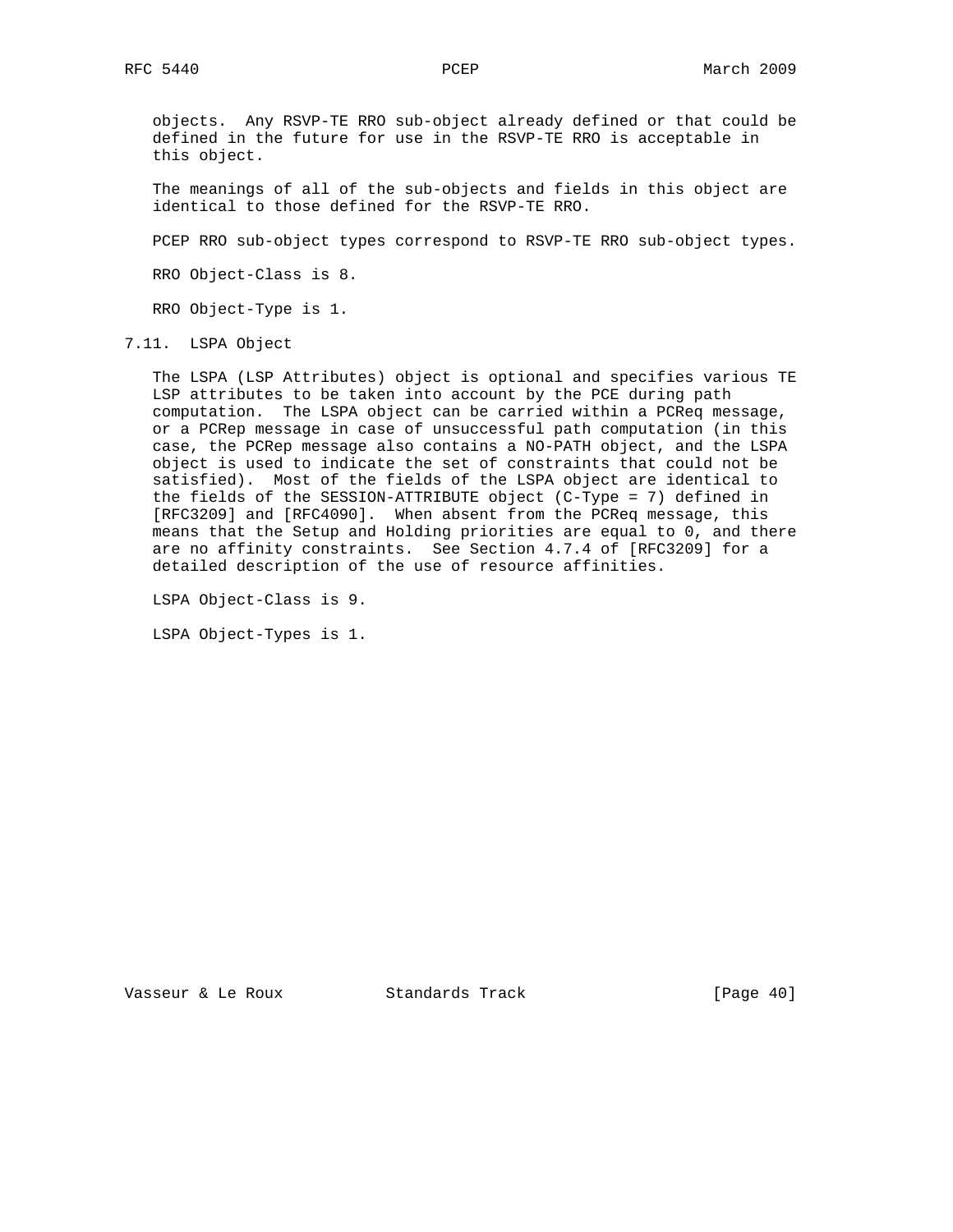objects. Any RSVP-TE RRO sub-object already defined or that could be defined in the future for use in the RSVP-TE RRO is acceptable in this object.

The meanings of all of the sub-objects and fields in this object are identical to those defined for the RSVP-TE RRO.

PCEP RRO sub-object types correspond to RSVP-TE RRO sub-object types.

RRO Object-Class is 8.

RRO Object-Type is 1.

### 7.11. LSPA Object

The LSPA (LSP Attributes) object is optional and specifies various TE LSP attributes to be taken into account by the PCE during path computation. The LSPA object can be carried within a PCReq message, or a PCRep message in case of unsuccessful path computation (in this case, the PCRep message also contains a NO-PATH object, and the LSPA object is used to indicate the set of constraints that could not be satisfied). Most of the fields of the LSPA object are identical to the fields of the SESSION-ATTRIBUTE object (C-Type = 7) defined in [RFC3209] and [RFC4090]. When absent from the PCReq message, this means that the Setup and Holding priorities are equal to 0, and there are no affinity constraints. See Section 4.7.4 of [RFC3209] for a detailed description of the use of resource affinities.

LSPA Object-Class is 9.

LSPA Object-Types is 1.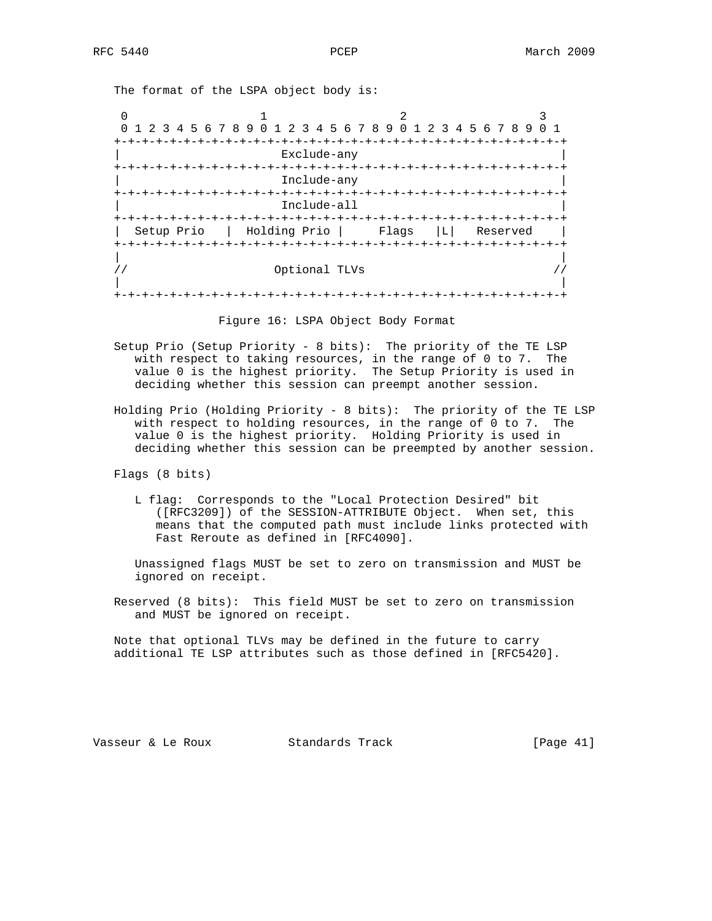The format of the LSPA object body is:

```
 0                   1                   2                   3
 0 1 2 3 4 5 6 7 8 9 0 1 2 3 4 5 6 7 8 9 0 1 2 3 4 5 6 7 8 9 0 1
+-+-+-+-+-+-+-+-+-+-+-+-+-+-+-+-+-+-+-+-+-+-+-+-+-+-+-+-+-+-+-+-+
|                       Exclude-any                             |
+-+-+-+-+-+-+-+-+-+-+-+-+-+-+-+-+-+-+-+-+-+-+-+-+-+-+-+-+-+-+-+-+
|                       Include-any                             |
+-+-+-+-+-+-+-+-+-+-+-+-+-+-+-+-+-+-+-+-+-+-+-+-+-+-+-+-+-+-+-+-+
|                       Include-all                             |
+-+-+-+-+-+-+-+-+-+-+-+-+-+-+-+-+-+-+-+-+-+-+-+-+-+-+-+-+-+-+-+-+
|  Setup Prio   |  Holding Prio |     Flags   |L|   Reserved    |
+-+-+-+-+-+-+-+-+-+-+-+-+-+-+-+-+-+-+-+-+-+-+-+-+-+-+-+-+-+-+-+-+
|                                                               |
//                     Optional TLVs                           //
|                                                               |
+-+-+-+-+-+-+-+-+-+-+-+-+-+-+-+-+-+-+-+-+-+-+-+-+-+-+-+-+-+-+-+-+
```

Figure 16: LSPA Object Body Format

Setup Prio (Setup Priority - 8 bits): The priority of the TE LSP with respect to taking resources, in the range of 0 to 7. The value 0 is the highest priority. The Setup Priority is used in deciding whether this session can preempt another session.

Holding Prio (Holding Priority - 8 bits): The priority of the TE LSP with respect to holding resources, in the range of 0 to 7. The value 0 is the highest priority. Holding Priority is used in deciding whether this session can be preempted by another session.

Flags (8 bits)

L flag: Corresponds to the "Local Protection Desired" bit ([RFC3209]) of the SESSION-ATTRIBUTE Object. When set, this means that the computed path must include links protected with Fast Reroute as defined in [RFC4090].

Unassigned flags MUST be set to zero on transmission and MUST be ignored on receipt.

Reserved (8 bits): This field MUST be set to zero on transmission and MUST be ignored on receipt.

Note that optional TLVs may be defined in the future to carry additional TE LSP attributes such as those defined in [RFC5420].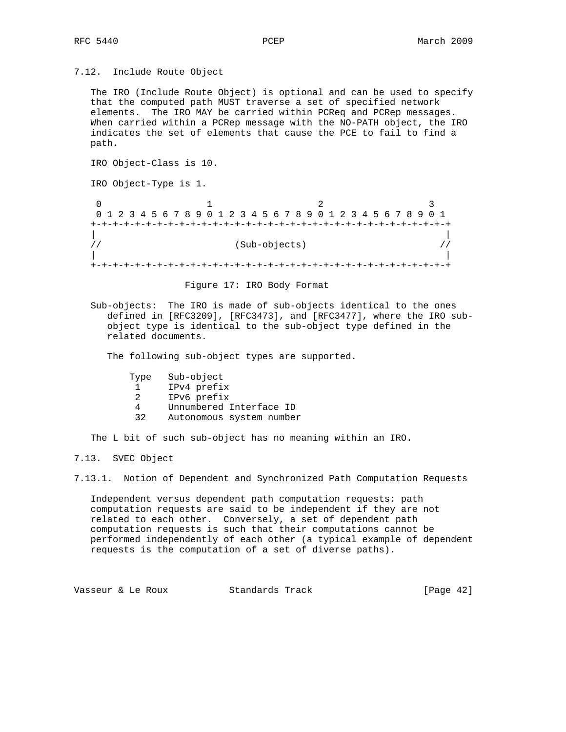## 7.12. Include Route Object

The IRO (Include Route Object) is optional and can be used to specify that the computed path MUST traverse a set of specified network elements. The IRO MAY be carried within PCReq and PCRep messages. When carried within a PCRep message with the NO-PATH object, the IRO indicates the set of elements that cause the PCE to fail to find a path.

IRO Object-Class is 10.

IRO Object-Type is 1.

```
 0                   1                   2                   3
 0 1 2 3 4 5 6 7 8 9 0 1 2 3 4 5 6 7 8 9 0 1 2 3 4 5 6 7 8 9 0 1
+-+-+-+-+-+-+-+-+-+-+-+-+-+-+-+-+-+-+-+-+-+-+-+-+-+-+-+-+-+-+-+-+
|                                                               |
//                        (Sub-objects)                        //
|                                                               |
+-+-+-+-+-+-+-+-+-+-+-+-+-+-+-+-+-+-+-+-+-+-+-+-+-+-+-+-+-+-+-+-+
```

Figure 17: IRO Body Format

Sub-objects: The IRO is made of sub-objects identical to the ones defined in [RFC3209], [RFC3473], and [RFC3477], where the IRO sub-object type is identical to the sub-object type defined in the related documents.

The following sub-object types are supported.

| Type | Sub-object |
|---|---|
| 1 | IPv4 prefix |
| 2 | IPv6 prefix |
| 4 | Unnumbered Interface ID |
| 32 | Autonomous system number |

The L bit of such sub-object has no meaning within an IRO.

## 7.13. SVEC Object

### 7.13.1. Notion of Dependent and Synchronized Path Computation Requests

Independent versus dependent path computation requests: path computation requests are said to be independent if they are not related to each other. Conversely, a set of dependent path computation requests is such that their computations cannot be performed independently of each other (a typical example of dependent requests is the computation of a set of diverse paths).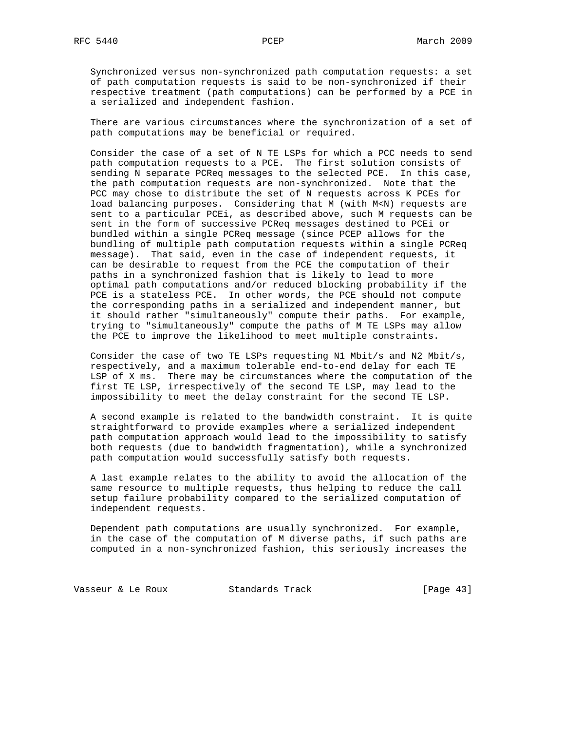Synchronized versus non-synchronized path computation requests: a set of path computation requests is said to be non-synchronized if their respective treatment (path computations) can be performed by a PCE in a serialized and independent fashion.

There are various circumstances where the synchronization of a set of path computations may be beneficial or required.

Consider the case of a set of N TE LSPs for which a PCC needs to send path computation requests to a PCE. The first solution consists of sending N separate PCReq messages to the selected PCE. In this case, the path computation requests are non-synchronized. Note that the PCC may chose to distribute the set of N requests across K PCEs for load balancing purposes. Considering that M (with M<N) requests are sent to a particular PCEi, as described above, such M requests can be sent in the form of successive PCReq messages destined to PCEi or bundled within a single PCReq message (since PCEP allows for the bundling of multiple path computation requests within a single PCReq message). That said, even in the case of independent requests, it can be desirable to request from the PCE the computation of their paths in a synchronized fashion that is likely to lead to more optimal path computations and/or reduced blocking probability if the PCE is a stateless PCE. In other words, the PCE should not compute the corresponding paths in a serialized and independent manner, but it should rather "simultaneously" compute their paths. For example, trying to "simultaneously" compute the paths of M TE LSPs may allow the PCE to improve the likelihood to meet multiple constraints.

Consider the case of two TE LSPs requesting N1 Mbit/s and N2 Mbit/s, respectively, and a maximum tolerable end-to-end delay for each TE LSP of X ms. There may be circumstances where the computation of the first TE LSP, irrespectively of the second TE LSP, may lead to the impossibility to meet the delay constraint for the second TE LSP.

A second example is related to the bandwidth constraint. It is quite straightforward to provide examples where a serialized independent path computation approach would lead to the impossibility to satisfy both requests (due to bandwidth fragmentation), while a synchronized path computation would successfully satisfy both requests.

A last example relates to the ability to avoid the allocation of the same resource to multiple requests, thus helping to reduce the call setup failure probability compared to the serialized computation of independent requests.

Dependent path computations are usually synchronized. For example, in the case of the computation of M diverse paths, if such paths are computed in a non-synchronized fashion, this seriously increases the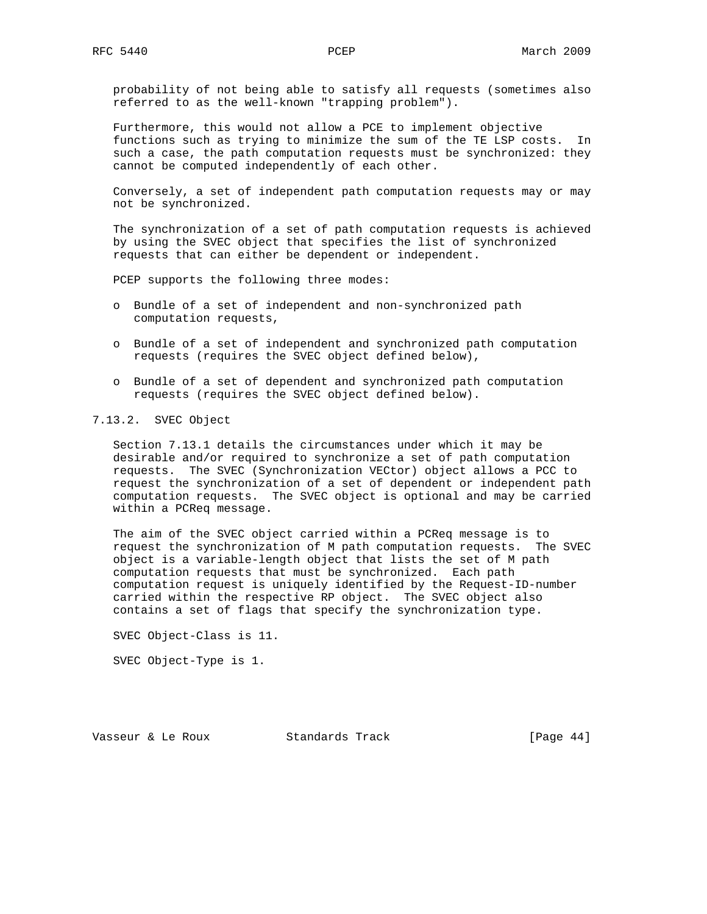probability of not being able to satisfy all requests (sometimes also referred to as the well-known "trapping problem").

Furthermore, this would not allow a PCE to implement objective functions such as trying to minimize the sum of the TE LSP costs. In such a case, the path computation requests must be synchronized: they cannot be computed independently of each other.

Conversely, a set of independent path computation requests may or may not be synchronized.

The synchronization of a set of path computation requests is achieved by using the SVEC object that specifies the list of synchronized requests that can either be dependent or independent.

PCEP supports the following three modes:

- Bundle of a set of independent and non-synchronized path computation requests,
- Bundle of a set of independent and synchronized path computation requests (requires the SVEC object defined below),
- Bundle of a set of dependent and synchronized path computation requests (requires the SVEC object defined below).

### 7.13.2. SVEC Object

Section 7.13.1 details the circumstances under which it may be desirable and/or required to synchronize a set of path computation requests. The SVEC (Synchronization VECtor) object allows a PCC to request the synchronization of a set of dependent or independent path computation requests. The SVEC object is optional and may be carried within a PCReq message.

The aim of the SVEC object carried within a PCReq message is to request the synchronization of M path computation requests. The SVEC object is a variable-length object that lists the set of M path computation requests that must be synchronized. Each path computation request is uniquely identified by the Request-ID-number carried within the respective RP object. The SVEC object also contains a set of flags that specify the synchronization type.

SVEC Object-Class is 11.

SVEC Object-Type is 1.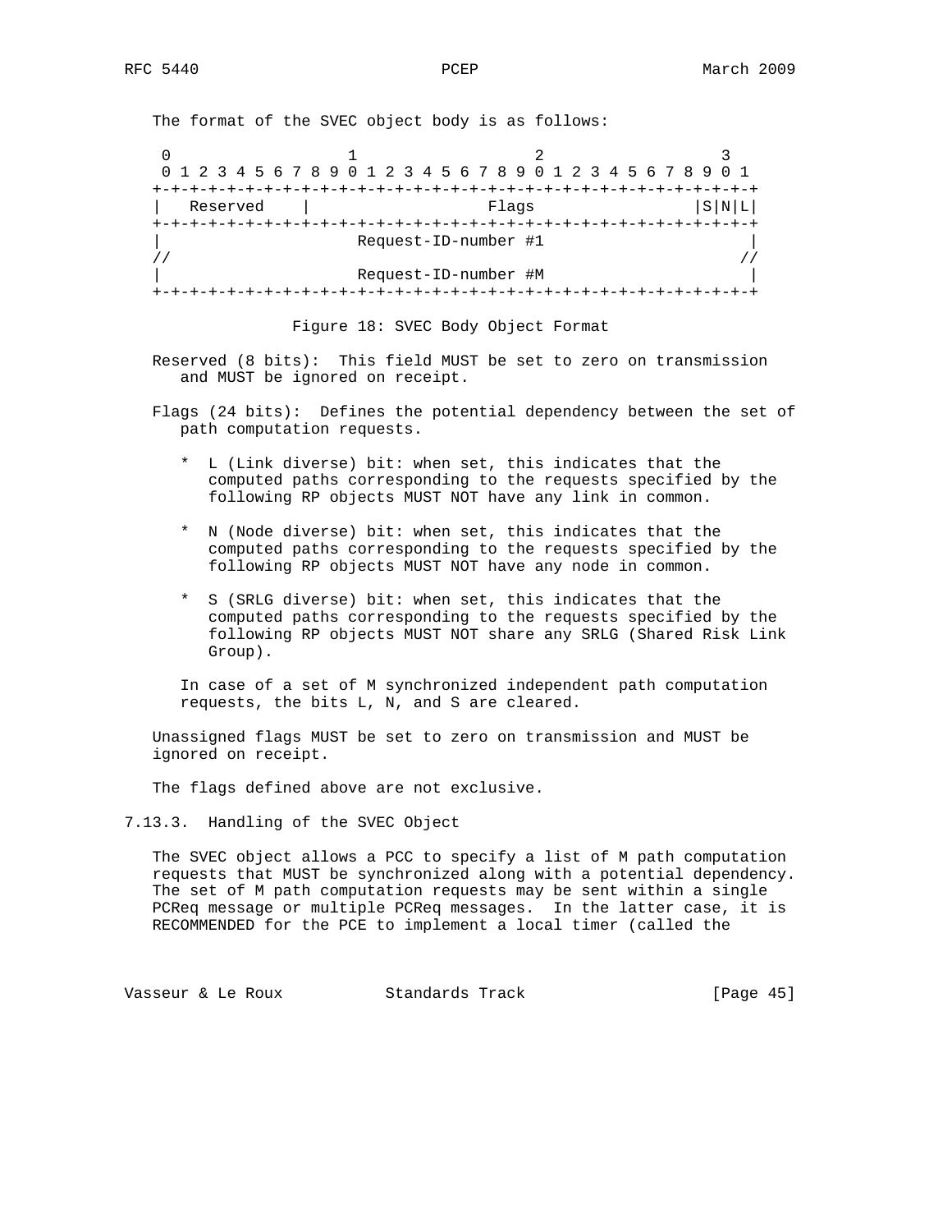The format of the SVEC object body is as follows:

```
 0                   1                   2                   3
 0 1 2 3 4 5 6 7 8 9 0 1 2 3 4 5 6 7 8 9 0 1 2 3 4 5 6 7 8 9 0 1
+-+-+-+-+-+-+-+-+-+-+-+-+-+-+-+-+-+-+-+-+-+-+-+-+-+-+-+-+-+-+-+-+
|   Reserved    |                   Flags                 |S|N|L|
+-+-+-+-+-+-+-+-+-+-+-+-+-+-+-+-+-+-+-+-+-+-+-+-+-+-+-+-+-+-+-+-+
|                     Request-ID-number #1                      |
//                                                             //
|                     Request-ID-number #M                      |
+-+-+-+-+-+-+-+-+-+-+-+-+-+-+-+-+-+-+-+-+-+-+-+-+-+-+-+-+-+-+-+-+
```

Figure 18: SVEC Body Object Format

Reserved (8 bits): This field MUST be set to zero on transmission and MUST be ignored on receipt.

Flags (24 bits): Defines the potential dependency between the set of path computation requests.

* L (Link diverse) bit: when set, this indicates that the computed paths corresponding to the requests specified by the following RP objects MUST NOT have any link in common.

* N (Node diverse) bit: when set, this indicates that the computed paths corresponding to the requests specified by the following RP objects MUST NOT have any node in common.

* S (SRLG diverse) bit: when set, this indicates that the computed paths corresponding to the requests specified by the following RP objects MUST NOT share any SRLG (Shared Risk Link Group).

In case of a set of M synchronized independent path computation requests, the bits L, N, and S are cleared.

Unassigned flags MUST be set to zero on transmission and MUST be ignored on receipt.

The flags defined above are not exclusive.

### 7.13.3. Handling of the SVEC Object

The SVEC object allows a PCC to specify a list of M path computation requests that MUST be synchronized along with a potential dependency. The set of M path computation requests may be sent within a single PCReq message or multiple PCReq messages. In the latter case, it is RECOMMENDED for the PCE to implement a local timer (called the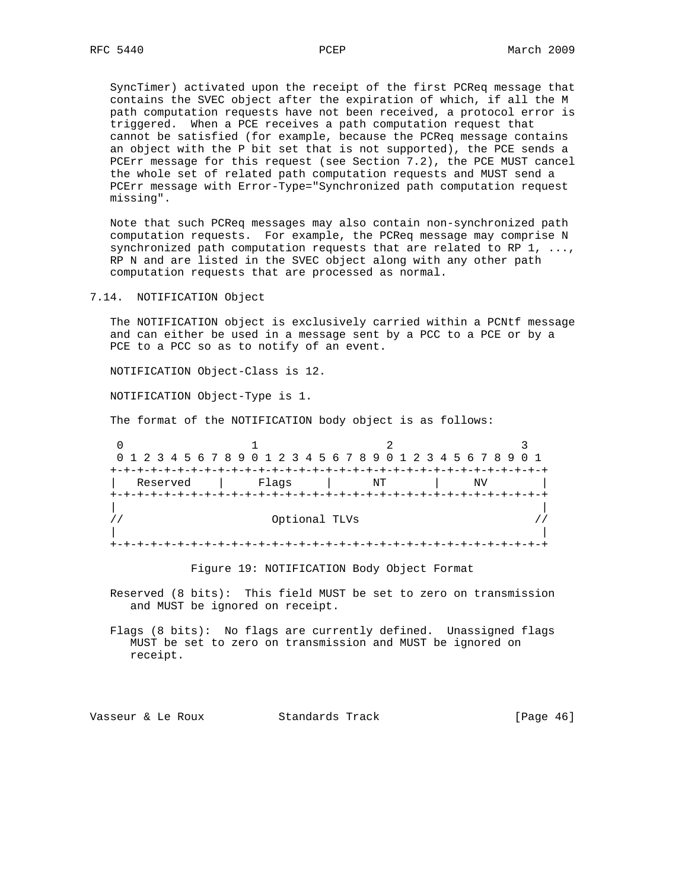SyncTimer) activated upon the receipt of the first PCReq message that contains the SVEC object after the expiration of which, if all the M path computation requests have not been received, a protocol error is triggered. When a PCE receives a path computation request that cannot be satisfied (for example, because the PCReq message contains an object with the P bit set that is not supported), the PCE sends a PCErr message for this request (see Section 7.2), the PCE MUST cancel the whole set of related path computation requests and MUST send a PCErr message with Error-Type="Synchronized path computation request missing".

Note that such PCReq messages may also contain non-synchronized path computation requests. For example, the PCReq message may comprise N synchronized path computation requests that are related to RP 1, ..., RP N and are listed in the SVEC object along with any other path computation requests that are processed as normal.

## 7.14. NOTIFICATION Object

The NOTIFICATION object is exclusively carried within a PCNtf message and can either be used in a message sent by a PCC to a PCE or by a PCE to a PCC so as to notify of an event.

NOTIFICATION Object-Class is 12.

NOTIFICATION Object-Type is 1.

The format of the NOTIFICATION body object is as follows:

```
 0                   1                   2                   3
 0 1 2 3 4 5 6 7 8 9 0 1 2 3 4 5 6 7 8 9 0 1 2 3 4 5 6 7 8 9 0 1
+-+-+-+-+-+-+-+-+-+-+-+-+-+-+-+-+-+-+-+-+-+-+-+-+-+-+-+-+-+-+-+-+
|   Reserved    |     Flags     |      NT       |     NV        |
+-+-+-+-+-+-+-+-+-+-+-+-+-+-+-+-+-+-+-+-+-+-+-+-+-+-+-+-+-+-+-+-+
|                                                               |
//                      Optional TLVs                          //
|                                                               |
+-+-+-+-+-+-+-+-+-+-+-+-+-+-+-+-+-+-+-+-+-+-+-+-+-+-+-+-+-+-+-+-+
```

Figure 19: NOTIFICATION Body Object Format

Reserved (8 bits): This field MUST be set to zero on transmission and MUST be ignored on receipt.

Flags (8 bits): No flags are currently defined. Unassigned flags MUST be set to zero on transmission and MUST be ignored on receipt.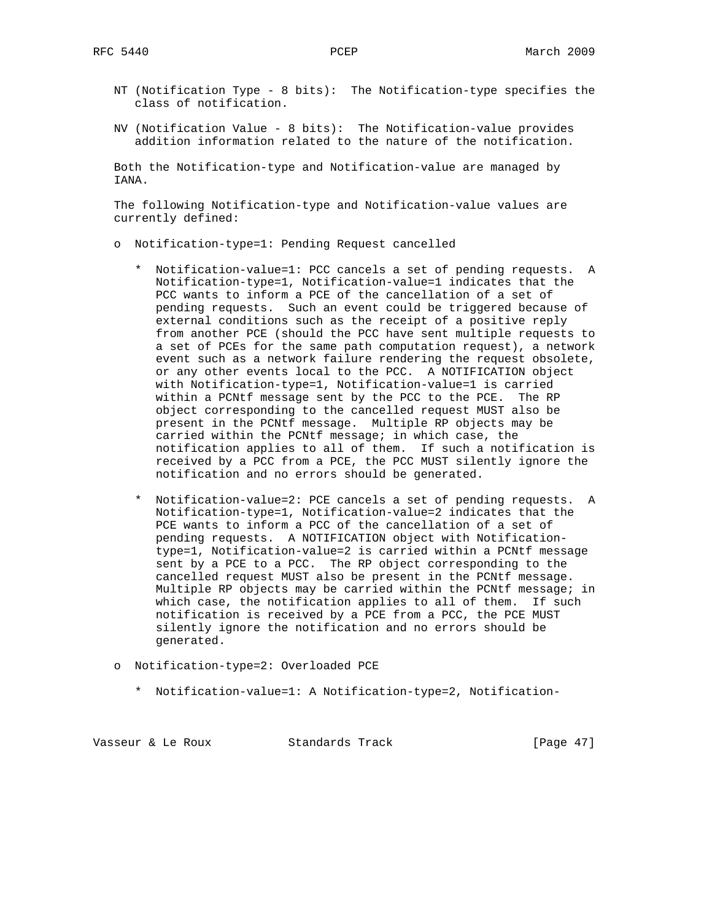NT (Notification Type - 8 bits): The Notification-type specifies the class of notification.

NV (Notification Value - 8 bits): The Notification-value provides addition information related to the nature of the notification.

Both the Notification-type and Notification-value are managed by IANA.

The following Notification-type and Notification-value values are currently defined:

- Notification-type=1: Pending Request cancelled

  * Notification-value=1: PCC cancels a set of pending requests. A Notification-type=1, Notification-value=1 indicates that the PCC wants to inform a PCE of the cancellation of a set of pending requests. Such an event could be triggered because of external conditions such as the receipt of a positive reply from another PCE (should the PCC have sent multiple requests to a set of PCEs for the same path computation request), a network event such as a network failure rendering the request obsolete, or any other events local to the PCC. A NOTIFICATION object with Notification-type=1, Notification-value=1 is carried within a PCNtf message sent by the PCC to the PCE. The RP object corresponding to the cancelled request MUST also be present in the PCNtf message. Multiple RP objects may be carried within the PCNtf message; in which case, the notification applies to all of them. If such a notification is received by a PCC from a PCE, the PCC MUST silently ignore the notification and no errors should be generated.

  * Notification-value=2: PCE cancels a set of pending requests. A Notification-type=1, Notification-value=2 indicates that the PCE wants to inform a PCC of the cancellation of a set of pending requests. A NOTIFICATION object with Notification-type=1, Notification-value=2 is carried within a PCNtf message sent by a PCE to a PCC. The RP object corresponding to the cancelled request MUST also be present in the PCNtf message. Multiple RP objects may be carried within the PCNtf message; in which case, the notification applies to all of them. If such notification is received by a PCE from a PCC, the PCE MUST silently ignore the notification and no errors should be generated.

- Notification-type=2: Overloaded PCE

  * Notification-value=1: A Notification-type=2, Notification-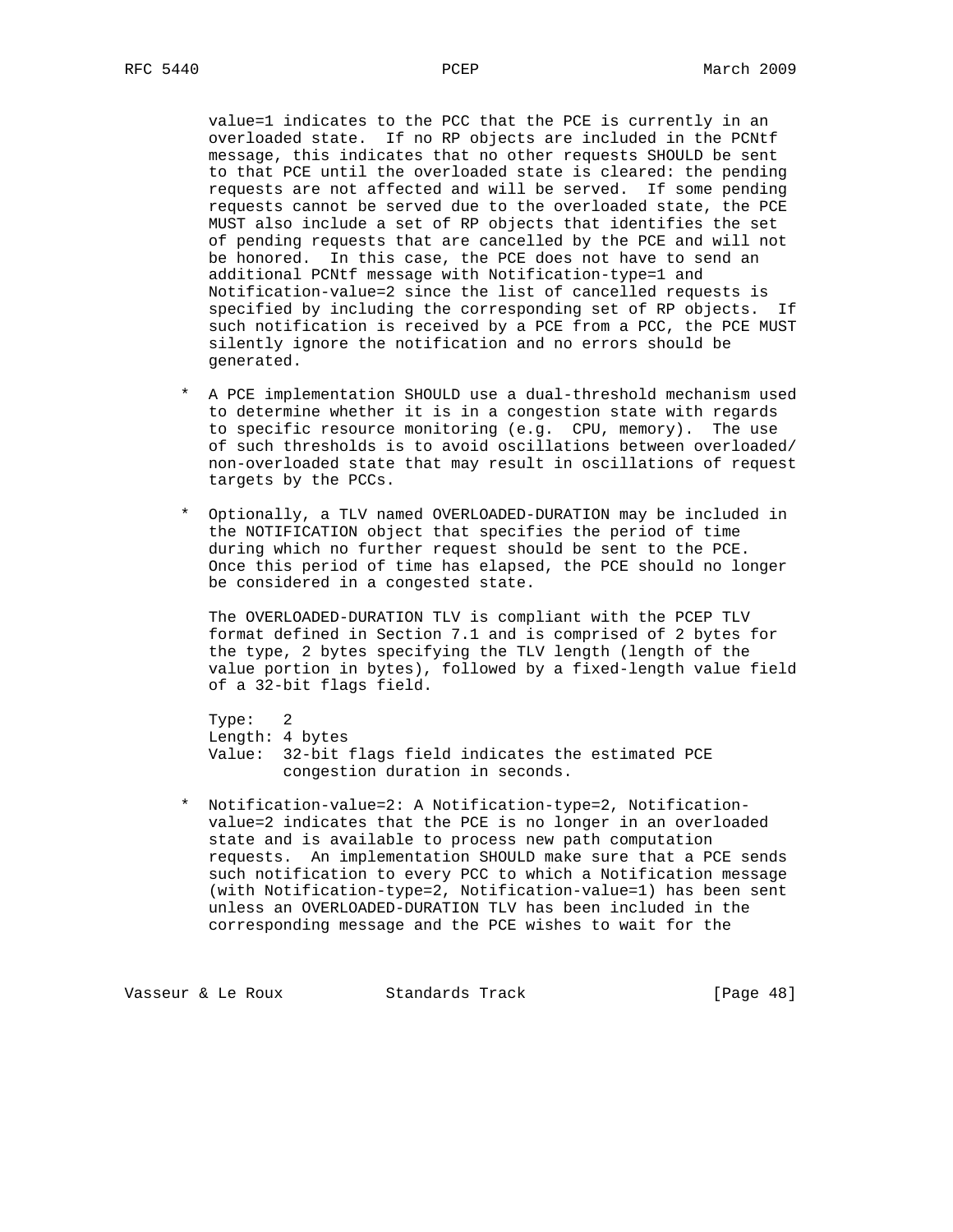value=1 indicates to the PCC that the PCE is currently in an overloaded state. If no RP objects are included in the PCNtf message, this indicates that no other requests SHOULD be sent to that PCE until the overloaded state is cleared: the pending requests are not affected and will be served. If some pending requests cannot be served due to the overloaded state, the PCE MUST also include a set of RP objects that identifies the set of pending requests that are cancelled by the PCE and will not be honored. In this case, the PCE does not have to send an additional PCNtf message with Notification-type=1 and Notification-value=2 since the list of cancelled requests is specified by including the corresponding set of RP objects. If such notification is received by a PCE from a PCC, the PCE MUST silently ignore the notification and no errors should be generated.

* A PCE implementation SHOULD use a dual-threshold mechanism used to determine whether it is in a congestion state with regards to specific resource monitoring (e.g. CPU, memory). The use of such thresholds is to avoid oscillations between overloaded/non-overloaded state that may result in oscillations of request targets by the PCCs.

* Optionally, a TLV named OVERLOADED-DURATION may be included in the NOTIFICATION object that specifies the period of time during which no further request should be sent to the PCE. Once this period of time has elapsed, the PCE should no longer be considered in a congested state.

  The OVERLOADED-DURATION TLV is compliant with the PCEP TLV format defined in Section 7.1 and is comprised of 2 bytes for the type, 2 bytes specifying the TLV length (length of the value portion in bytes), followed by a fixed-length value field of a 32-bit flags field.

  Type: 2
  Length: 4 bytes
  Value: 32-bit flags field indicates the estimated PCE congestion duration in seconds.

* Notification-value=2: A Notification-type=2, Notification-value=2 indicates that the PCE is no longer in an overloaded state and is available to process new path computation requests. An implementation SHOULD make sure that a PCE sends such notification to every PCC to which a Notification message (with Notification-type=2, Notification-value=1) has been sent unless an OVERLOADED-DURATION TLV has been included in the corresponding message and the PCE wishes to wait for the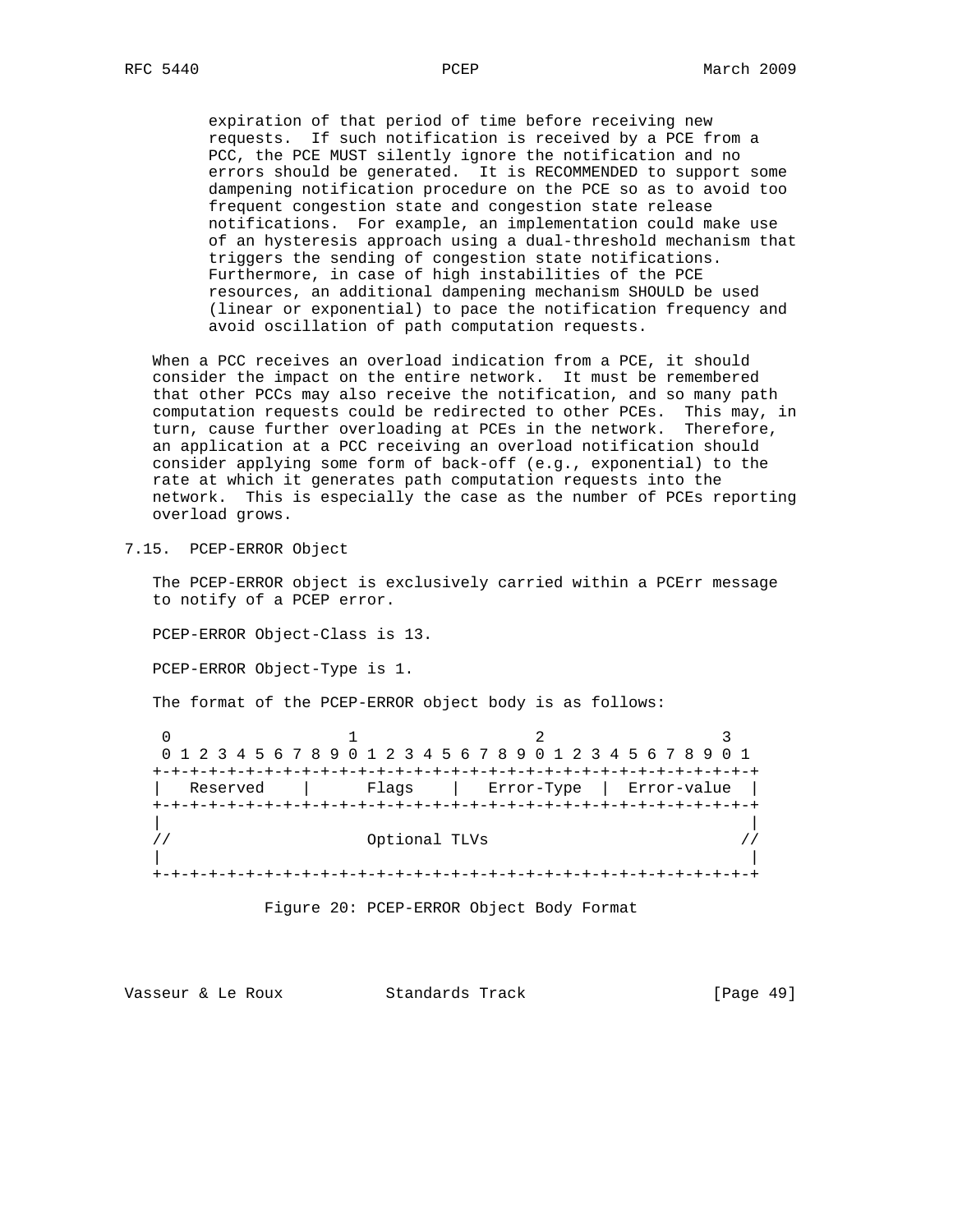expiration of that period of time before receiving new requests. If such notification is received by a PCE from a PCC, the PCE MUST silently ignore the notification and no errors should be generated. It is RECOMMENDED to support some dampening notification procedure on the PCE so as to avoid too frequent congestion state and congestion state release notifications. For example, an implementation could make use of an hysteresis approach using a dual-threshold mechanism that triggers the sending of congestion state notifications. Furthermore, in case of high instabilities of the PCE resources, an additional dampening mechanism SHOULD be used (linear or exponential) to pace the notification frequency and avoid oscillation of path computation requests.

When a PCC receives an overload indication from a PCE, it should consider the impact on the entire network. It must be remembered that other PCCs may also receive the notification, and so many path computation requests could be redirected to other PCEs. This may, in turn, cause further overloading at PCEs in the network. Therefore, an application at a PCC receiving an overload notification should consider applying some form of back-off (e.g., exponential) to the rate at which it generates path computation requests into the network. This is especially the case as the number of PCEs reporting overload grows.

## 7.15. PCEP-ERROR Object

The PCEP-ERROR object is exclusively carried within a PCErr message to notify of a PCEP error.

PCEP-ERROR Object-Class is 13.

PCEP-ERROR Object-Type is 1.

The format of the PCEP-ERROR object body is as follows:

```
 0                   1                   2                   3
 0 1 2 3 4 5 6 7 8 9 0 1 2 3 4 5 6 7 8 9 0 1 2 3 4 5 6 7 8 9 0 1
+-+-+-+-+-+-+-+-+-+-+-+-+-+-+-+-+-+-+-+-+-+-+-+-+-+-+-+-+-+-+-+-+
|   Reserved    |      Flags    |   Error-Type  |  Error-value  |
+-+-+-+-+-+-+-+-+-+-+-+-+-+-+-+-+-+-+-+-+-+-+-+-+-+-+-+-+-+-+-+-+
|                                                               |
//                     Optional TLVs                           //
|                                                               |
+-+-+-+-+-+-+-+-+-+-+-+-+-+-+-+-+-+-+-+-+-+-+-+-+-+-+-+-+-+-+-+-+
```

Figure 20: PCEP-ERROR Object Body Format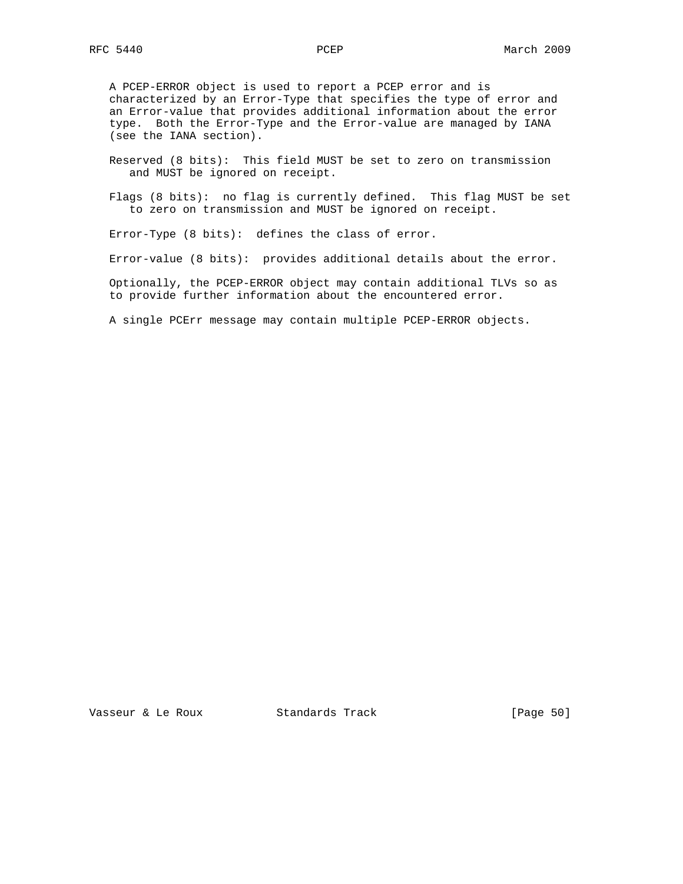A PCEP-ERROR object is used to report a PCEP error and is characterized by an Error-Type that specifies the type of error and an Error-value that provides additional information about the error type. Both the Error-Type and the Error-value are managed by IANA (see the IANA section).

Reserved (8 bits): This field MUST be set to zero on transmission and MUST be ignored on receipt.

Flags (8 bits): no flag is currently defined. This flag MUST be set to zero on transmission and MUST be ignored on receipt.

Error-Type (8 bits): defines the class of error.

Error-value (8 bits): provides additional details about the error.

Optionally, the PCEP-ERROR object may contain additional TLVs so as to provide further information about the encountered error.

A single PCErr message may contain multiple PCEP-ERROR objects.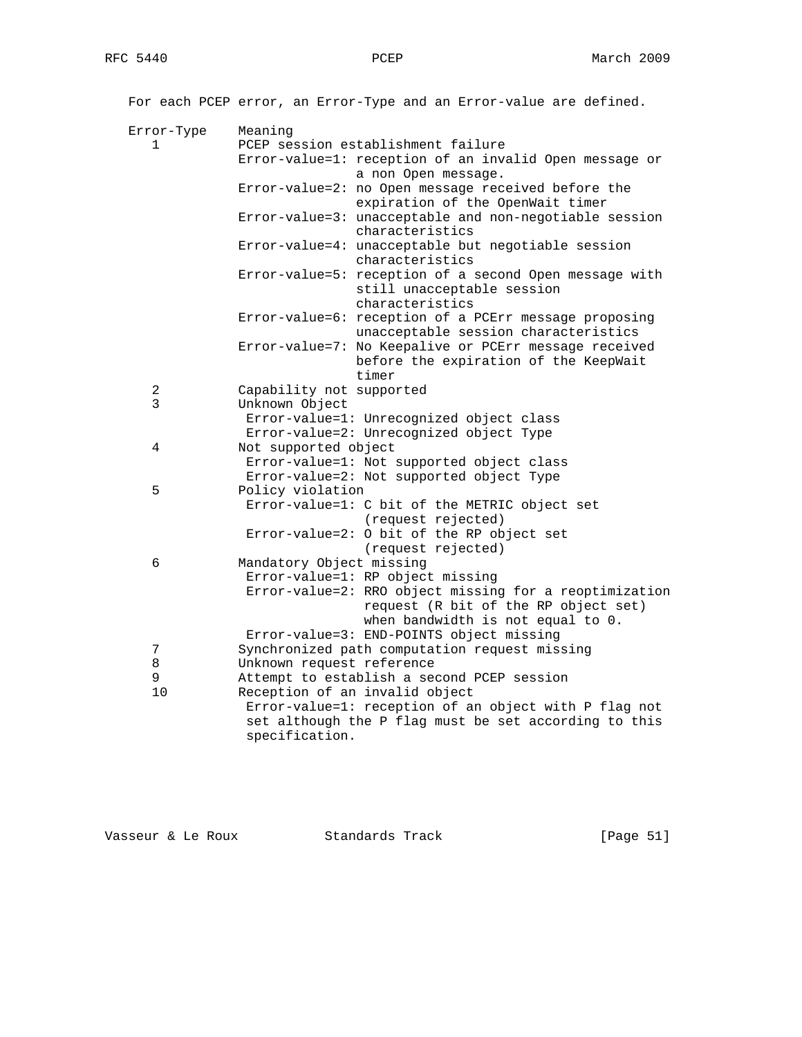For each PCEP error, an Error-Type and an Error-value are defined.

```
Error-Type    Meaning
   1          PCEP session establishment failure
              Error-value=1: reception of an invalid Open message or
                             a non Open message.
              Error-value=2: no Open message received before the
                             expiration of the OpenWait timer
              Error-value=3: unacceptable and non-negotiable session
                             characteristics
              Error-value=4: unacceptable but negotiable session
                             characteristics
              Error-value=5: reception of a second Open message with
                             still unacceptable session
                             characteristics
              Error-value=6: reception of a PCErr message proposing
                             unacceptable session characteristics
              Error-value=7: No Keepalive or PCErr message received
                             before the expiration of the KeepWait
                             timer
   2          Capability not supported
   3          Unknown Object
               Error-value=1: Unrecognized object class
               Error-value=2: Unrecognized object Type
   4          Not supported object
               Error-value=1: Not supported object class
               Error-value=2: Not supported object Type
   5          Policy violation
               Error-value=1: C bit of the METRIC object set
                              (request rejected)
               Error-value=2: O bit of the RP object set
                              (request rejected)
   6          Mandatory Object missing
               Error-value=1: RP object missing
               Error-value=2: RRO object missing for a reoptimization
                              request (R bit of the RP object set)
                              when bandwidth is not equal to 0.
               Error-value=3: END-POINTS object missing
   7          Synchronized path computation request missing
   8          Unknown request reference
   9          Attempt to establish a second PCEP session
   10         Reception of an invalid object
               Error-value=1: reception of an object with P flag not
               set although the P flag must be set according to this
               specification.
```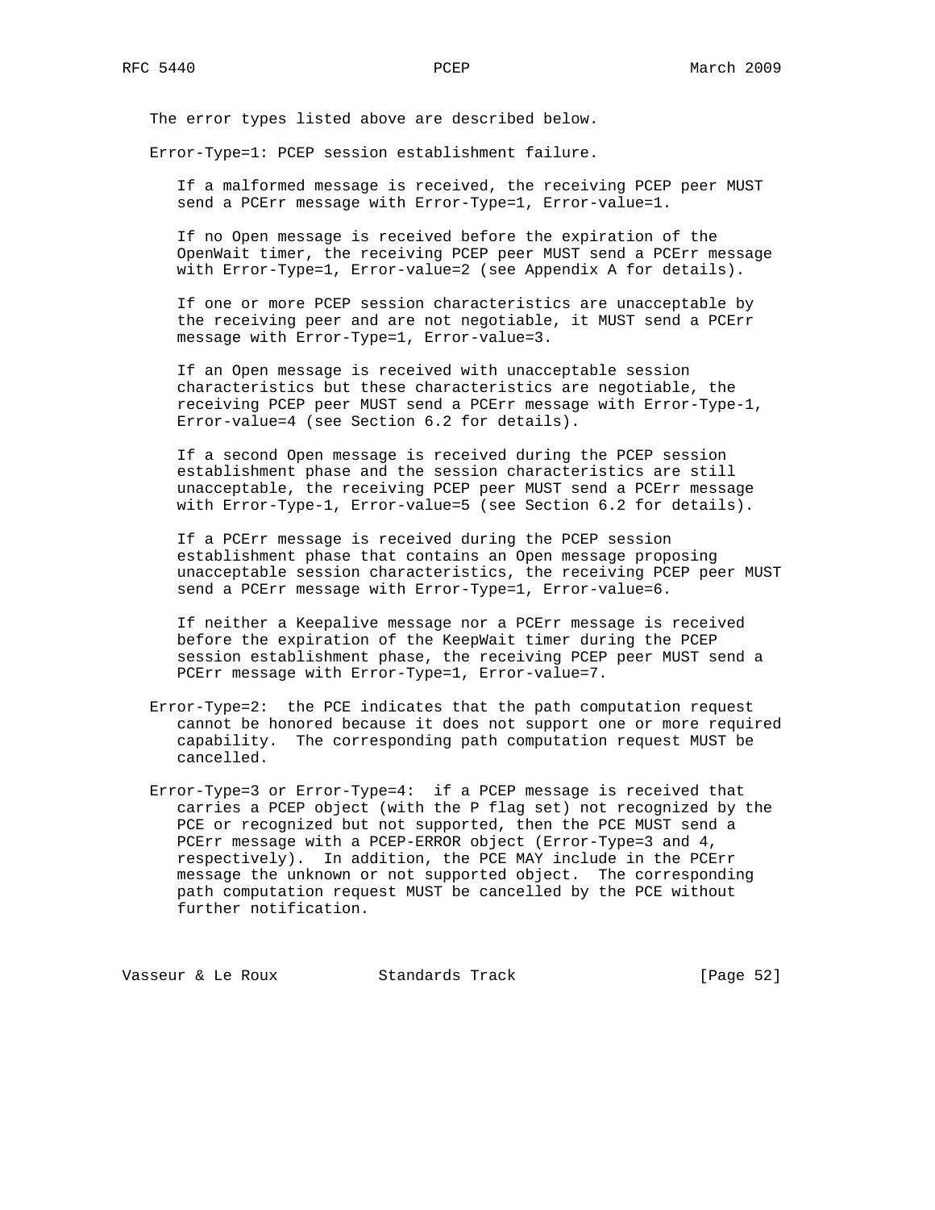The error types listed above are described below.

Error-Type=1: PCEP session establishment failure.

If a malformed message is received, the receiving PCEP peer MUST send a PCErr message with Error-Type=1, Error-value=1.

If no Open message is received before the expiration of the OpenWait timer, the receiving PCEP peer MUST send a PCErr message with Error-Type=1, Error-value=2 (see Appendix A for details).

If one or more PCEP session characteristics are unacceptable by the receiving peer and are not negotiable, it MUST send a PCErr message with Error-Type=1, Error-value=3.

If an Open message is received with unacceptable session characteristics but these characteristics are negotiable, the receiving PCEP peer MUST send a PCErr message with Error-Type-1, Error-value=4 (see Section 6.2 for details).

If a second Open message is received during the PCEP session establishment phase and the session characteristics are still unacceptable, the receiving PCEP peer MUST send a PCErr message with Error-Type-1, Error-value=5 (see Section 6.2 for details).

If a PCErr message is received during the PCEP session establishment phase that contains an Open message proposing unacceptable session characteristics, the receiving PCEP peer MUST send a PCErr message with Error-Type=1, Error-value=6.

If neither a Keepalive message nor a PCErr message is received before the expiration of the KeepWait timer during the PCEP session establishment phase, the receiving PCEP peer MUST send a PCErr message with Error-Type=1, Error-value=7.

Error-Type=2: the PCE indicates that the path computation request cannot be honored because it does not support one or more required capability. The corresponding path computation request MUST be cancelled.

Error-Type=3 or Error-Type=4: if a PCEP message is received that carries a PCEP object (with the P flag set) not recognized by the PCE or recognized but not supported, then the PCE MUST send a PCErr message with a PCEP-ERROR object (Error-Type=3 and 4, respectively). In addition, the PCE MAY include in the PCErr message the unknown or not supported object. The corresponding path computation request MUST be cancelled by the PCE without further notification.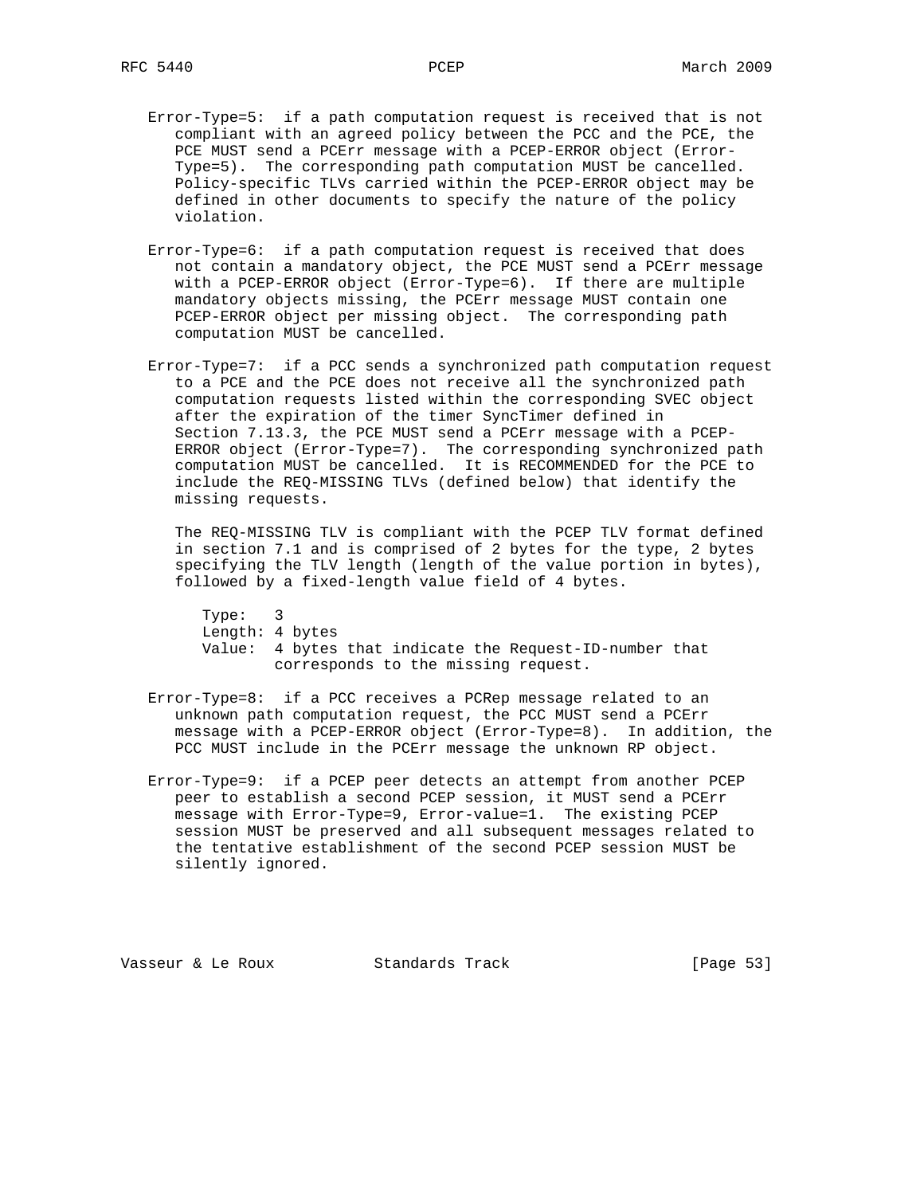Error-Type=5: if a path computation request is received that is not compliant with an agreed policy between the PCC and the PCE, the PCE MUST send a PCErr message with a PCEP-ERROR object (Error-Type=5). The corresponding path computation MUST be cancelled. Policy-specific TLVs carried within the PCEP-ERROR object may be defined in other documents to specify the nature of the policy violation.

Error-Type=6: if a path computation request is received that does not contain a mandatory object, the PCE MUST send a PCErr message with a PCEP-ERROR object (Error-Type=6). If there are multiple mandatory objects missing, the PCErr message MUST contain one PCEP-ERROR object per missing object. The corresponding path computation MUST be cancelled.

Error-Type=7: if a PCC sends a synchronized path computation request to a PCE and the PCE does not receive all the synchronized path computation requests listed within the corresponding SVEC object after the expiration of the timer SyncTimer defined in Section 7.13.3, the PCE MUST send a PCErr message with a PCEP-ERROR object (Error-Type=7). The corresponding synchronized path computation MUST be cancelled. It is RECOMMENDED for the PCE to include the REQ-MISSING TLVs (defined below) that identify the missing requests.

The REQ-MISSING TLV is compliant with the PCEP TLV format defined in section 7.1 and is comprised of 2 bytes for the type, 2 bytes specifying the TLV length (length of the value portion in bytes), followed by a fixed-length value field of 4 bytes.

```
Type:   3
Length: 4 bytes
Value:  4 bytes that indicate the Request-ID-number that
        corresponds to the missing request.
```

Error-Type=8: if a PCC receives a PCRep message related to an unknown path computation request, the PCC MUST send a PCErr message with a PCEP-ERROR object (Error-Type=8). In addition, the PCC MUST include in the PCErr message the unknown RP object.

Error-Type=9: if a PCEP peer detects an attempt from another PCEP peer to establish a second PCEP session, it MUST send a PCErr message with Error-Type=9, Error-value=1. The existing PCEP session MUST be preserved and all subsequent messages related to the tentative establishment of the second PCEP session MUST be silently ignored.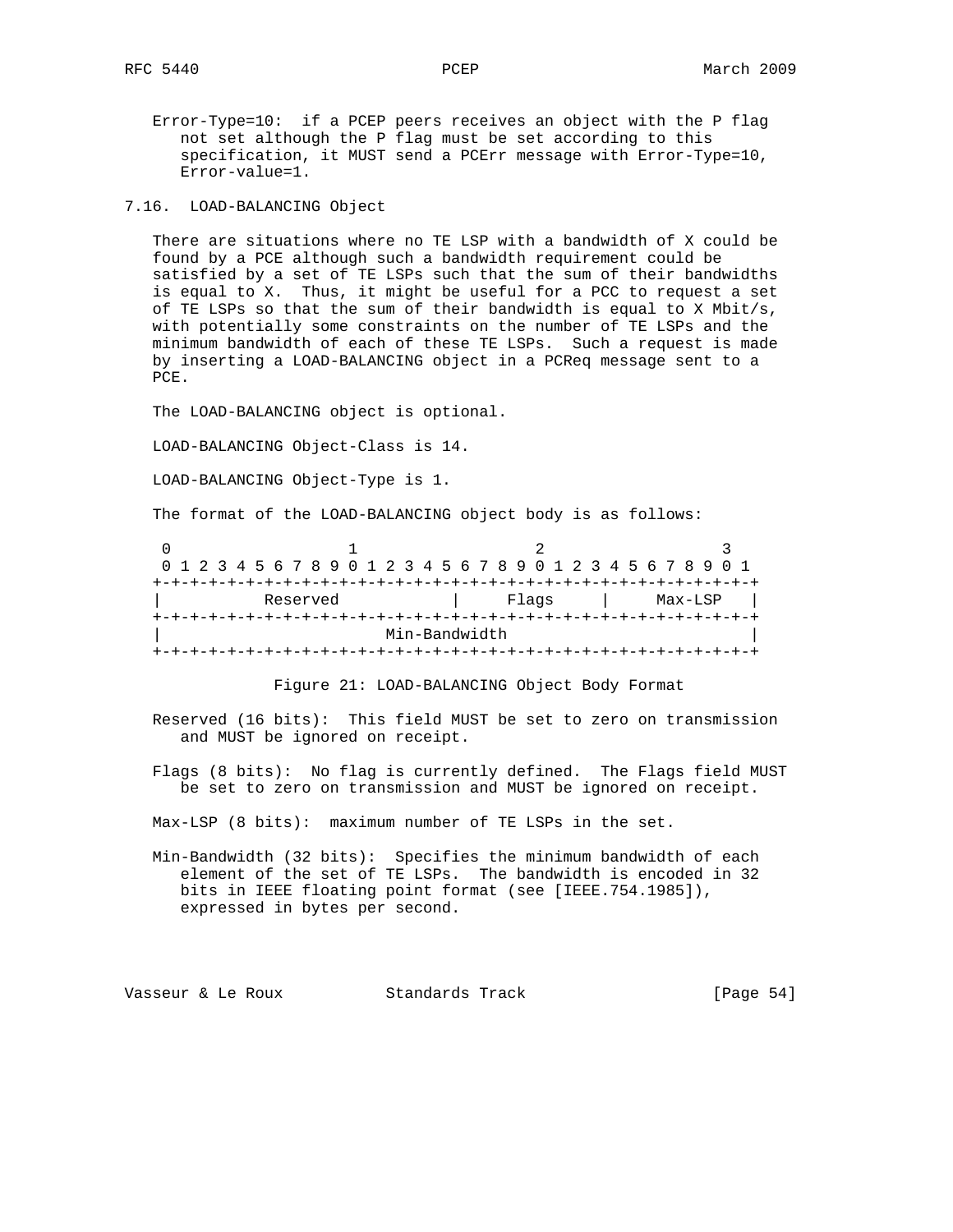Error-Type=10: if a PCEP peers receives an object with the P flag not set although the P flag must be set according to this specification, it MUST send a PCErr message with Error-Type=10, Error-value=1.

### 7.16. LOAD-BALANCING Object

There are situations where no TE LSP with a bandwidth of X could be found by a PCE although such a bandwidth requirement could be satisfied by a set of TE LSPs such that the sum of their bandwidths is equal to X. Thus, it might be useful for a PCC to request a set of TE LSPs so that the sum of their bandwidth is equal to X Mbit/s, with potentially some constraints on the number of TE LSPs and the minimum bandwidth of each of these TE LSPs. Such a request is made by inserting a LOAD-BALANCING object in a PCReq message sent to a PCE.

The LOAD-BALANCING object is optional.

LOAD-BALANCING Object-Class is 14.

LOAD-BALANCING Object-Type is 1.

The format of the LOAD-BALANCING object body is as follows:

```
 0                   1                   2                   3
 0 1 2 3 4 5 6 7 8 9 0 1 2 3 4 5 6 7 8 9 0 1 2 3 4 5 6 7 8 9 0 1
+-+-+-+-+-+-+-+-+-+-+-+-+-+-+-+-+-+-+-+-+-+-+-+-+-+-+-+-+-+-+-+-+
|          Reserved             |     Flags     |     Max-LSP   |
+-+-+-+-+-+-+-+-+-+-+-+-+-+-+-+-+-+-+-+-+-+-+-+-+-+-+-+-+-+-+-+-+
|                        Min-Bandwidth                          |
+-+-+-+-+-+-+-+-+-+-+-+-+-+-+-+-+-+-+-+-+-+-+-+-+-+-+-+-+-+-+-+-+
```

Figure 21: LOAD-BALANCING Object Body Format

Reserved (16 bits): This field MUST be set to zero on transmission and MUST be ignored on receipt.

Flags (8 bits): No flag is currently defined. The Flags field MUST be set to zero on transmission and MUST be ignored on receipt.

Max-LSP (8 bits): maximum number of TE LSPs in the set.

Min-Bandwidth (32 bits): Specifies the minimum bandwidth of each element of the set of TE LSPs. The bandwidth is encoded in 32 bits in IEEE floating point format (see [IEEE.754.1985]), expressed in bytes per second.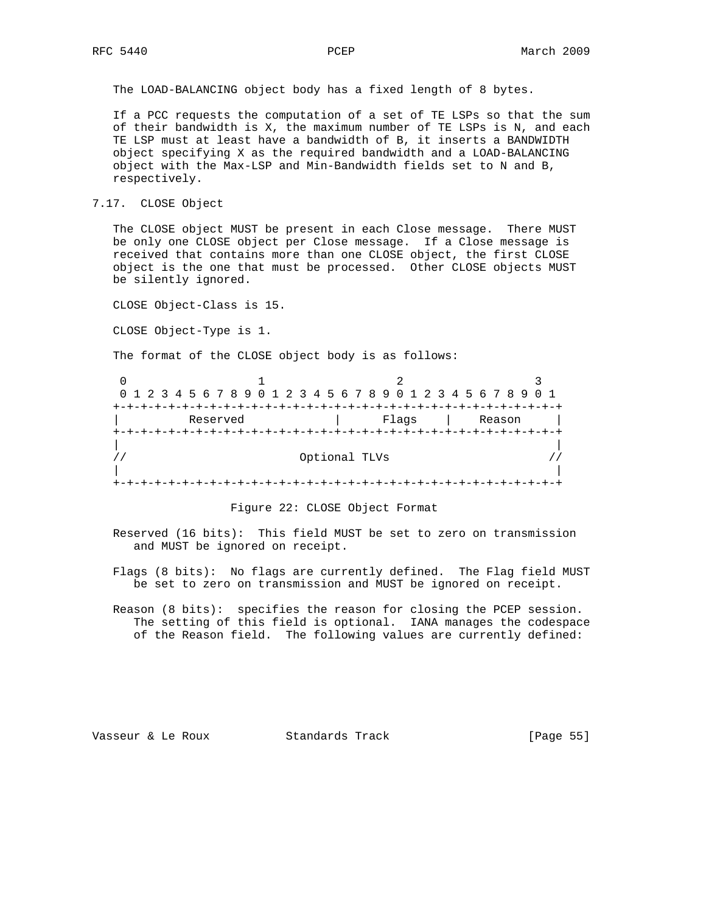The LOAD-BALANCING object body has a fixed length of 8 bytes.

If a PCC requests the computation of a set of TE LSPs so that the sum of their bandwidth is X, the maximum number of TE LSPs is N, and each TE LSP must at least have a bandwidth of B, it inserts a BANDWIDTH object specifying X as the required bandwidth and a LOAD-BALANCING object with the Max-LSP and Min-Bandwidth fields set to N and B, respectively.

### 7.17. CLOSE Object

The CLOSE object MUST be present in each Close message. There MUST be only one CLOSE object per Close message. If a Close message is received that contains more than one CLOSE object, the first CLOSE object is the one that must be processed. Other CLOSE objects MUST be silently ignored.

CLOSE Object-Class is 15.

CLOSE Object-Type is 1.

The format of the CLOSE object body is as follows:

```
 0                   1                   2                   3
 0 1 2 3 4 5 6 7 8 9 0 1 2 3 4 5 6 7 8 9 0 1 2 3 4 5 6 7 8 9 0 1
+-+-+-+-+-+-+-+-+-+-+-+-+-+-+-+-+-+-+-+-+-+-+-+-+-+-+-+-+-+-+-+-+
|          Reserved             |      Flags    |    Reason     |
+-+-+-+-+-+-+-+-+-+-+-+-+-+-+-+-+-+-+-+-+-+-+-+-+-+-+-+-+-+-+-+-+
|                                                               |
//                         Optional TLVs                       //
|                                                               |
+-+-+-+-+-+-+-+-+-+-+-+-+-+-+-+-+-+-+-+-+-+-+-+-+-+-+-+-+-+-+-+-+
```

Figure 22: CLOSE Object Format

Reserved (16 bits): This field MUST be set to zero on transmission and MUST be ignored on receipt.

Flags (8 bits): No flags are currently defined. The Flag field MUST be set to zero on transmission and MUST be ignored on receipt.

Reason (8 bits): specifies the reason for closing the PCEP session. The setting of this field is optional. IANA manages the codespace of the Reason field. The following values are currently defined: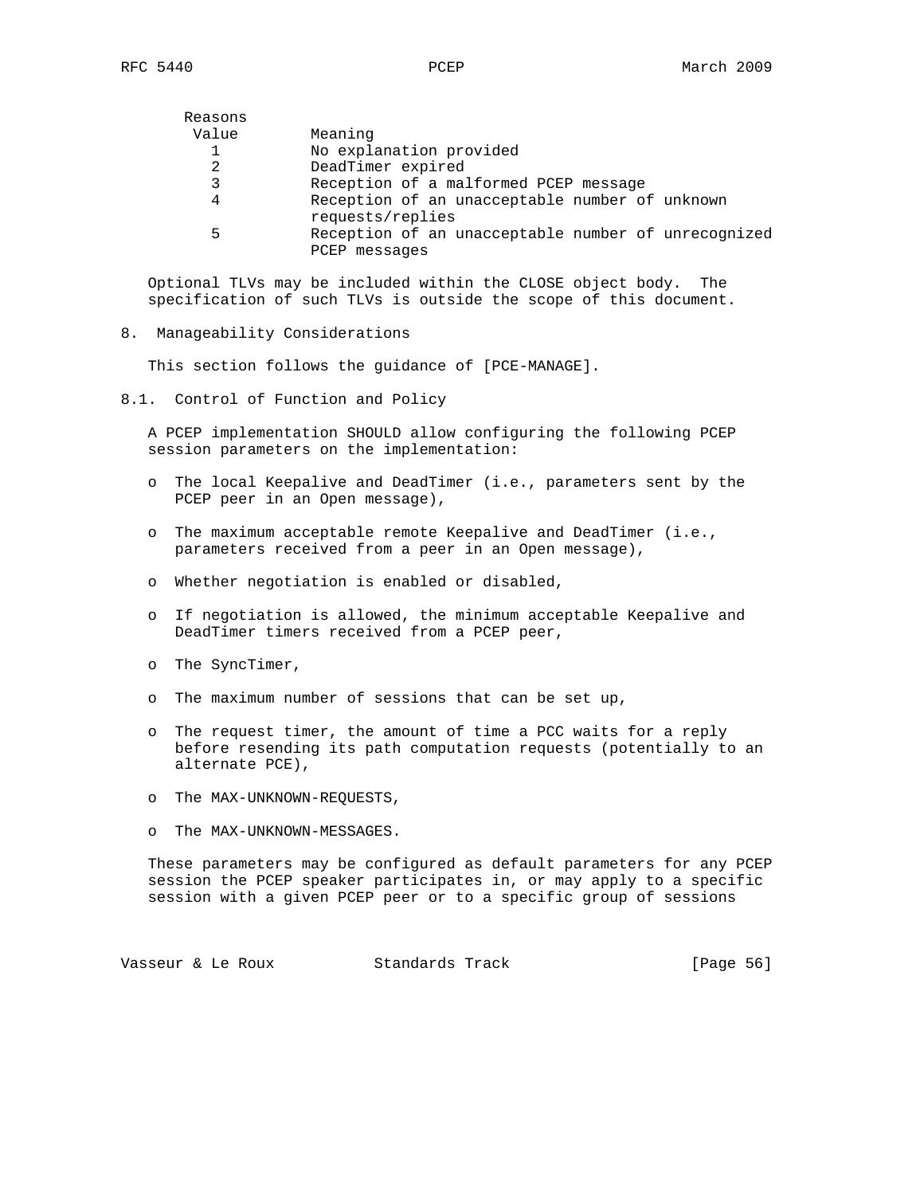| Reasons Value | Meaning |
|---|---|
| 1 | No explanation provided |
| 2 | DeadTimer expired |
| 3 | Reception of a malformed PCEP message |
| 4 | Reception of an unacceptable number of unknown requests/replies |
| 5 | Reception of an unacceptable number of unrecognized PCEP messages |

Optional TLVs may be included within the CLOSE object body. The specification of such TLVs is outside the scope of this document.

## 8. Manageability Considerations

This section follows the guidance of [PCE-MANAGE].

### 8.1. Control of Function and Policy

A PCEP implementation SHOULD allow configuring the following PCEP session parameters on the implementation:

- The local Keepalive and DeadTimer (i.e., parameters sent by the PCEP peer in an Open message),
- The maximum acceptable remote Keepalive and DeadTimer (i.e., parameters received from a peer in an Open message),
- Whether negotiation is enabled or disabled,
- If negotiation is allowed, the minimum acceptable Keepalive and DeadTimer timers received from a PCEP peer,
- The SyncTimer,
- The maximum number of sessions that can be set up,
- The request timer, the amount of time a PCC waits for a reply before resending its path computation requests (potentially to an alternate PCE),
- The MAX-UNKNOWN-REQUESTS,
- The MAX-UNKNOWN-MESSAGES.

These parameters may be configured as default parameters for any PCEP session the PCEP speaker participates in, or may apply to a specific session with a given PCEP peer or to a specific group of sessions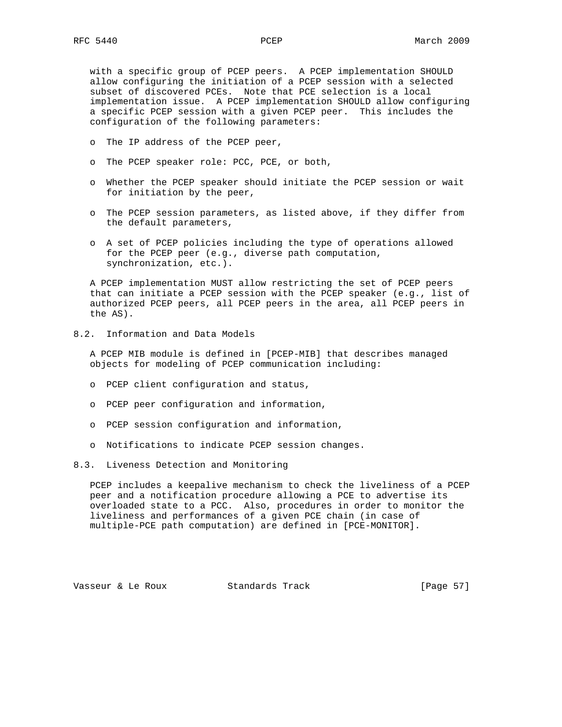with a specific group of PCEP peers. A PCEP implementation SHOULD allow configuring the initiation of a PCEP session with a selected subset of discovered PCEs. Note that PCE selection is a local implementation issue. A PCEP implementation SHOULD allow configuring a specific PCEP session with a given PCEP peer. This includes the configuration of the following parameters:

- The IP address of the PCEP peer,
- The PCEP speaker role: PCC, PCE, or both,
- Whether the PCEP speaker should initiate the PCEP session or wait for initiation by the peer,
- The PCEP session parameters, as listed above, if they differ from the default parameters,
- A set of PCEP policies including the type of operations allowed for the PCEP peer (e.g., diverse path computation, synchronization, etc.).

A PCEP implementation MUST allow restricting the set of PCEP peers that can initiate a PCEP session with the PCEP speaker (e.g., list of authorized PCEP peers, all PCEP peers in the area, all PCEP peers in the AS).

## 8.2. Information and Data Models

A PCEP MIB module is defined in [PCEP-MIB] that describes managed objects for modeling of PCEP communication including:

- PCEP client configuration and status,
- PCEP peer configuration and information,
- PCEP session configuration and information,
- Notifications to indicate PCEP session changes.

## 8.3. Liveness Detection and Monitoring

PCEP includes a keepalive mechanism to check the liveliness of a PCEP peer and a notification procedure allowing a PCE to advertise its overloaded state to a PCC. Also, procedures in order to monitor the liveliness and performances of a given PCE chain (in case of multiple-PCE path computation) are defined in [PCE-MONITOR].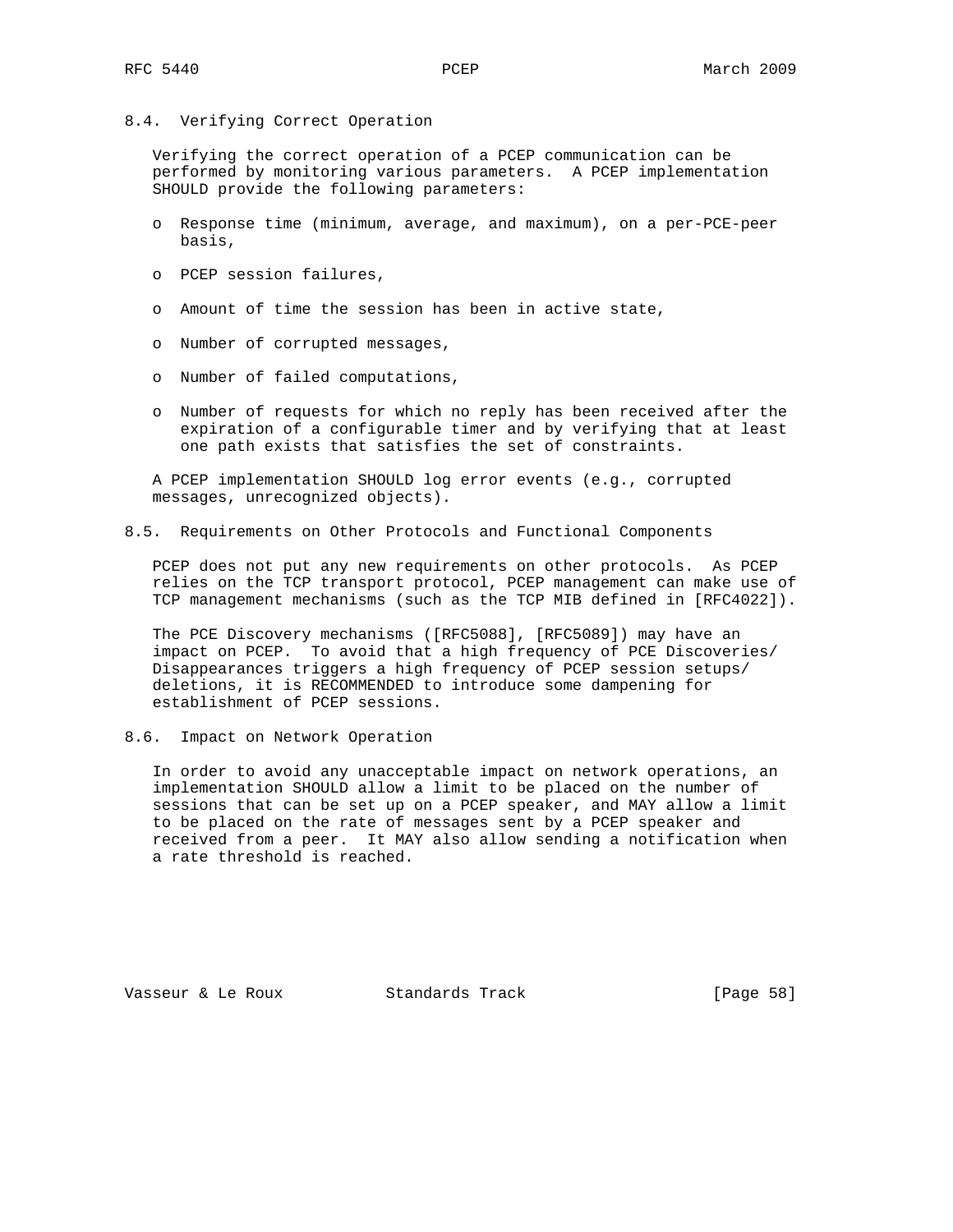### 8.4. Verifying Correct Operation

Verifying the correct operation of a PCEP communication can be performed by monitoring various parameters. A PCEP implementation SHOULD provide the following parameters:

- Response time (minimum, average, and maximum), on a per-PCE-peer basis,
- PCEP session failures,
- Amount of time the session has been in active state,
- Number of corrupted messages,
- Number of failed computations,
- Number of requests for which no reply has been received after the expiration of a configurable timer and by verifying that at least one path exists that satisfies the set of constraints.

A PCEP implementation SHOULD log error events (e.g., corrupted messages, unrecognized objects).

### 8.5. Requirements on Other Protocols and Functional Components

PCEP does not put any new requirements on other protocols. As PCEP relies on the TCP transport protocol, PCEP management can make use of TCP management mechanisms (such as the TCP MIB defined in [RFC4022]).

The PCE Discovery mechanisms ([RFC5088], [RFC5089]) may have an impact on PCEP. To avoid that a high frequency of PCE Discoveries/ Disappearances triggers a high frequency of PCEP session setups/ deletions, it is RECOMMENDED to introduce some dampening for establishment of PCEP sessions.

### 8.6. Impact on Network Operation

In order to avoid any unacceptable impact on network operations, an implementation SHOULD allow a limit to be placed on the number of sessions that can be set up on a PCEP speaker, and MAY allow a limit to be placed on the rate of messages sent by a PCEP speaker and received from a peer. It MAY also allow sending a notification when a rate threshold is reached.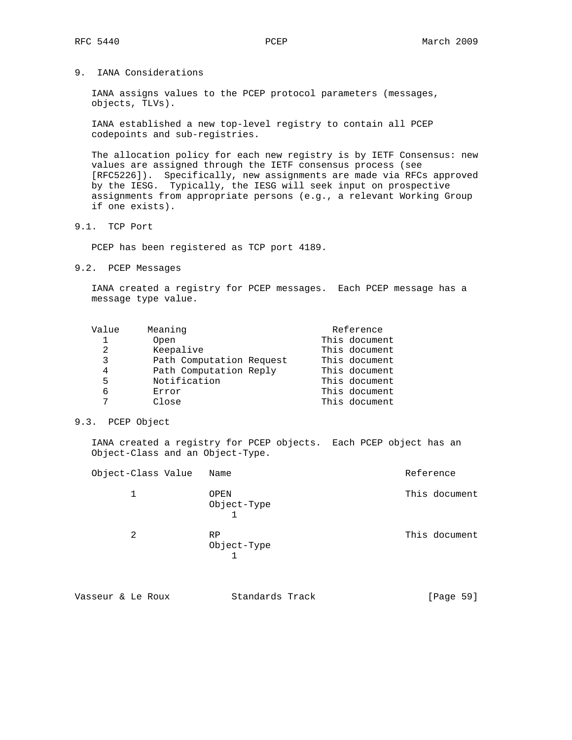## 9. IANA Considerations

IANA assigns values to the PCEP protocol parameters (messages, objects, TLVs).

IANA established a new top-level registry to contain all PCEP codepoints and sub-registries.

The allocation policy for each new registry is by IETF Consensus: new values are assigned through the IETF consensus process (see [RFC5226]). Specifically, new assignments are made via RFCs approved by the IESG. Typically, the IESG will seek input on prospective assignments from appropriate persons (e.g., a relevant Working Group if one exists).

### 9.1. TCP Port

PCEP has been registered as TCP port 4189.

### 9.2. PCEP Messages

IANA created a registry for PCEP messages. Each PCEP message has a message type value.

| Value | Meaning | Reference |
|---|---|---|
| 1 | Open | This document |
| 2 | Keepalive | This document |
| 3 | Path Computation Request | This document |
| 4 | Path Computation Reply | This document |
| 5 | Notification | This document |
| 6 | Error | This document |
| 7 | Close | This document |

### 9.3. PCEP Object

IANA created a registry for PCEP objects. Each PCEP object has an Object-Class and an Object-Type.

```
Object-Class Value   Name                         Reference

      1              OPEN                         This document
                     Object-Type
                         1

      2              RP                           This document
                     Object-Type
                         1
```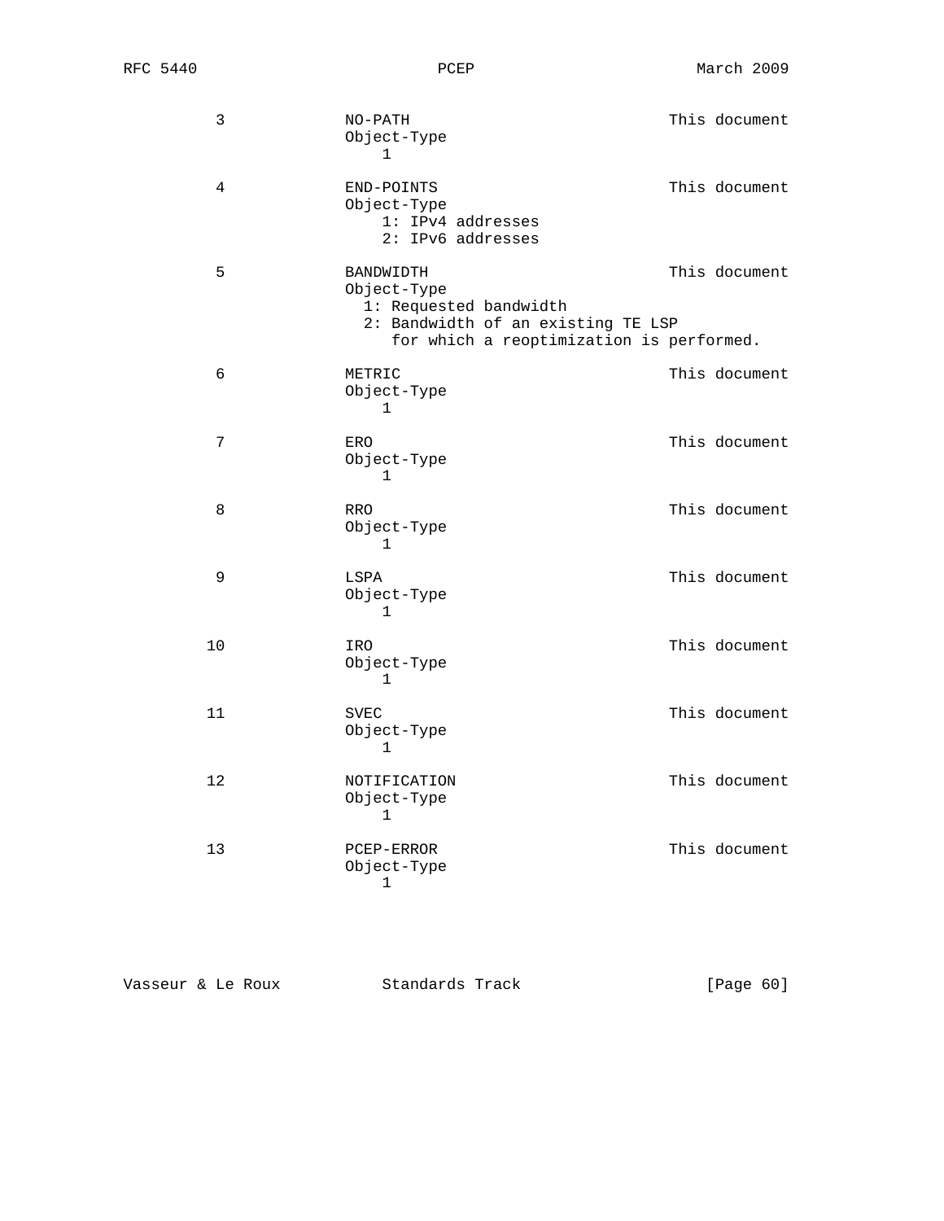```
      3             NO-PATH                          This document
                    Object-Type
                        1

      4             END-POINTS                       This document
                    Object-Type
                        1: IPv4 addresses
                        2: IPv6 addresses

      5             BANDWIDTH                        This document
                    Object-Type
                      1: Requested bandwidth
                      2: Bandwidth of an existing TE LSP
                         for which a reoptimization is performed.

      6             METRIC                           This document
                    Object-Type
                        1

      7             ERO                              This document
                    Object-Type
                        1

      8             RRO                              This document
                    Object-Type
                        1

      9             LSPA                             This document
                    Object-Type
                        1

     10             IRO                              This document
                    Object-Type
                        1

     11             SVEC                             This document
                    Object-Type
                        1

     12             NOTIFICATION                     This document
                    Object-Type
                        1

     13             PCEP-ERROR                       This document
                    Object-Type
                        1
```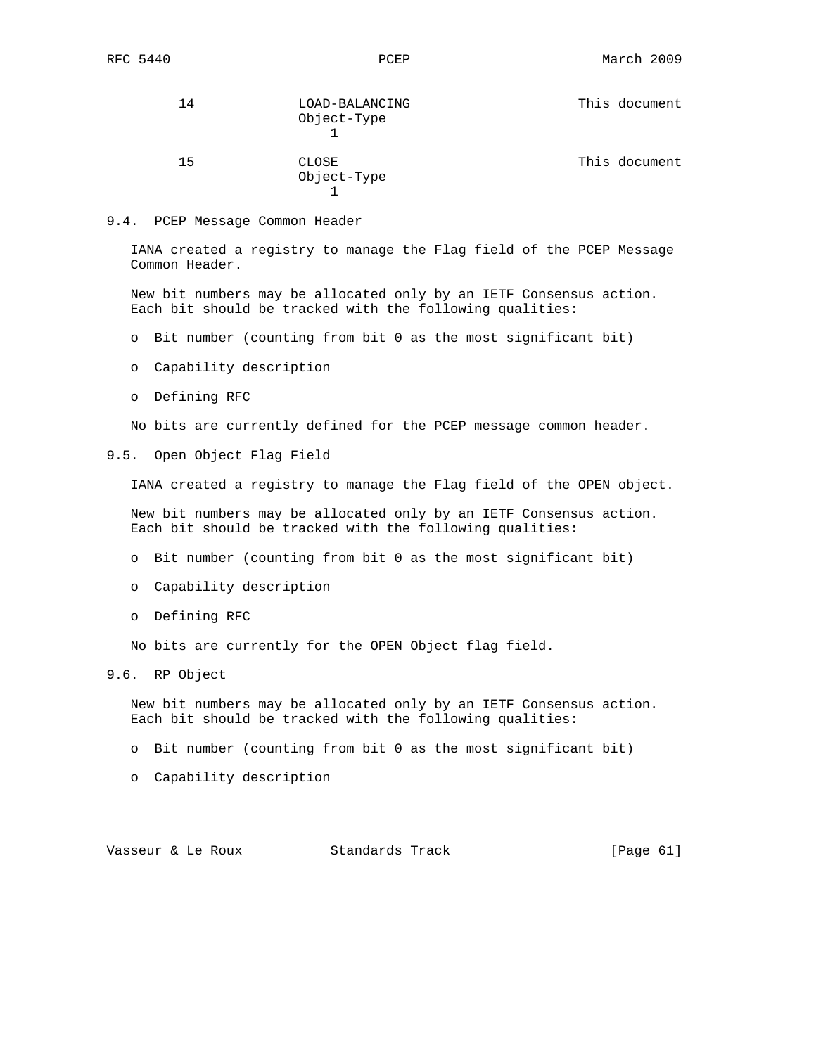| | | |
|---|---|---|
| 14 | LOAD-BALANCING<br>Object-Type<br>1 | This document |
| 15 | CLOSE<br>Object-Type<br>1 | This document |

### 9.4. PCEP Message Common Header

IANA created a registry to manage the Flag field of the PCEP Message Common Header.

New bit numbers may be allocated only by an IETF Consensus action. Each bit should be tracked with the following qualities:

- Bit number (counting from bit 0 as the most significant bit)
- Capability description
- Defining RFC

No bits are currently defined for the PCEP message common header.

### 9.5. Open Object Flag Field

IANA created a registry to manage the Flag field of the OPEN object.

New bit numbers may be allocated only by an IETF Consensus action. Each bit should be tracked with the following qualities:

- Bit number (counting from bit 0 as the most significant bit)
- Capability description
- Defining RFC

No bits are currently for the OPEN Object flag field.

### 9.6. RP Object

New bit numbers may be allocated only by an IETF Consensus action. Each bit should be tracked with the following qualities:

- Bit number (counting from bit 0 as the most significant bit)
- Capability description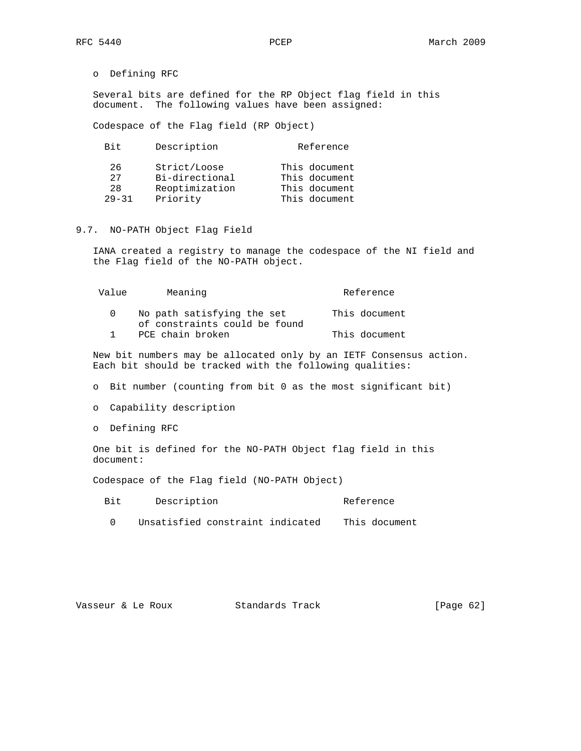- Defining RFC

Several bits are defined for the RP Object flag field in this document. The following values have been assigned:

Codespace of the Flag field (RP Object)

| Bit | Description | Reference |
|---|---|---|
| 26 | Strict/Loose | This document |
| 27 | Bi-directional | This document |
| 28 | Reoptimization | This document |
| 29-31 | Priority | This document |

### 9.7. NO-PATH Object Flag Field

IANA created a registry to manage the codespace of the NI field and the Flag field of the NO-PATH object.

| Value | Meaning | Reference |
|---|---|---|
| 0 | No path satisfying the set of constraints could be found | This document |
| 1 | PCE chain broken | This document |

New bit numbers may be allocated only by an IETF Consensus action. Each bit should be tracked with the following qualities:

- Bit number (counting from bit 0 as the most significant bit)
- Capability description
- Defining RFC

One bit is defined for the NO-PATH Object flag field in this document:

Codespace of the Flag field (NO-PATH Object)

| Bit | Description | Reference |
|---|---|---|
| 0 | Unsatisfied constraint indicated | This document |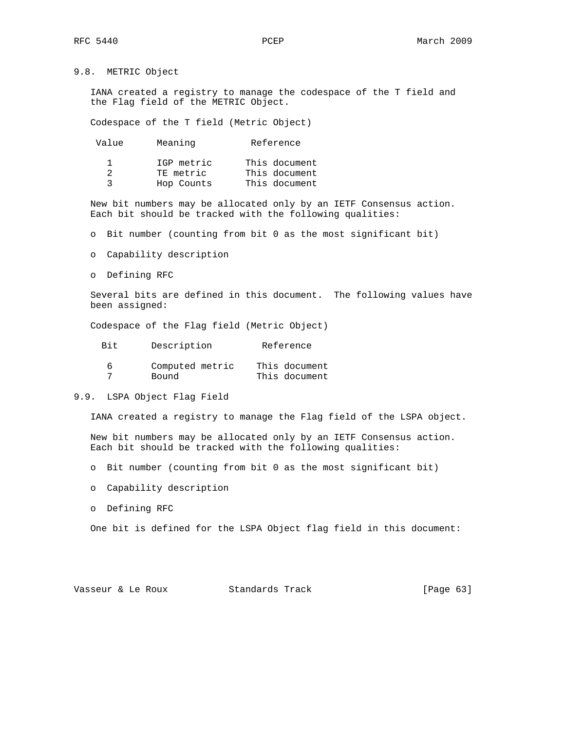### 9.8. METRIC Object

IANA created a registry to manage the codespace of the T field and the Flag field of the METRIC Object.

Codespace of the T field (Metric Object)

| Value | Meaning | Reference |
|---|---|---|
| 1 | IGP metric | This document |
| 2 | TE metric | This document |
| 3 | Hop Counts | This document |

New bit numbers may be allocated only by an IETF Consensus action. Each bit should be tracked with the following qualities:

- Bit number (counting from bit 0 as the most significant bit)
- Capability description
- Defining RFC

Several bits are defined in this document. The following values have been assigned:

Codespace of the Flag field (Metric Object)

| Bit | Description | Reference |
|---|---|---|
| 6 | Computed metric | This document |
| 7 | Bound | This document |

### 9.9. LSPA Object Flag Field

IANA created a registry to manage the Flag field of the LSPA object.

New bit numbers may be allocated only by an IETF Consensus action. Each bit should be tracked with the following qualities:

- Bit number (counting from bit 0 as the most significant bit)
- Capability description
- Defining RFC

One bit is defined for the LSPA Object flag field in this document: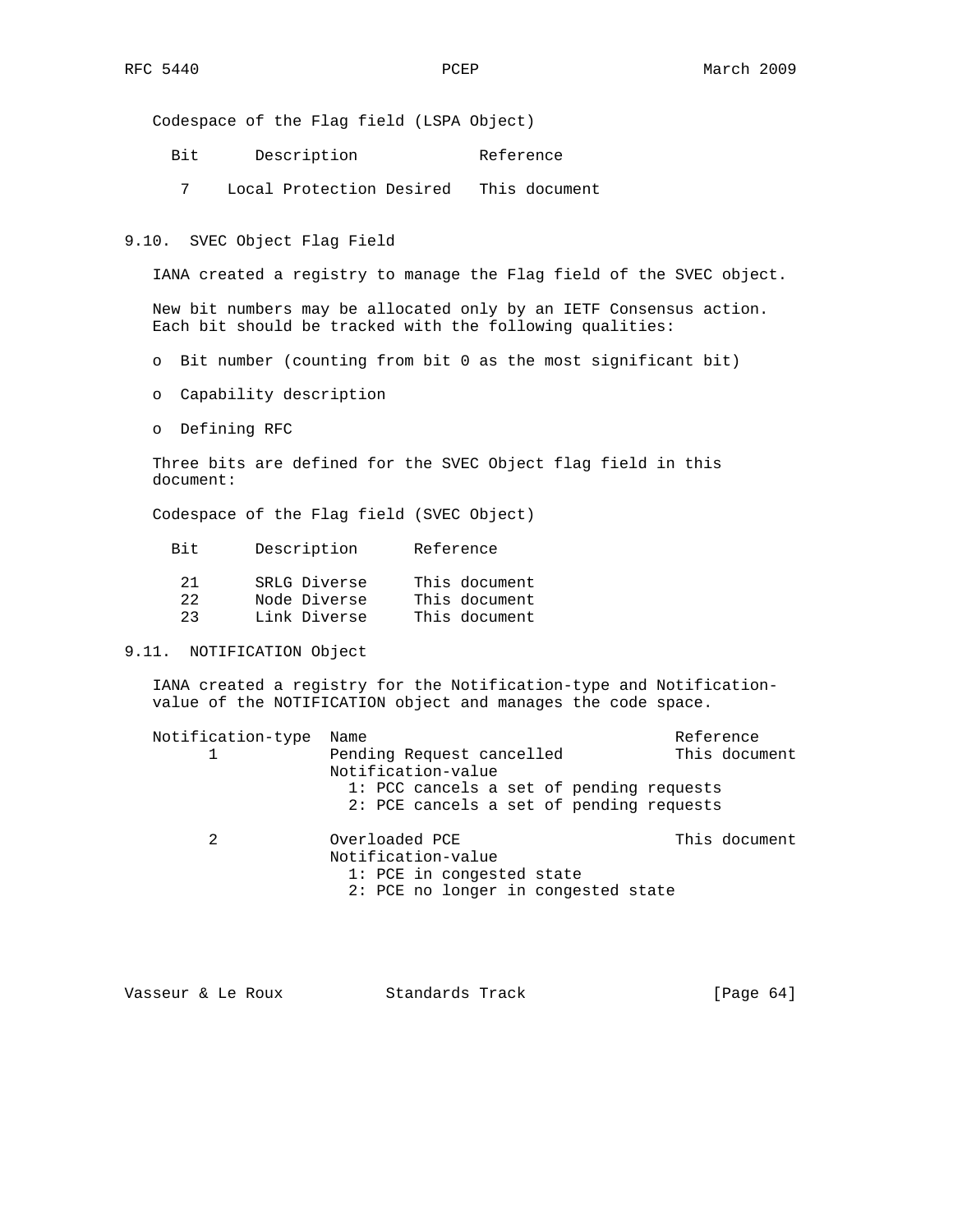Codespace of the Flag field (LSPA Object)

| Bit | Description | Reference |
|---|---|---|
| 7 | Local Protection Desired | This document |

## 9.10. SVEC Object Flag Field

IANA created a registry to manage the Flag field of the SVEC object.

New bit numbers may be allocated only by an IETF Consensus action. Each bit should be tracked with the following qualities:

- Bit number (counting from bit 0 as the most significant bit)
- Capability description
- Defining RFC

Three bits are defined for the SVEC Object flag field in this document:

Codespace of the Flag field (SVEC Object)

| Bit | Description | Reference |
|---|---|---|
| 21 | SRLG Diverse | This document |
| 22 | Node Diverse | This document |
| 23 | Link Diverse | This document |

## 9.11. NOTIFICATION Object

IANA created a registry for the Notification-type and Notification-value of the NOTIFICATION object and manages the code space.

| Notification-type | Name | Reference |
|---|---|---|
| 1 | Pending Request cancelled<br>Notification-value<br>1: PCC cancels a set of pending requests<br>2: PCE cancels a set of pending requests | This document |
| 2 | Overloaded PCE<br>Notification-value<br>1: PCE in congested state<br>2: PCE no longer in congested state | This document |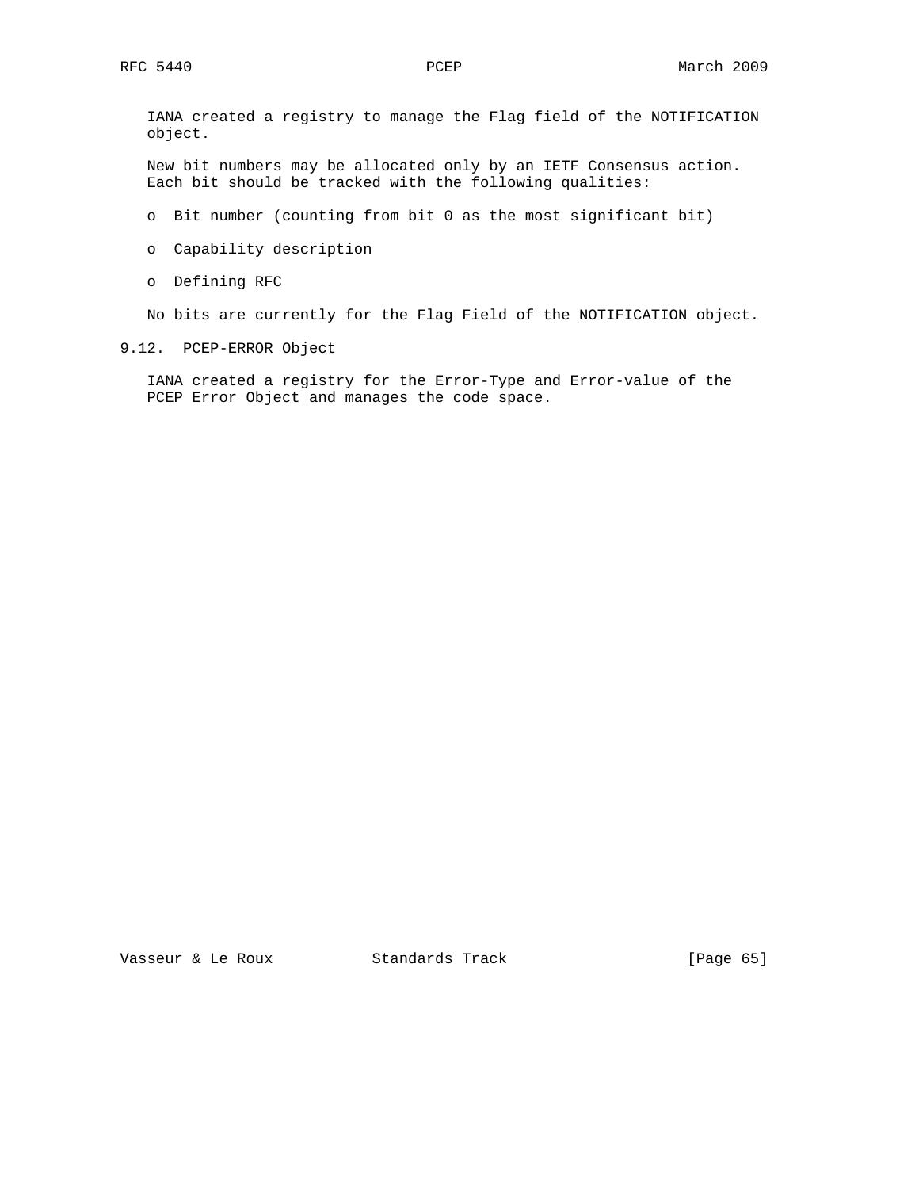IANA created a registry to manage the Flag field of the NOTIFICATION object.

New bit numbers may be allocated only by an IETF Consensus action. Each bit should be tracked with the following qualities:

- Bit number (counting from bit 0 as the most significant bit)
- Capability description
- Defining RFC

No bits are currently for the Flag Field of the NOTIFICATION object.

### 9.12. PCEP-ERROR Object

IANA created a registry for the Error-Type and Error-value of the PCEP Error Object and manages the code space.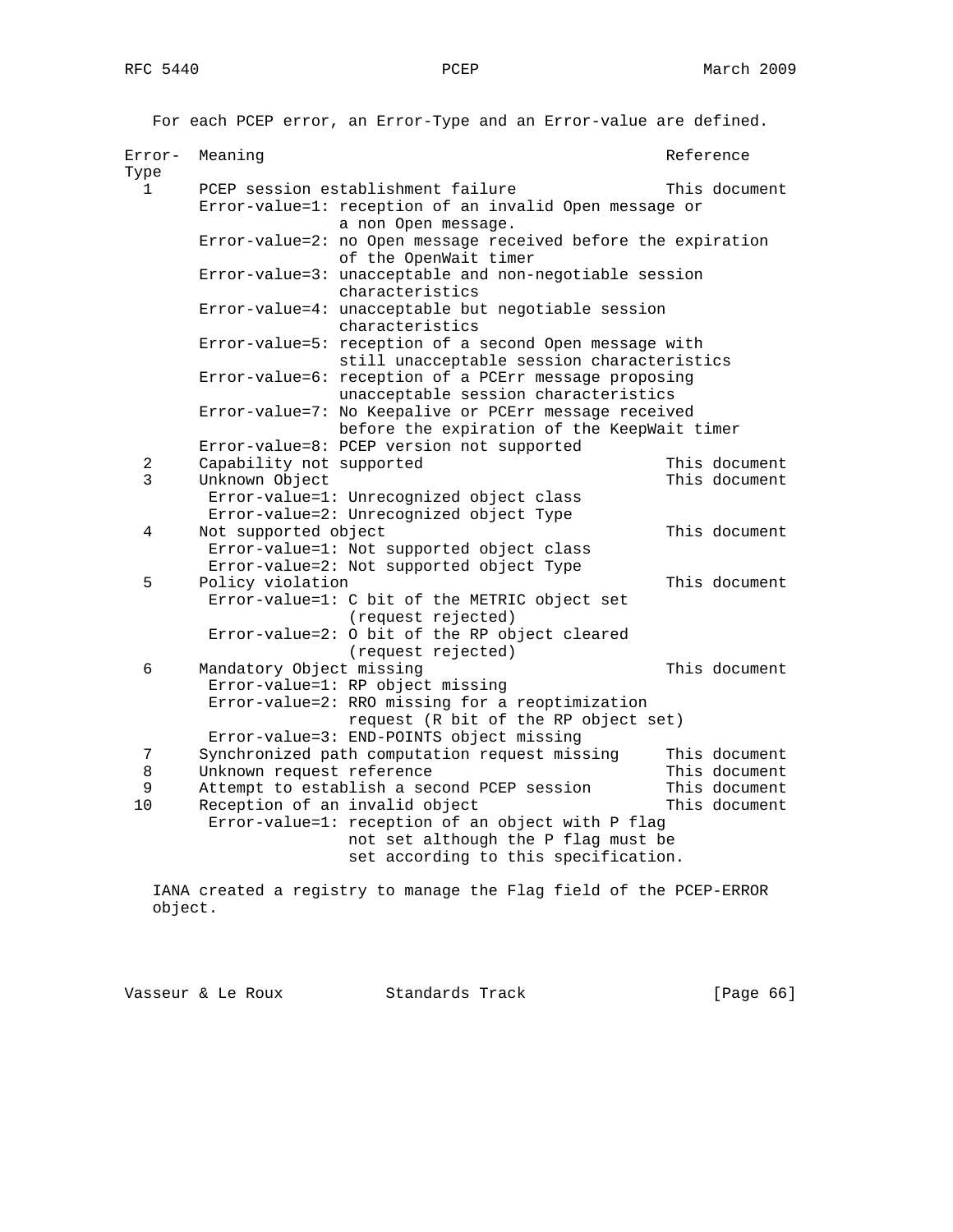For each PCEP error, an Error-Type and an Error-value are defined.

```
Error-  Meaning                                             Reference
Type
  1     PCEP session establishment failure                  This document
        Error-value=1: reception of an invalid Open message or
                       a non Open message.
        Error-value=2: no Open message received before the expiration
                       of the OpenWait timer
        Error-value=3: unacceptable and non-negotiable session
                       characteristics
        Error-value=4: unacceptable but negotiable session
                       characteristics
        Error-value=5: reception of a second Open message with
                       still unacceptable session characteristics
        Error-value=6: reception of a PCErr message proposing
                       unacceptable session characteristics
        Error-value=7: No Keepalive or PCErr message received
                       before the expiration of the KeepWait timer
        Error-value=8: PCEP version not supported
  2     Capability not supported                            This document
  3     Unknown Object                                      This document
         Error-value=1: Unrecognized object class
         Error-value=2: Unrecognized object Type
  4     Not supported object                                This document
         Error-value=1: Not supported object class
         Error-value=2: Not supported object Type
  5     Policy violation                                    This document
         Error-value=1: C bit of the METRIC object set
                        (request rejected)
         Error-value=2: O bit of the RP object cleared
                        (request rejected)
  6     Mandatory Object missing                            This document
         Error-value=1: RP object missing
         Error-value=2: RRO missing for a reoptimization
                        request (R bit of the RP object set)
         Error-value=3: END-POINTS object missing
  7     Synchronized path computation request missing      This document
  8     Unknown request reference                           This document
  9     Attempt to establish a second PCEP session          This document
 10     Reception of an invalid object                      This document
         Error-value=1: reception of an object with P flag
                        not set although the P flag must be
                        set according to this specification.
```

IANA created a registry to manage the Flag field of the PCEP-ERROR object.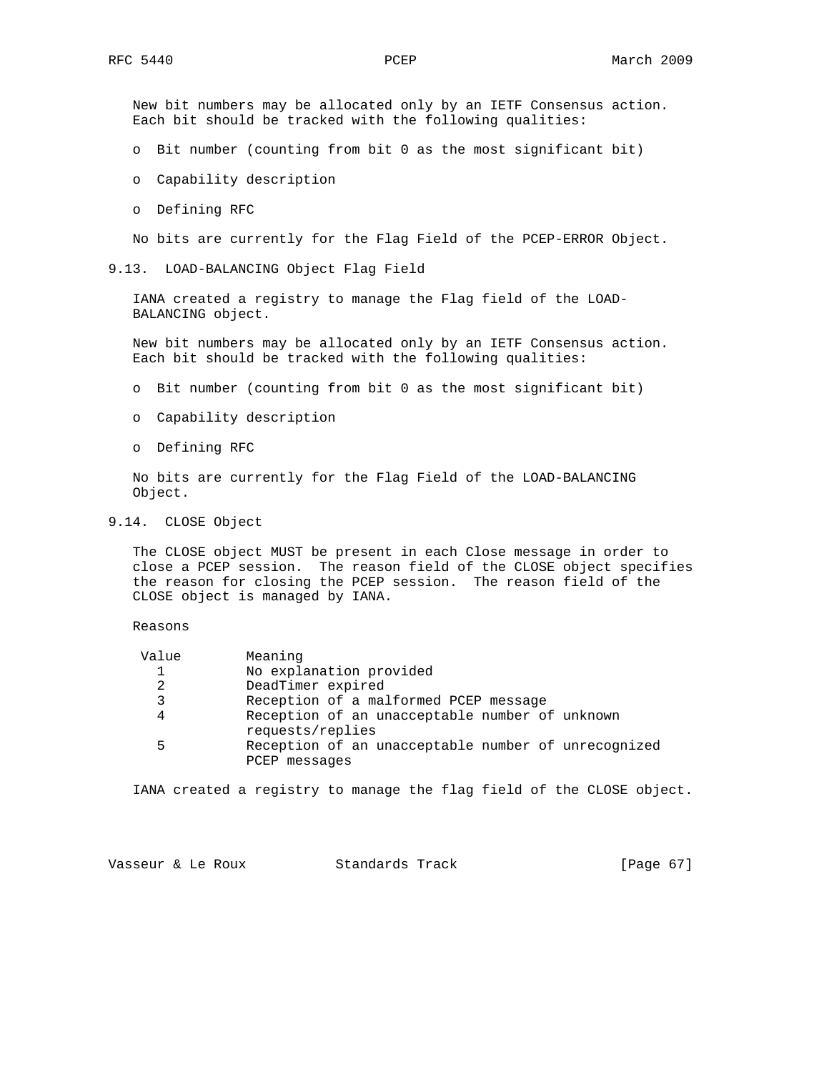New bit numbers may be allocated only by an IETF Consensus action. Each bit should be tracked with the following qualities:

- Bit number (counting from bit 0 as the most significant bit)
- Capability description
- Defining RFC

No bits are currently for the Flag Field of the PCEP-ERROR Object.

### 9.13. LOAD-BALANCING Object Flag Field

IANA created a registry to manage the Flag field of the LOAD-BALANCING object.

New bit numbers may be allocated only by an IETF Consensus action. Each bit should be tracked with the following qualities:

- Bit number (counting from bit 0 as the most significant bit)
- Capability description
- Defining RFC

No bits are currently for the Flag Field of the LOAD-BALANCING Object.

### 9.14. CLOSE Object

The CLOSE object MUST be present in each Close message in order to close a PCEP session. The reason field of the CLOSE object specifies the reason for closing the PCEP session. The reason field of the CLOSE object is managed by IANA.

Reasons

| Value | Meaning |
|---|---|
| 1 | No explanation provided |
| 2 | DeadTimer expired |
| 3 | Reception of a malformed PCEP message |
| 4 | Reception of an unacceptable number of unknown requests/replies |
| 5 | Reception of an unacceptable number of unrecognized PCEP messages |

IANA created a registry to manage the flag field of the CLOSE object.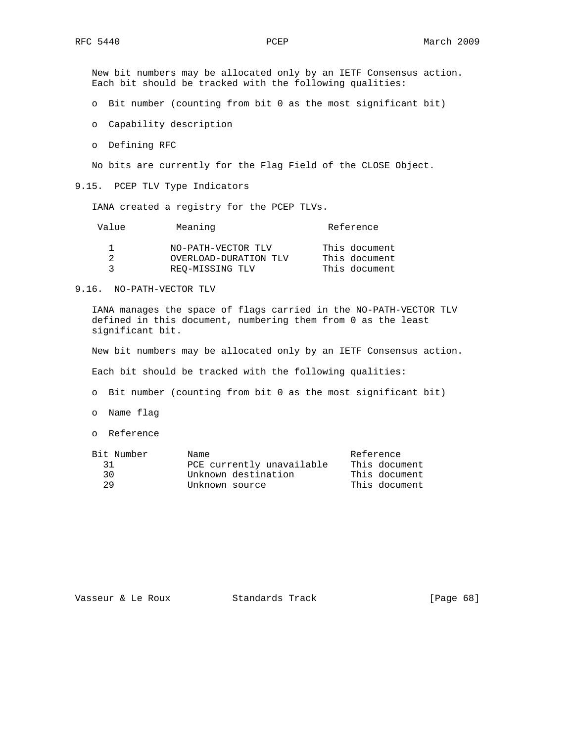New bit numbers may be allocated only by an IETF Consensus action. Each bit should be tracked with the following qualities:

- Bit number (counting from bit 0 as the most significant bit)
- Capability description
- Defining RFC

No bits are currently for the Flag Field of the CLOSE Object.

### 9.15. PCEP TLV Type Indicators

IANA created a registry for the PCEP TLVs.

| Value | Meaning | Reference |
|---|---|---|
| 1 | NO-PATH-VECTOR TLV | This document |
| 2 | OVERLOAD-DURATION TLV | This document |
| 3 | REQ-MISSING TLV | This document |

### 9.16. NO-PATH-VECTOR TLV

IANA manages the space of flags carried in the NO-PATH-VECTOR TLV defined in this document, numbering them from 0 as the least significant bit.

New bit numbers may be allocated only by an IETF Consensus action.

Each bit should be tracked with the following qualities:

- Bit number (counting from bit 0 as the most significant bit)
- Name flag
- Reference

| Bit Number | Name | Reference |
|---|---|---|
| 31 | PCE currently unavailable | This document |
| 30 | Unknown destination | This document |
| 29 | Unknown source | This document |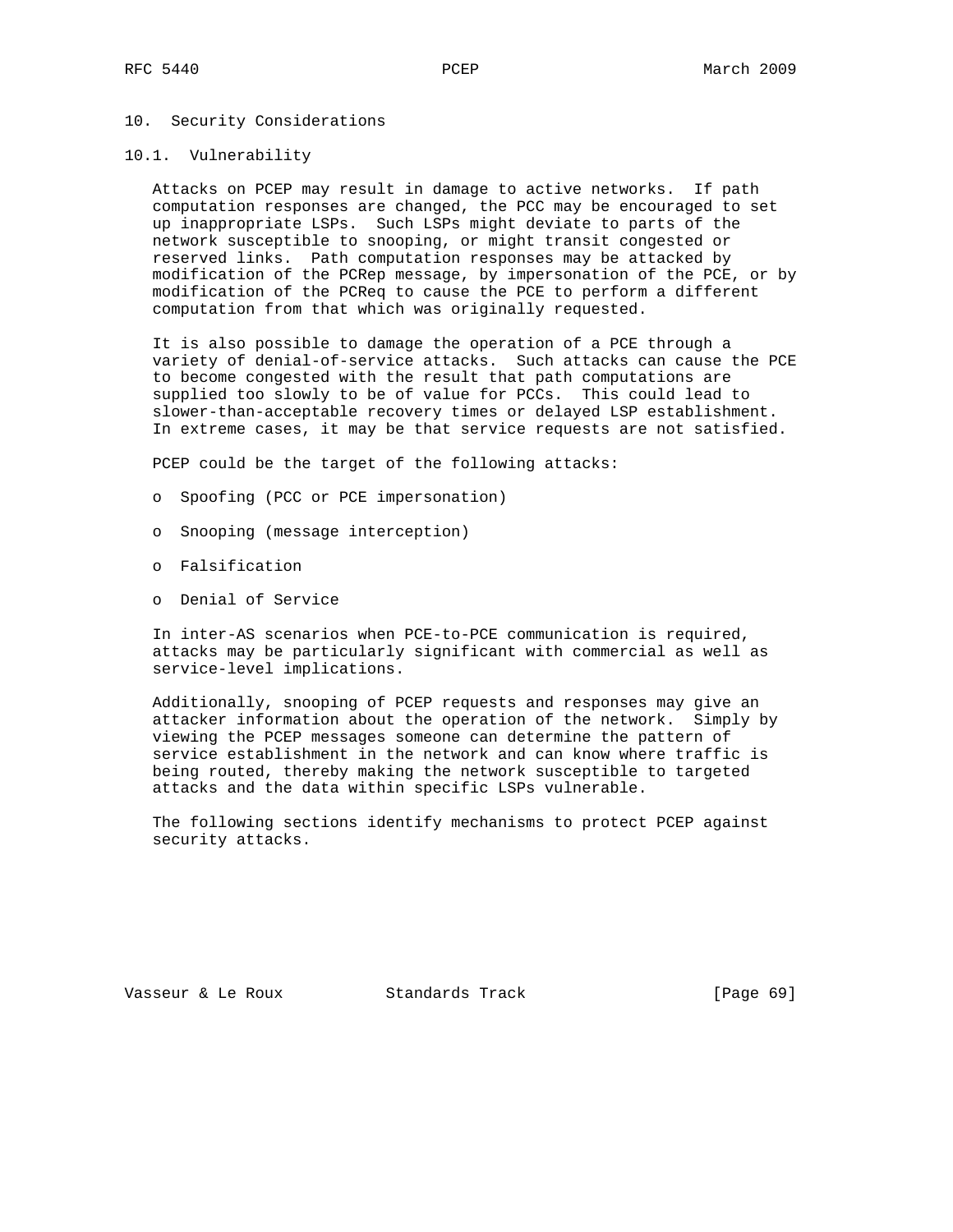## 10. Security Considerations

### 10.1. Vulnerability

Attacks on PCEP may result in damage to active networks. If path computation responses are changed, the PCC may be encouraged to set up inappropriate LSPs. Such LSPs might deviate to parts of the network susceptible to snooping, or might transit congested or reserved links. Path computation responses may be attacked by modification of the PCRep message, by impersonation of the PCE, or by modification of the PCReq to cause the PCE to perform a different computation from that which was originally requested.

It is also possible to damage the operation of a PCE through a variety of denial-of-service attacks. Such attacks can cause the PCE to become congested with the result that path computations are supplied too slowly to be of value for PCCs. This could lead to slower-than-acceptable recovery times or delayed LSP establishment. In extreme cases, it may be that service requests are not satisfied.

PCEP could be the target of the following attacks:

- Spoofing (PCC or PCE impersonation)
- Snooping (message interception)
- Falsification
- Denial of Service

In inter-AS scenarios when PCE-to-PCE communication is required, attacks may be particularly significant with commercial as well as service-level implications.

Additionally, snooping of PCEP requests and responses may give an attacker information about the operation of the network. Simply by viewing the PCEP messages someone can determine the pattern of service establishment in the network and can know where traffic is being routed, thereby making the network susceptible to targeted attacks and the data within specific LSPs vulnerable.

The following sections identify mechanisms to protect PCEP against security attacks.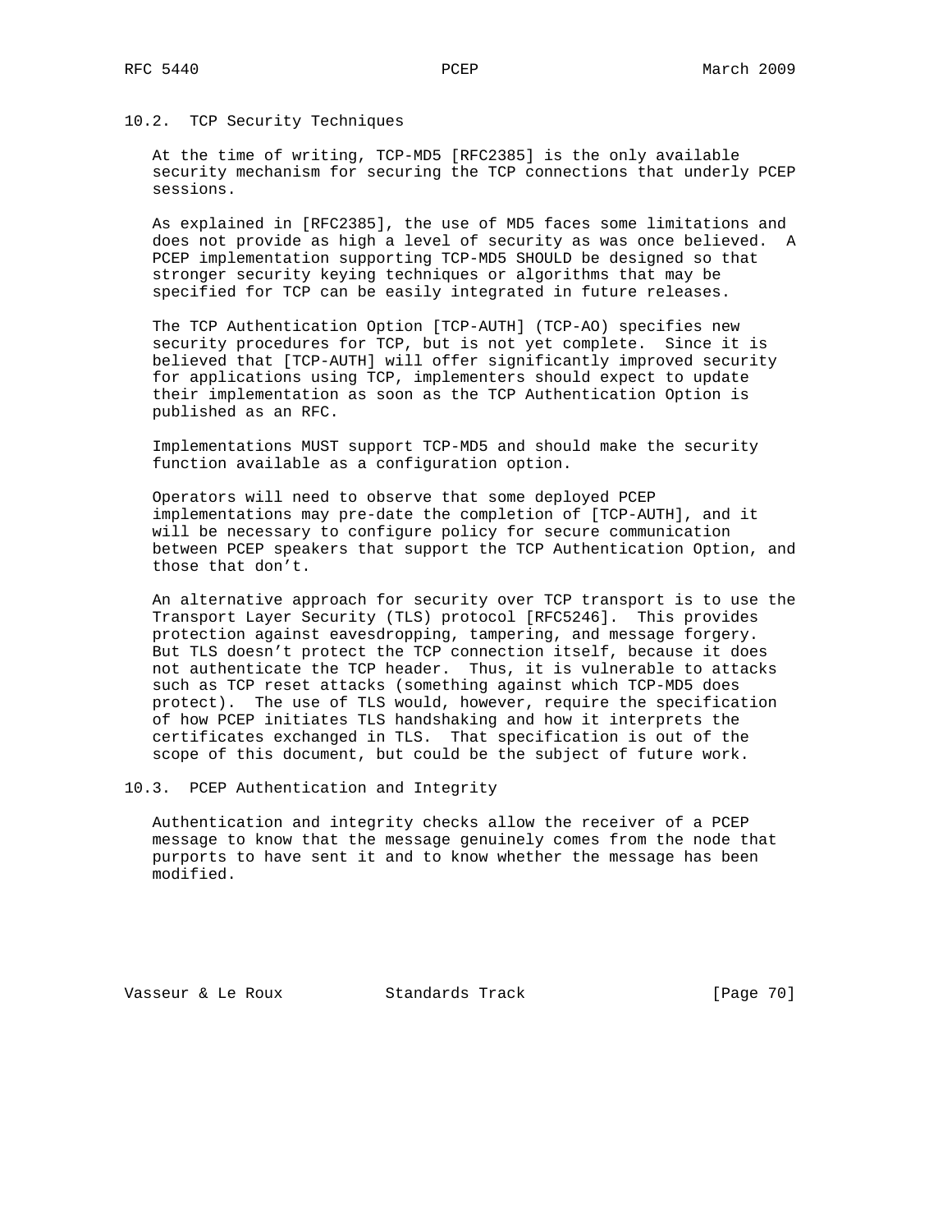### 10.2. TCP Security Techniques

At the time of writing, TCP-MD5 [RFC2385] is the only available security mechanism for securing the TCP connections that underly PCEP sessions.

As explained in [RFC2385], the use of MD5 faces some limitations and does not provide as high a level of security as was once believed. A PCEP implementation supporting TCP-MD5 SHOULD be designed so that stronger security keying techniques or algorithms that may be specified for TCP can be easily integrated in future releases.

The TCP Authentication Option [TCP-AUTH] (TCP-AO) specifies new security procedures for TCP, but is not yet complete. Since it is believed that [TCP-AUTH] will offer significantly improved security for applications using TCP, implementers should expect to update their implementation as soon as the TCP Authentication Option is published as an RFC.

Implementations MUST support TCP-MD5 and should make the security function available as a configuration option.

Operators will need to observe that some deployed PCEP implementations may pre-date the completion of [TCP-AUTH], and it will be necessary to configure policy for secure communication between PCEP speakers that support the TCP Authentication Option, and those that don't.

An alternative approach for security over TCP transport is to use the Transport Layer Security (TLS) protocol [RFC5246]. This provides protection against eavesdropping, tampering, and message forgery. But TLS doesn't protect the TCP connection itself, because it does not authenticate the TCP header. Thus, it is vulnerable to attacks such as TCP reset attacks (something against which TCP-MD5 does protect). The use of TLS would, however, require the specification of how PCEP initiates TLS handshaking and how it interprets the certificates exchanged in TLS. That specification is out of the scope of this document, but could be the subject of future work.

### 10.3. PCEP Authentication and Integrity

Authentication and integrity checks allow the receiver of a PCEP message to know that the message genuinely comes from the node that purports to have sent it and to know whether the message has been modified.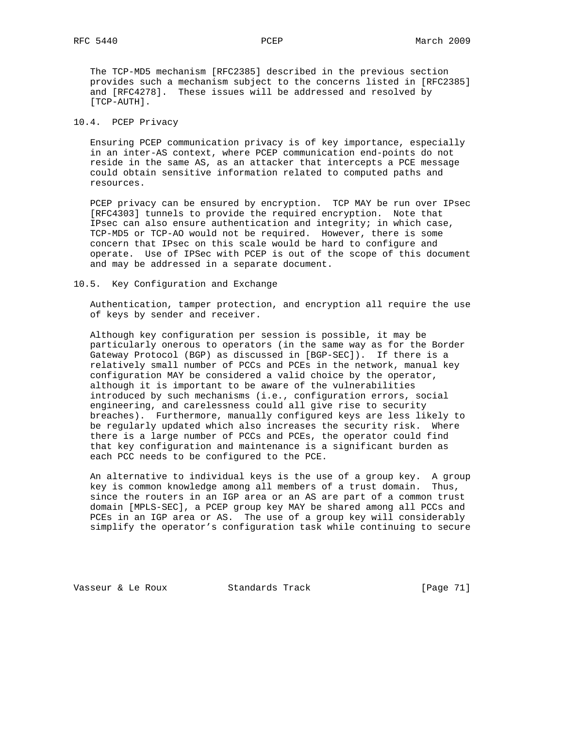The TCP-MD5 mechanism [RFC2385] described in the previous section provides such a mechanism subject to the concerns listed in [RFC2385] and [RFC4278]. These issues will be addressed and resolved by [TCP-AUTH].

### 10.4. PCEP Privacy

Ensuring PCEP communication privacy is of key importance, especially in an inter-AS context, where PCEP communication end-points do not reside in the same AS, as an attacker that intercepts a PCE message could obtain sensitive information related to computed paths and resources.

PCEP privacy can be ensured by encryption. TCP MAY be run over IPsec [RFC4303] tunnels to provide the required encryption. Note that IPsec can also ensure authentication and integrity; in which case, TCP-MD5 or TCP-AO would not be required. However, there is some concern that IPsec on this scale would be hard to configure and operate. Use of IPSec with PCEP is out of the scope of this document and may be addressed in a separate document.

### 10.5. Key Configuration and Exchange

Authentication, tamper protection, and encryption all require the use of keys by sender and receiver.

Although key configuration per session is possible, it may be particularly onerous to operators (in the same way as for the Border Gateway Protocol (BGP) as discussed in [BGP-SEC]). If there is a relatively small number of PCCs and PCEs in the network, manual key configuration MAY be considered a valid choice by the operator, although it is important to be aware of the vulnerabilities introduced by such mechanisms (i.e., configuration errors, social engineering, and carelessness could all give rise to security breaches). Furthermore, manually configured keys are less likely to be regularly updated which also increases the security risk. Where there is a large number of PCCs and PCEs, the operator could find that key configuration and maintenance is a significant burden as each PCC needs to be configured to the PCE.

An alternative to individual keys is the use of a group key. A group key is common knowledge among all members of a trust domain. Thus, since the routers in an IGP area or an AS are part of a common trust domain [MPLS-SEC], a PCEP group key MAY be shared among all PCCs and PCEs in an IGP area or AS. The use of a group key will considerably simplify the operator's configuration task while continuing to secure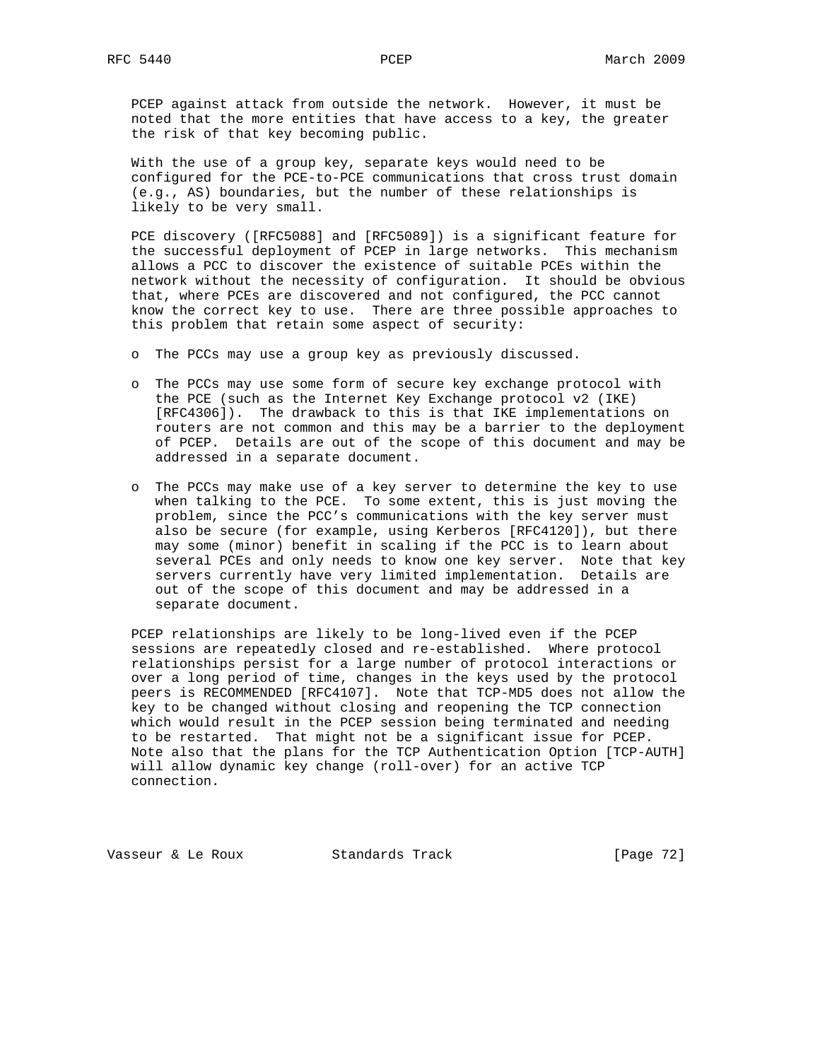PCEP against attack from outside the network. However, it must be noted that the more entities that have access to a key, the greater the risk of that key becoming public.

With the use of a group key, separate keys would need to be configured for the PCE-to-PCE communications that cross trust domain (e.g., AS) boundaries, but the number of these relationships is likely to be very small.

PCE discovery ([RFC5088] and [RFC5089]) is a significant feature for the successful deployment of PCEP in large networks. This mechanism allows a PCC to discover the existence of suitable PCEs within the network without the necessity of configuration. It should be obvious that, where PCEs are discovered and not configured, the PCC cannot know the correct key to use. There are three possible approaches to this problem that retain some aspect of security:

- The PCCs may use a group key as previously discussed.
- The PCCs may use some form of secure key exchange protocol with the PCE (such as the Internet Key Exchange protocol v2 (IKE) [RFC4306]). The drawback to this is that IKE implementations on routers are not common and this may be a barrier to the deployment of PCEP. Details are out of the scope of this document and may be addressed in a separate document.
- The PCCs may make use of a key server to determine the key to use when talking to the PCE. To some extent, this is just moving the problem, since the PCC's communications with the key server must also be secure (for example, using Kerberos [RFC4120]), but there may some (minor) benefit in scaling if the PCC is to learn about several PCEs and only needs to know one key server. Note that key servers currently have very limited implementation. Details are out of the scope of this document and may be addressed in a separate document.

PCEP relationships are likely to be long-lived even if the PCEP sessions are repeatedly closed and re-established. Where protocol relationships persist for a large number of protocol interactions or over a long period of time, changes in the keys used by the protocol peers is RECOMMENDED [RFC4107]. Note that TCP-MD5 does not allow the key to be changed without closing and reopening the TCP connection which would result in the PCEP session being terminated and needing to be restarted. That might not be a significant issue for PCEP. Note also that the plans for the TCP Authentication Option [TCP-AUTH] will allow dynamic key change (roll-over) for an active TCP connection.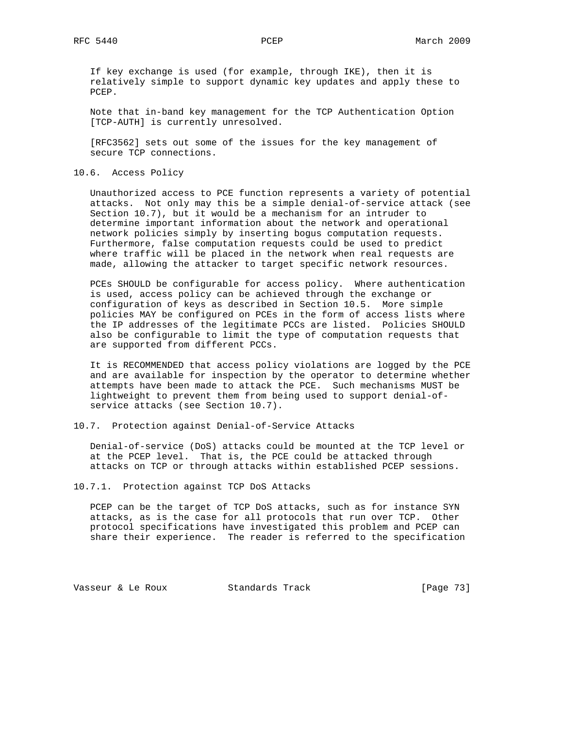If key exchange is used (for example, through IKE), then it is relatively simple to support dynamic key updates and apply these to PCEP.

Note that in-band key management for the TCP Authentication Option [TCP-AUTH] is currently unresolved.

[RFC3562] sets out some of the issues for the key management of secure TCP connections.

### 10.6. Access Policy

Unauthorized access to PCE function represents a variety of potential attacks. Not only may this be a simple denial-of-service attack (see Section 10.7), but it would be a mechanism for an intruder to determine important information about the network and operational network policies simply by inserting bogus computation requests. Furthermore, false computation requests could be used to predict where traffic will be placed in the network when real requests are made, allowing the attacker to target specific network resources.

PCEs SHOULD be configurable for access policy. Where authentication is used, access policy can be achieved through the exchange or configuration of keys as described in Section 10.5. More simple policies MAY be configured on PCEs in the form of access lists where the IP addresses of the legitimate PCCs are listed. Policies SHOULD also be configurable to limit the type of computation requests that are supported from different PCCs.

It is RECOMMENDED that access policy violations are logged by the PCE and are available for inspection by the operator to determine whether attempts have been made to attack the PCE. Such mechanisms MUST be lightweight to prevent them from being used to support denial-of-service attacks (see Section 10.7).

### 10.7. Protection against Denial-of-Service Attacks

Denial-of-service (DoS) attacks could be mounted at the TCP level or at the PCEP level. That is, the PCE could be attacked through attacks on TCP or through attacks within established PCEP sessions.

#### 10.7.1. Protection against TCP DoS Attacks

PCEP can be the target of TCP DoS attacks, such as for instance SYN attacks, as is the case for all protocols that run over TCP. Other protocol specifications have investigated this problem and PCEP can share their experience. The reader is referred to the specification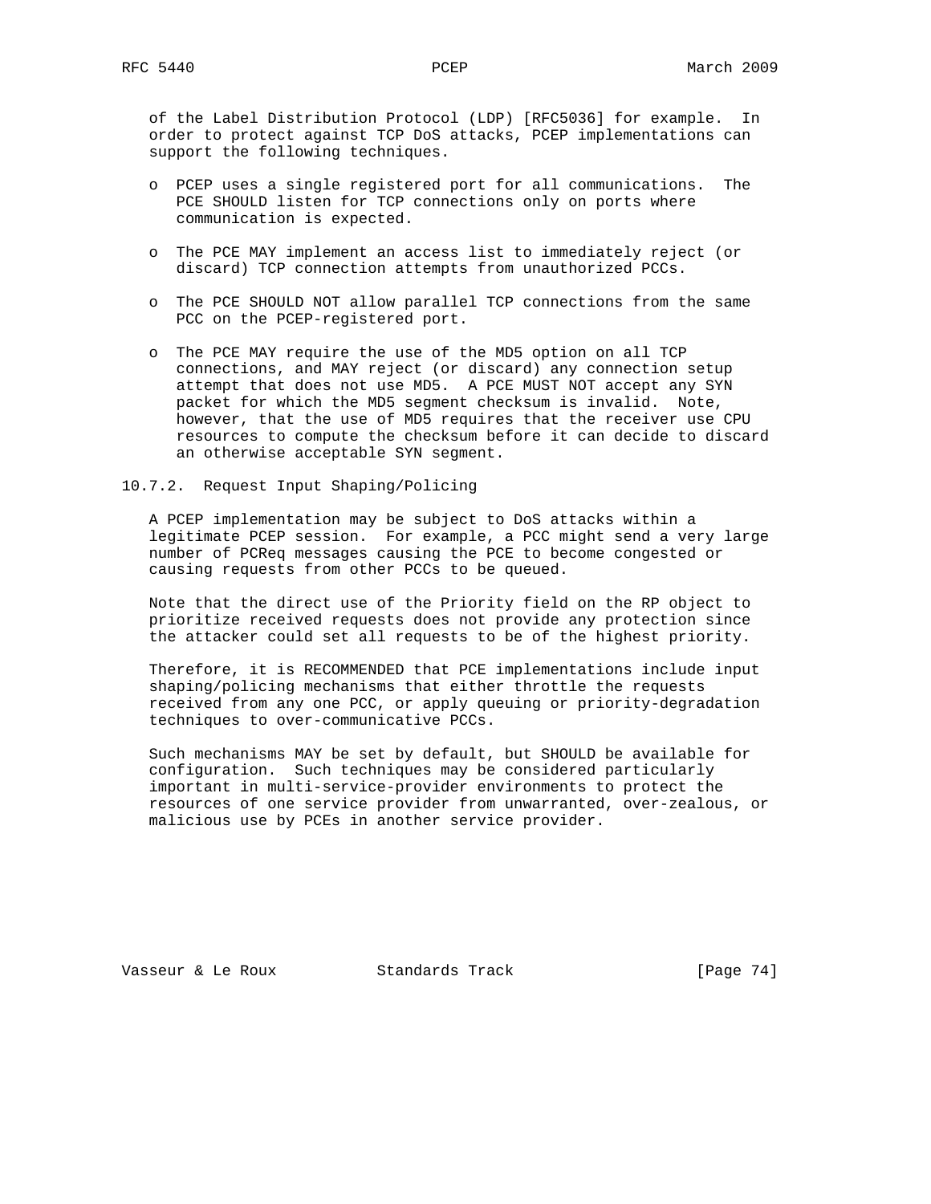of the Label Distribution Protocol (LDP) [RFC5036] for example. In order to protect against TCP DoS attacks, PCEP implementations can support the following techniques.

- PCEP uses a single registered port for all communications. The PCE SHOULD listen for TCP connections only on ports where communication is expected.

- The PCE MAY implement an access list to immediately reject (or discard) TCP connection attempts from unauthorized PCCs.

- The PCE SHOULD NOT allow parallel TCP connections from the same PCC on the PCEP-registered port.

- The PCE MAY require the use of the MD5 option on all TCP connections, and MAY reject (or discard) any connection setup attempt that does not use MD5. A PCE MUST NOT accept any SYN packet for which the MD5 segment checksum is invalid. Note, however, that the use of MD5 requires that the receiver use CPU resources to compute the checksum before it can decide to discard an otherwise acceptable SYN segment.

### 10.7.2. Request Input Shaping/Policing

A PCEP implementation may be subject to DoS attacks within a legitimate PCEP session. For example, a PCC might send a very large number of PCReq messages causing the PCE to become congested or causing requests from other PCCs to be queued.

Note that the direct use of the Priority field on the RP object to prioritize received requests does not provide any protection since the attacker could set all requests to be of the highest priority.

Therefore, it is RECOMMENDED that PCE implementations include input shaping/policing mechanisms that either throttle the requests received from any one PCC, or apply queuing or priority-degradation techniques to over-communicative PCCs.

Such mechanisms MAY be set by default, but SHOULD be available for configuration. Such techniques may be considered particularly important in multi-service-provider environments to protect the resources of one service provider from unwarranted, over-zealous, or malicious use by PCEs in another service provider.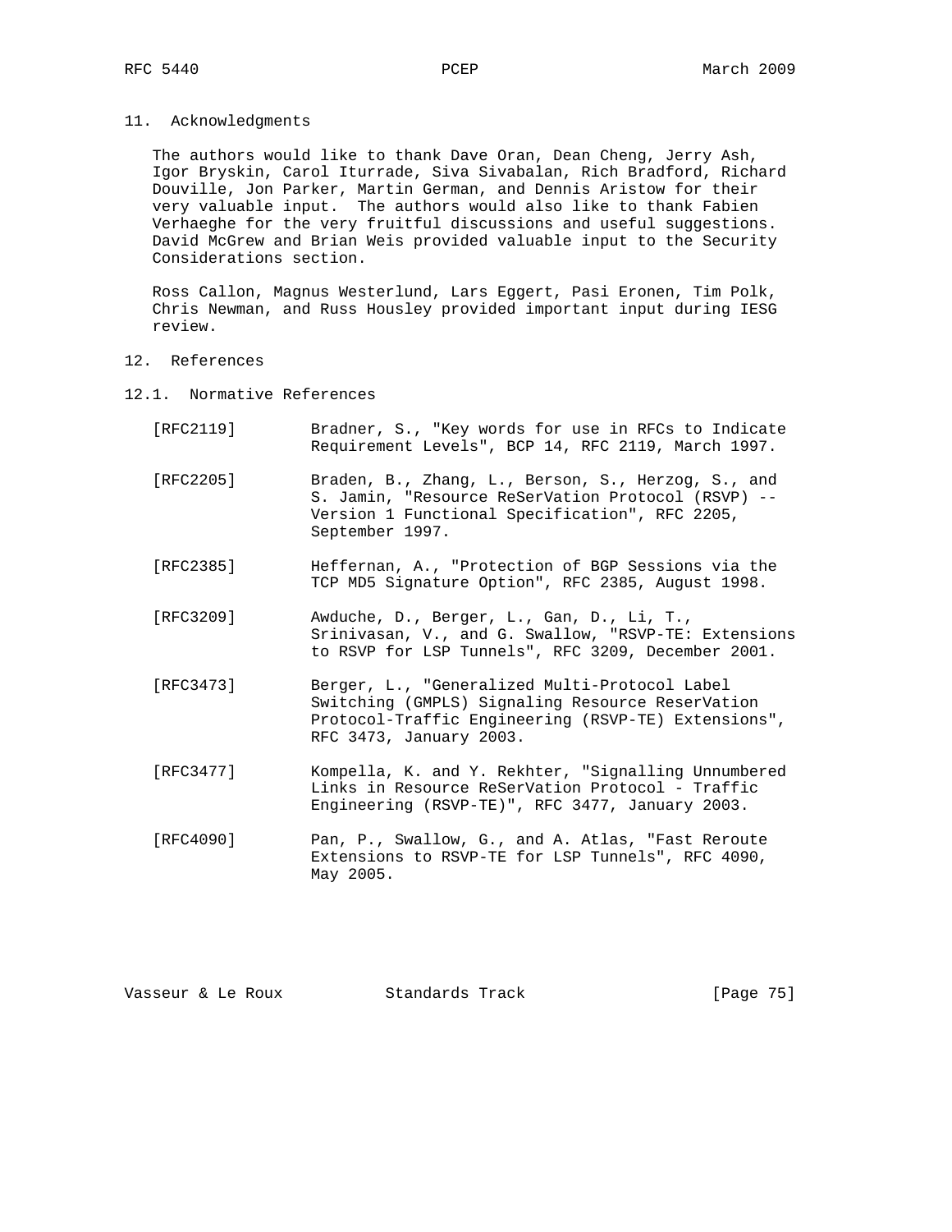## 11. Acknowledgments

The authors would like to thank Dave Oran, Dean Cheng, Jerry Ash, Igor Bryskin, Carol Iturrade, Siva Sivabalan, Rich Bradford, Richard Douville, Jon Parker, Martin German, and Dennis Aristow for their very valuable input. The authors would also like to thank Fabien Verhaeghe for the very fruitful discussions and useful suggestions. David McGrew and Brian Weis provided valuable input to the Security Considerations section.

Ross Callon, Magnus Westerlund, Lars Eggert, Pasi Eronen, Tim Polk, Chris Newman, and Russ Housley provided important input during IESG review.

## 12. References

### 12.1. Normative References

[RFC2119] Bradner, S., "Key words for use in RFCs to Indicate Requirement Levels", BCP 14, RFC 2119, March 1997.

[RFC2205] Braden, B., Zhang, L., Berson, S., Herzog, S., and S. Jamin, "Resource ReSerVation Protocol (RSVP) -- Version 1 Functional Specification", RFC 2205, September 1997.

[RFC2385] Heffernan, A., "Protection of BGP Sessions via the TCP MD5 Signature Option", RFC 2385, August 1998.

[RFC3209] Awduche, D., Berger, L., Gan, D., Li, T., Srinivasan, V., and G. Swallow, "RSVP-TE: Extensions to RSVP for LSP Tunnels", RFC 3209, December 2001.

[RFC3473] Berger, L., "Generalized Multi-Protocol Label Switching (GMPLS) Signaling Resource ReserVation Protocol-Traffic Engineering (RSVP-TE) Extensions", RFC 3473, January 2003.

[RFC3477] Kompella, K. and Y. Rekhter, "Signalling Unnumbered Links in Resource ReSerVation Protocol - Traffic Engineering (RSVP-TE)", RFC 3477, January 2003.

[RFC4090] Pan, P., Swallow, G., and A. Atlas, "Fast Reroute Extensions to RSVP-TE for LSP Tunnels", RFC 4090, May 2005.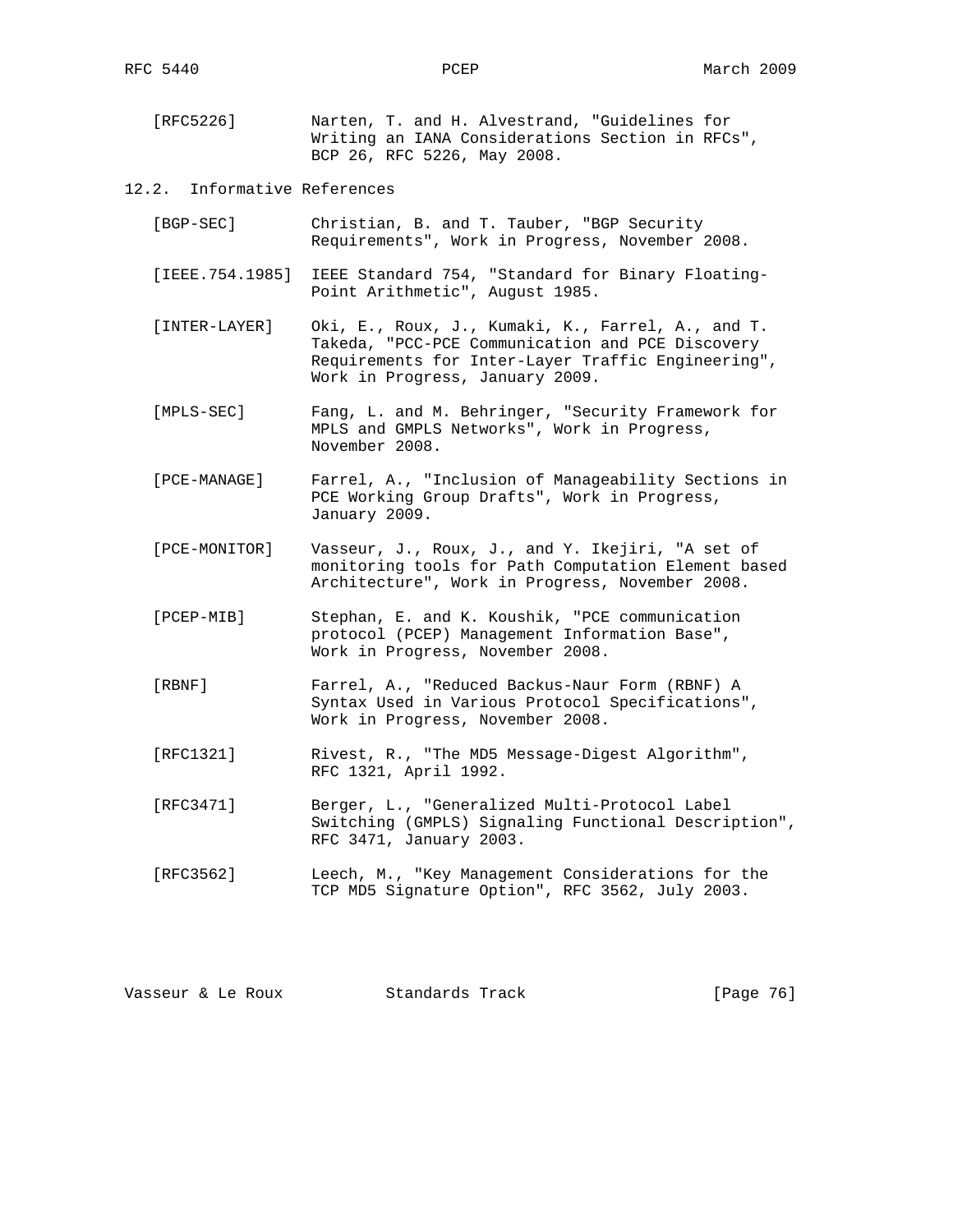[RFC5226] Narten, T. and H. Alvestrand, "Guidelines for Writing an IANA Considerations Section in RFCs", BCP 26, RFC 5226, May 2008.

## 12.2. Informative References

[BGP-SEC] Christian, B. and T. Tauber, "BGP Security Requirements", Work in Progress, November 2008.

[IEEE.754.1985] IEEE Standard 754, "Standard for Binary Floating-Point Arithmetic", August 1985.

[INTER-LAYER] Oki, E., Roux, J., Kumaki, K., Farrel, A., and T. Takeda, "PCC-PCE Communication and PCE Discovery Requirements for Inter-Layer Traffic Engineering", Work in Progress, January 2009.

[MPLS-SEC] Fang, L. and M. Behringer, "Security Framework for MPLS and GMPLS Networks", Work in Progress, November 2008.

[PCE-MANAGE] Farrel, A., "Inclusion of Manageability Sections in PCE Working Group Drafts", Work in Progress, January 2009.

[PCE-MONITOR] Vasseur, J., Roux, J., and Y. Ikejiri, "A set of monitoring tools for Path Computation Element based Architecture", Work in Progress, November 2008.

[PCEP-MIB] Stephan, E. and K. Koushik, "PCE communication protocol (PCEP) Management Information Base", Work in Progress, November 2008.

[RBNF] Farrel, A., "Reduced Backus-Naur Form (RBNF) A Syntax Used in Various Protocol Specifications", Work in Progress, November 2008.

[RFC1321] Rivest, R., "The MD5 Message-Digest Algorithm", RFC 1321, April 1992.

[RFC3471] Berger, L., "Generalized Multi-Protocol Label Switching (GMPLS) Signaling Functional Description", RFC 3471, January 2003.

[RFC3562] Leech, M., "Key Management Considerations for the TCP MD5 Signature Option", RFC 3562, July 2003.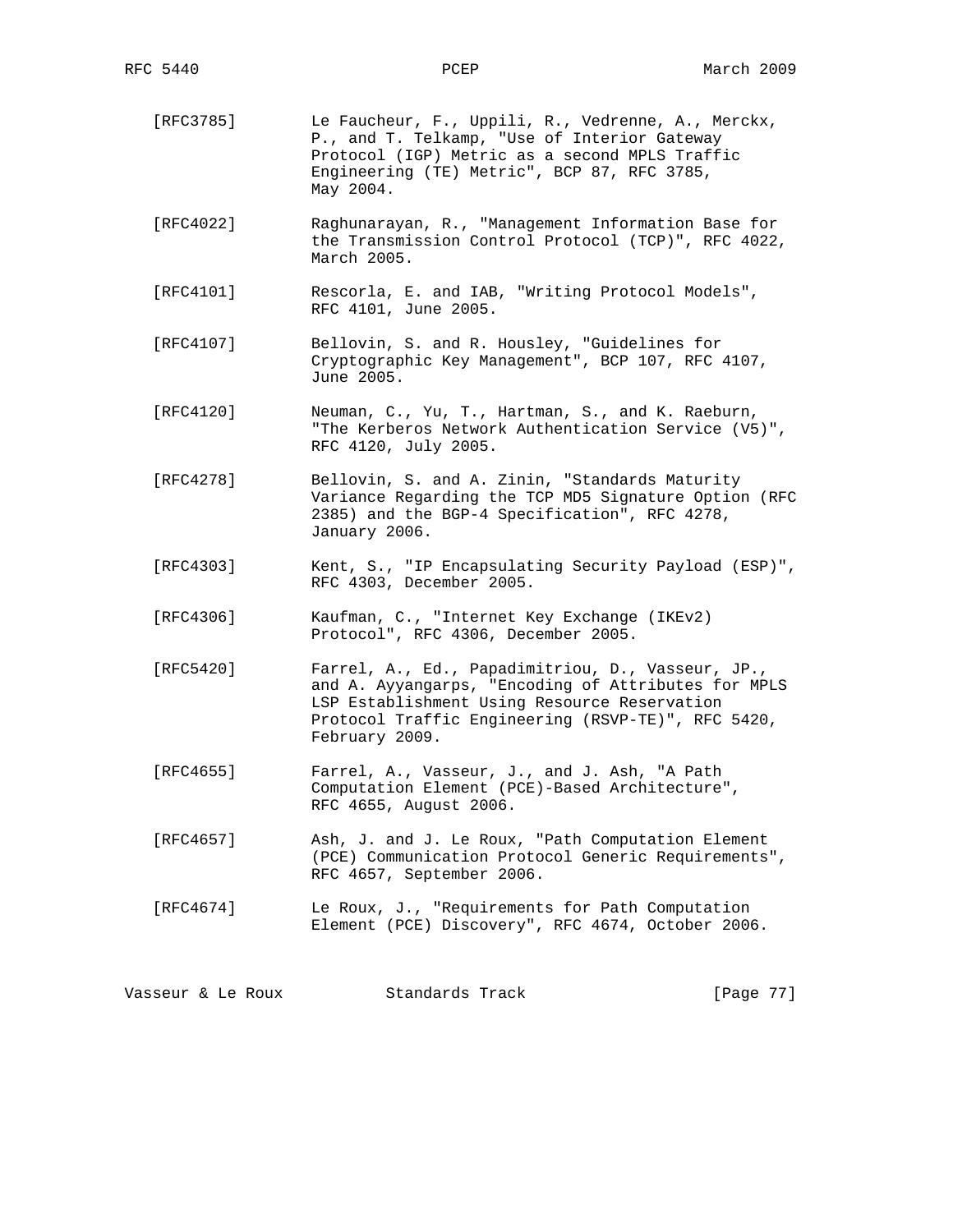[RFC3785] Le Faucheur, F., Uppili, R., Vedrenne, A., Merckx, P., and T. Telkamp, "Use of Interior Gateway Protocol (IGP) Metric as a second MPLS Traffic Engineering (TE) Metric", BCP 87, RFC 3785, May 2004.

[RFC4022] Raghunarayan, R., "Management Information Base for the Transmission Control Protocol (TCP)", RFC 4022, March 2005.

[RFC4101] Rescorla, E. and IAB, "Writing Protocol Models", RFC 4101, June 2005.

[RFC4107] Bellovin, S. and R. Housley, "Guidelines for Cryptographic Key Management", BCP 107, RFC 4107, June 2005.

[RFC4120] Neuman, C., Yu, T., Hartman, S., and K. Raeburn, "The Kerberos Network Authentication Service (V5)", RFC 4120, July 2005.

[RFC4278] Bellovin, S. and A. Zinin, "Standards Maturity Variance Regarding the TCP MD5 Signature Option (RFC 2385) and the BGP-4 Specification", RFC 4278, January 2006.

[RFC4303] Kent, S., "IP Encapsulating Security Payload (ESP)", RFC 4303, December 2005.

[RFC4306] Kaufman, C., "Internet Key Exchange (IKEv2) Protocol", RFC 4306, December 2005.

[RFC5420] Farrel, A., Ed., Papadimitriou, D., Vasseur, JP., and A. Ayyangarps, "Encoding of Attributes for MPLS LSP Establishment Using Resource Reservation Protocol Traffic Engineering (RSVP-TE)", RFC 5420, February 2009.

[RFC4655] Farrel, A., Vasseur, J., and J. Ash, "A Path Computation Element (PCE)-Based Architecture", RFC 4655, August 2006.

[RFC4657] Ash, J. and J. Le Roux, "Path Computation Element (PCE) Communication Protocol Generic Requirements", RFC 4657, September 2006.

[RFC4674] Le Roux, J., "Requirements for Path Computation Element (PCE) Discovery", RFC 4674, October 2006.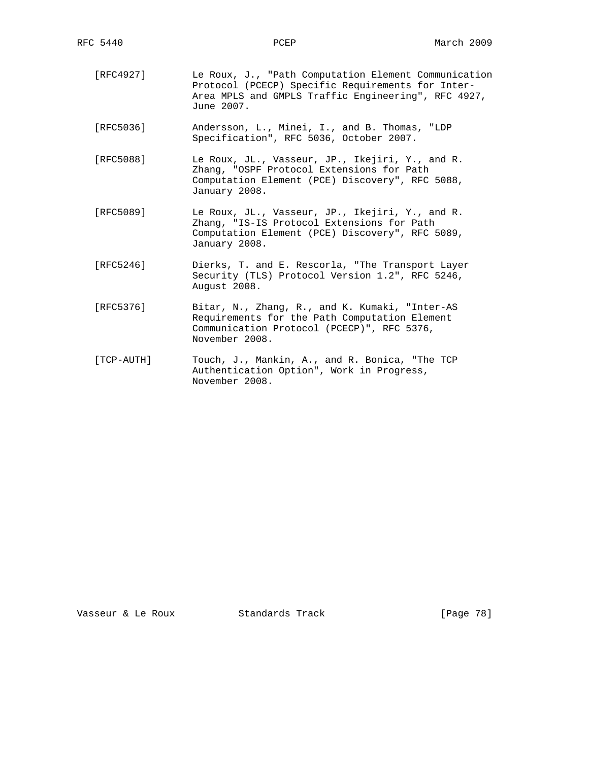[RFC4927] Le Roux, J., "Path Computation Element Communication Protocol (PCECP) Specific Requirements for Inter-Area MPLS and GMPLS Traffic Engineering", RFC 4927, June 2007.

[RFC5036] Andersson, L., Minei, I., and B. Thomas, "LDP Specification", RFC 5036, October 2007.

[RFC5088] Le Roux, JL., Vasseur, JP., Ikejiri, Y., and R. Zhang, "OSPF Protocol Extensions for Path Computation Element (PCE) Discovery", RFC 5088, January 2008.

[RFC5089] Le Roux, JL., Vasseur, JP., Ikejiri, Y., and R. Zhang, "IS-IS Protocol Extensions for Path Computation Element (PCE) Discovery", RFC 5089, January 2008.

[RFC5246] Dierks, T. and E. Rescorla, "The Transport Layer Security (TLS) Protocol Version 1.2", RFC 5246, August 2008.

[RFC5376] Bitar, N., Zhang, R., and K. Kumaki, "Inter-AS Requirements for the Path Computation Element Communication Protocol (PCECP)", RFC 5376, November 2008.

[TCP-AUTH] Touch, J., Mankin, A., and R. Bonica, "The TCP Authentication Option", Work in Progress, November 2008.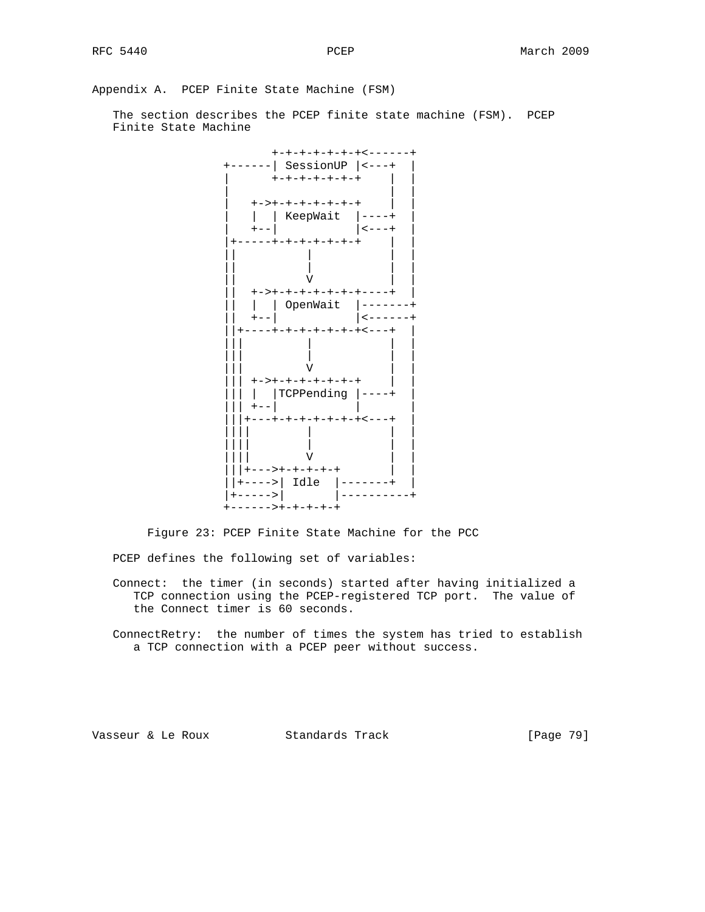## Appendix A. PCEP Finite State Machine (FSM)

The section describes the PCEP finite state machine (FSM). PCEP Finite State Machine

```
                         +-+-+-+-+-+-+<------+
                  +------| SessionUP |<---+  |
                  |      +-+-+-+-+-+-+    |  |
                  |                       |  |
                  |   +->+-+-+-+-+-+-+    |  |
                  |   |  | KeepWait  |----+  |
                  |   +--|           |<---+  |
                  |+-----+-+-+-+-+-+-+    |  |
                  ||          |           |  |
                  ||          |           |  |
                  ||          V           |  |
                  ||  +->+-+-+-+-+-+-+----+  |
                  ||  |  | OpenWait  |-------+
                  ||  +--|           |<------+
                  ||+----+-+-+-+-+-+-+<---+  |
                  |||         |           |  |
                  |||         |           |  |
                  |||         V           |  |
                  ||| +->+-+-+-+-+-+-+    |  |
                  ||| |  |TCPPending |----+  |
                  ||| +--|           |       |
                  |||+---+-+-+-+-+-+-+<---+  |
                  ||||        |           |  |
                  ||||        |           |  |
                  ||||        V           |  |
                  |||+--->+-+-+-+-+       |  |
                  ||+---->| Idle  |-------+  |
                  |+----->|       |----------+
                  +------>+-+-+-+-+
```

Figure 23: PCEP Finite State Machine for the PCC

PCEP defines the following set of variables:

Connect: the timer (in seconds) started after having initialized a TCP connection using the PCEP-registered TCP port. The value of the Connect timer is 60 seconds.

ConnectRetry: the number of times the system has tried to establish a TCP connection with a PCEP peer without success.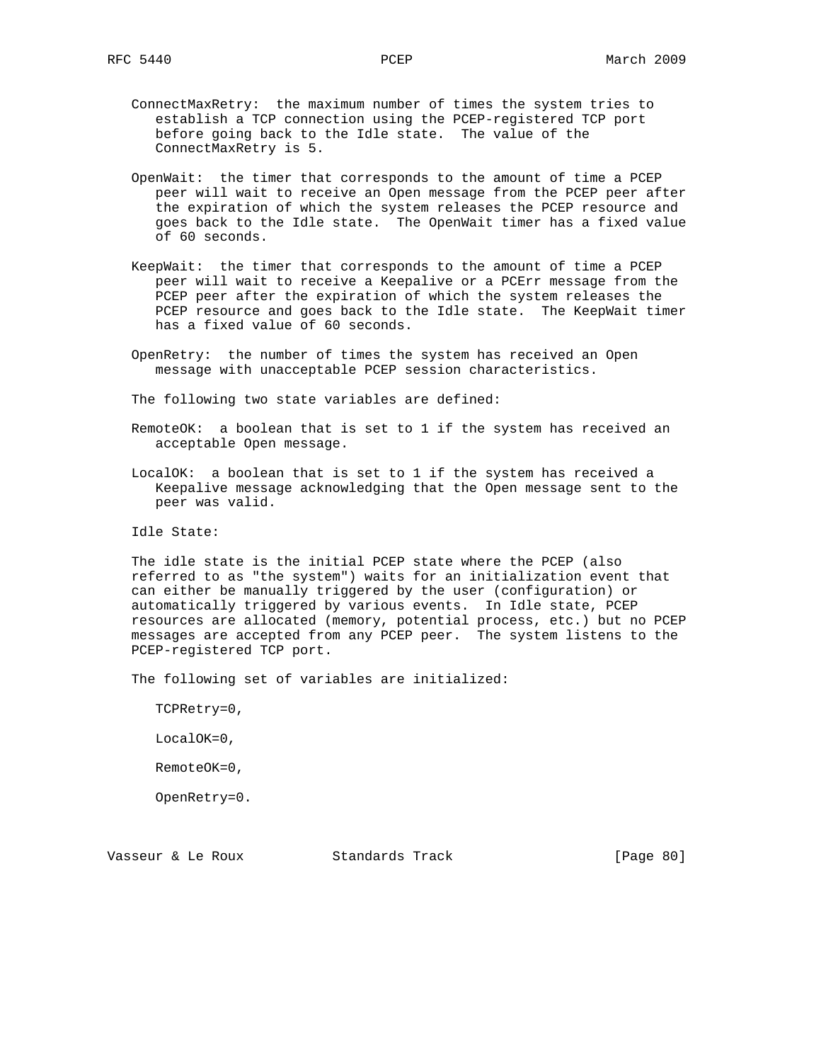ConnectMaxRetry: the maximum number of times the system tries to establish a TCP connection using the PCEP-registered TCP port before going back to the Idle state. The value of the ConnectMaxRetry is 5.

OpenWait: the timer that corresponds to the amount of time a PCEP peer will wait to receive an Open message from the PCEP peer after the expiration of which the system releases the PCEP resource and goes back to the Idle state. The OpenWait timer has a fixed value of 60 seconds.

KeepWait: the timer that corresponds to the amount of time a PCEP peer will wait to receive a Keepalive or a PCErr message from the PCEP peer after the expiration of which the system releases the PCEP resource and goes back to the Idle state. The KeepWait timer has a fixed value of 60 seconds.

OpenRetry: the number of times the system has received an Open message with unacceptable PCEP session characteristics.

The following two state variables are defined:

RemoteOK: a boolean that is set to 1 if the system has received an acceptable Open message.

LocalOK: a boolean that is set to 1 if the system has received a Keepalive message acknowledging that the Open message sent to the peer was valid.

Idle State:

The idle state is the initial PCEP state where the PCEP (also referred to as "the system") waits for an initialization event that can either be manually triggered by the user (configuration) or automatically triggered by various events. In Idle state, PCEP resources are allocated (memory, potential process, etc.) but no PCEP messages are accepted from any PCEP peer. The system listens to the PCEP-registered TCP port.

The following set of variables are initialized:

TCPRetry=0,

LocalOK=0,

RemoteOK=0,

OpenRetry=0.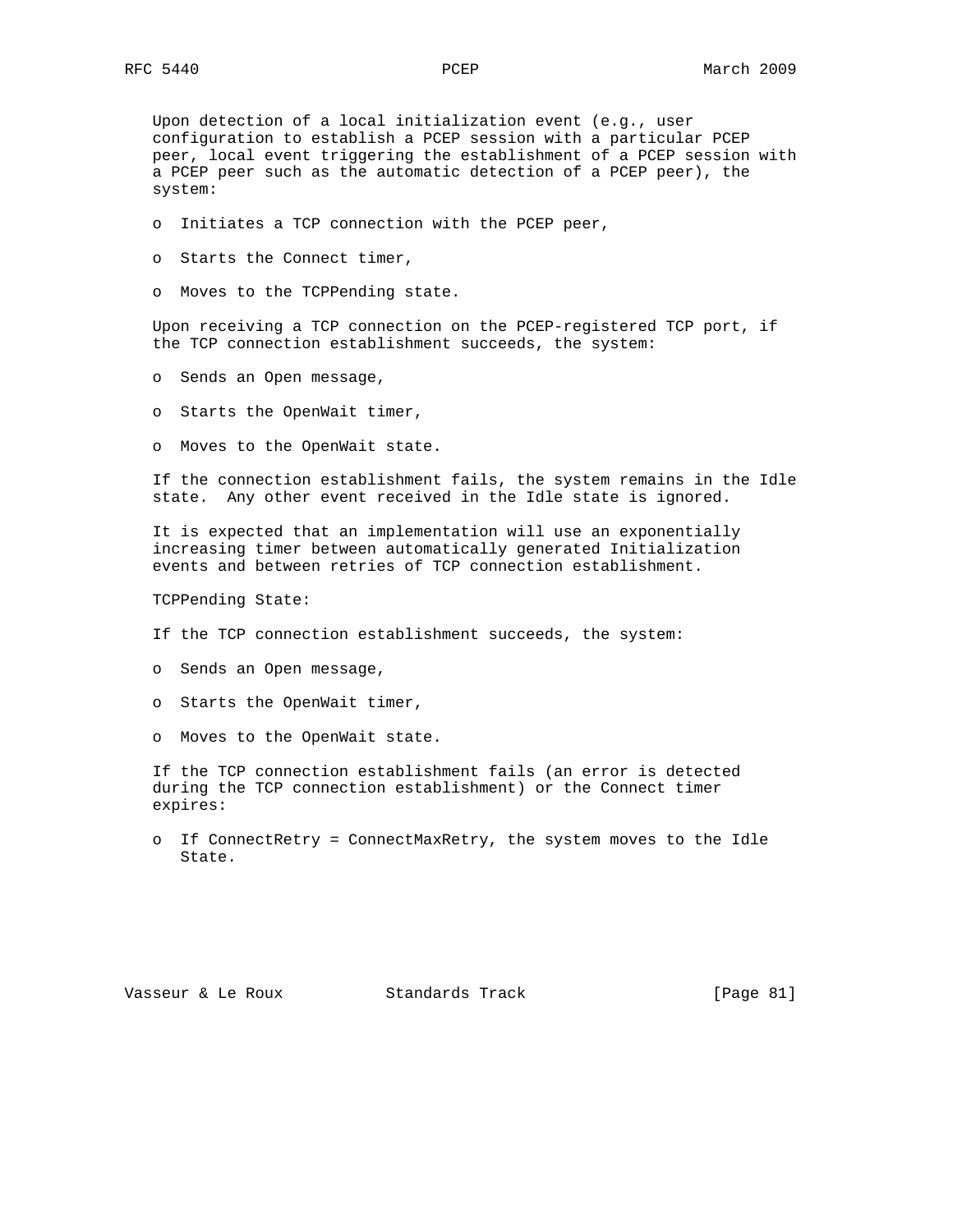Upon detection of a local initialization event (e.g., user configuration to establish a PCEP session with a particular PCEP peer, local event triggering the establishment of a PCEP session with a PCEP peer such as the automatic detection of a PCEP peer), the system:

- Initiates a TCP connection with the PCEP peer,
- Starts the Connect timer,
- Moves to the TCPPending state.

Upon receiving a TCP connection on the PCEP-registered TCP port, if the TCP connection establishment succeeds, the system:

- Sends an Open message,
- Starts the OpenWait timer,
- Moves to the OpenWait state.

If the connection establishment fails, the system remains in the Idle state. Any other event received in the Idle state is ignored.

It is expected that an implementation will use an exponentially increasing timer between automatically generated Initialization events and between retries of TCP connection establishment.

TCPPending State:

If the TCP connection establishment succeeds, the system:

- Sends an Open message,
- Starts the OpenWait timer,
- Moves to the OpenWait state.

If the TCP connection establishment fails (an error is detected during the TCP connection establishment) or the Connect timer expires:

- If ConnectRetry = ConnectMaxRetry, the system moves to the Idle State.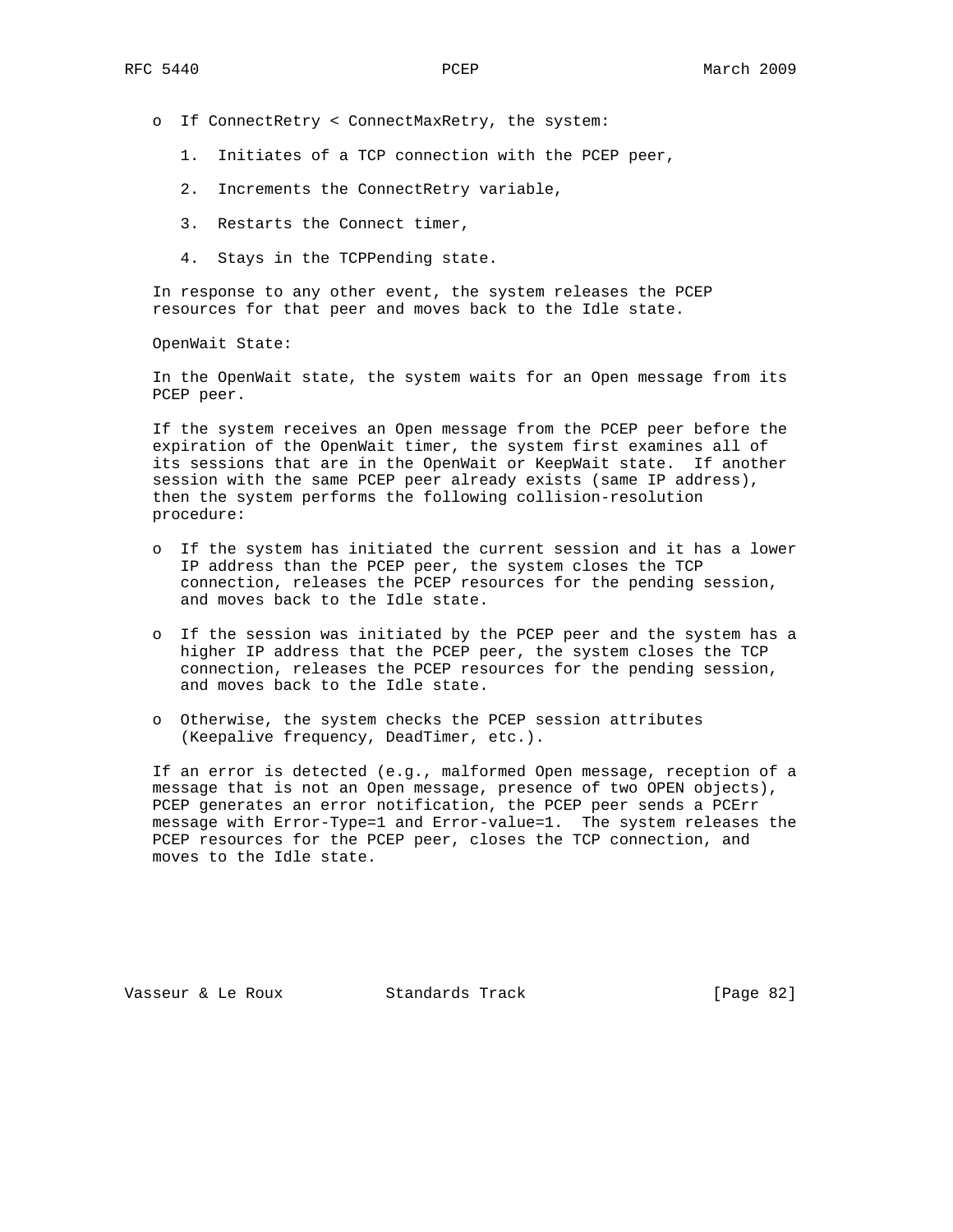- If ConnectRetry < ConnectMaxRetry, the system:

  1. Initiates of a TCP connection with the PCEP peer,

  2. Increments the ConnectRetry variable,

  3. Restarts the Connect timer,

  4. Stays in the TCPPending state.

In response to any other event, the system releases the PCEP resources for that peer and moves back to the Idle state.

OpenWait State:

In the OpenWait state, the system waits for an Open message from its PCEP peer.

If the system receives an Open message from the PCEP peer before the expiration of the OpenWait timer, the system first examines all of its sessions that are in the OpenWait or KeepWait state. If another session with the same PCEP peer already exists (same IP address), then the system performs the following collision-resolution procedure:

- If the system has initiated the current session and it has a lower IP address than the PCEP peer, the system closes the TCP connection, releases the PCEP resources for the pending session, and moves back to the Idle state.

- If the session was initiated by the PCEP peer and the system has a higher IP address that the PCEP peer, the system closes the TCP connection, releases the PCEP resources for the pending session, and moves back to the Idle state.

- Otherwise, the system checks the PCEP session attributes (Keepalive frequency, DeadTimer, etc.).

If an error is detected (e.g., malformed Open message, reception of a message that is not an Open message, presence of two OPEN objects), PCEP generates an error notification, the PCEP peer sends a PCErr message with Error-Type=1 and Error-value=1. The system releases the PCEP resources for the PCEP peer, closes the TCP connection, and moves to the Idle state.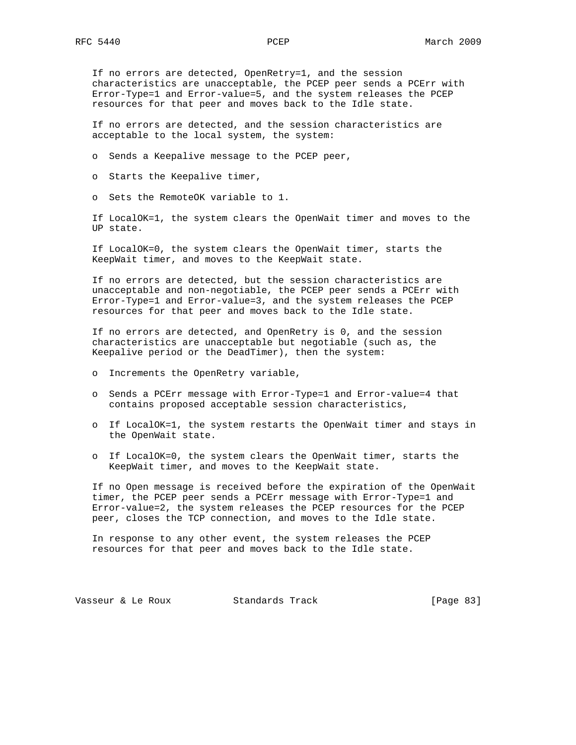If no errors are detected, OpenRetry=1, and the session characteristics are unacceptable, the PCEP peer sends a PCErr with Error-Type=1 and Error-value=5, and the system releases the PCEP resources for that peer and moves back to the Idle state.

If no errors are detected, and the session characteristics are acceptable to the local system, the system:

- Sends a Keepalive message to the PCEP peer,
- Starts the Keepalive timer,
- Sets the RemoteOK variable to 1.

If LocalOK=1, the system clears the OpenWait timer and moves to the UP state.

If LocalOK=0, the system clears the OpenWait timer, starts the KeepWait timer, and moves to the KeepWait state.

If no errors are detected, but the session characteristics are unacceptable and non-negotiable, the PCEP peer sends a PCErr with Error-Type=1 and Error-value=3, and the system releases the PCEP resources for that peer and moves back to the Idle state.

If no errors are detected, and OpenRetry is 0, and the session characteristics are unacceptable but negotiable (such as, the Keepalive period or the DeadTimer), then the system:

- Increments the OpenRetry variable,
- Sends a PCErr message with Error-Type=1 and Error-value=4 that contains proposed acceptable session characteristics,
- If LocalOK=1, the system restarts the OpenWait timer and stays in the OpenWait state.
- If LocalOK=0, the system clears the OpenWait timer, starts the KeepWait timer, and moves to the KeepWait state.

If no Open message is received before the expiration of the OpenWait timer, the PCEP peer sends a PCErr message with Error-Type=1 and Error-value=2, the system releases the PCEP resources for the PCEP peer, closes the TCP connection, and moves to the Idle state.

In response to any other event, the system releases the PCEP resources for that peer and moves back to the Idle state.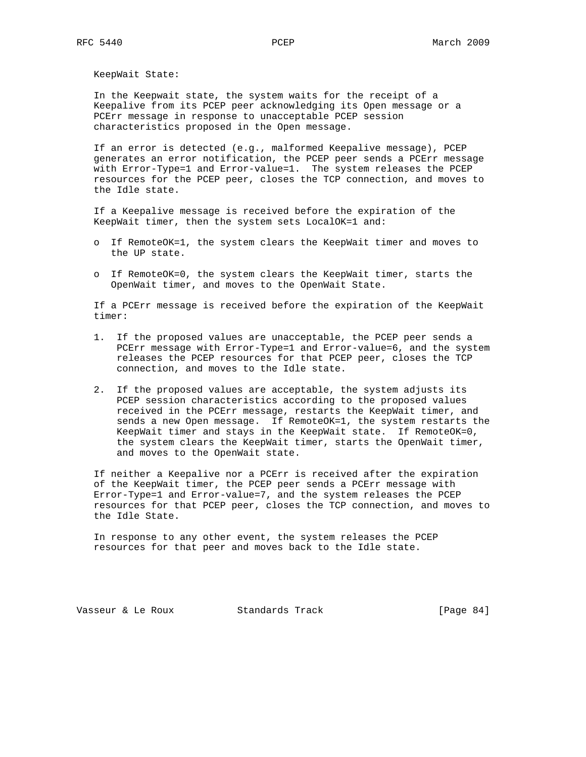KeepWait State:

In the Keepwait state, the system waits for the receipt of a Keepalive from its PCEP peer acknowledging its Open message or a PCErr message in response to unacceptable PCEP session characteristics proposed in the Open message.

If an error is detected (e.g., malformed Keepalive message), PCEP generates an error notification, the PCEP peer sends a PCErr message with Error-Type=1 and Error-value=1. The system releases the PCEP resources for the PCEP peer, closes the TCP connection, and moves to the Idle state.

If a Keepalive message is received before the expiration of the KeepWait timer, then the system sets LocalOK=1 and:

- If RemoteOK=1, the system clears the KeepWait timer and moves to the UP state.
- If RemoteOK=0, the system clears the KeepWait timer, starts the OpenWait timer, and moves to the OpenWait State.

If a PCErr message is received before the expiration of the KeepWait timer:

1. If the proposed values are unacceptable, the PCEP peer sends a PCErr message with Error-Type=1 and Error-value=6, and the system releases the PCEP resources for that PCEP peer, closes the TCP connection, and moves to the Idle state.
2. If the proposed values are acceptable, the system adjusts its PCEP session characteristics according to the proposed values received in the PCErr message, restarts the KeepWait timer, and sends a new Open message. If RemoteOK=1, the system restarts the KeepWait timer and stays in the KeepWait state. If RemoteOK=0, the system clears the KeepWait timer, starts the OpenWait timer, and moves to the OpenWait state.

If neither a Keepalive nor a PCErr is received after the expiration of the KeepWait timer, the PCEP peer sends a PCErr message with Error-Type=1 and Error-value=7, and the system releases the PCEP resources for that PCEP peer, closes the TCP connection, and moves to the Idle State.

In response to any other event, the system releases the PCEP resources for that peer and moves back to the Idle state.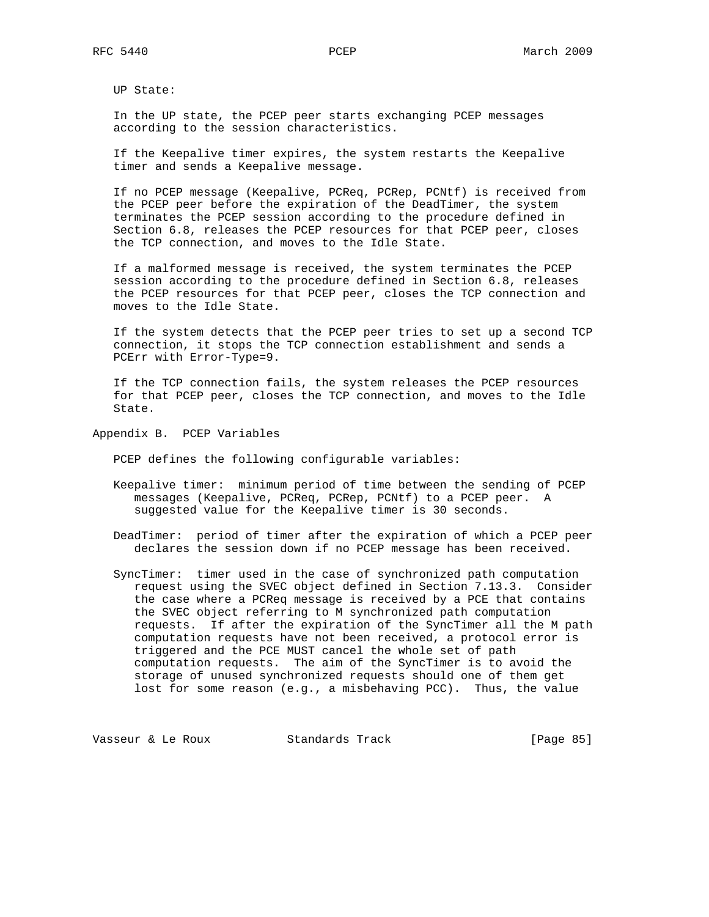UP State:

In the UP state, the PCEP peer starts exchanging PCEP messages according to the session characteristics.

If the Keepalive timer expires, the system restarts the Keepalive timer and sends a Keepalive message.

If no PCEP message (Keepalive, PCReq, PCRep, PCNtf) is received from the PCEP peer before the expiration of the DeadTimer, the system terminates the PCEP session according to the procedure defined in Section 6.8, releases the PCEP resources for that PCEP peer, closes the TCP connection, and moves to the Idle State.

If a malformed message is received, the system terminates the PCEP session according to the procedure defined in Section 6.8, releases the PCEP resources for that PCEP peer, closes the TCP connection and moves to the Idle State.

If the system detects that the PCEP peer tries to set up a second TCP connection, it stops the TCP connection establishment and sends a PCErr with Error-Type=9.

If the TCP connection fails, the system releases the PCEP resources for that PCEP peer, closes the TCP connection, and moves to the Idle State.

## Appendix B. PCEP Variables

PCEP defines the following configurable variables:

Keepalive timer: minimum period of time between the sending of PCEP messages (Keepalive, PCReq, PCRep, PCNtf) to a PCEP peer. A suggested value for the Keepalive timer is 30 seconds.

DeadTimer: period of timer after the expiration of which a PCEP peer declares the session down if no PCEP message has been received.

SyncTimer: timer used in the case of synchronized path computation request using the SVEC object defined in Section 7.13.3. Consider the case where a PCReq message is received by a PCE that contains the SVEC object referring to M synchronized path computation requests. If after the expiration of the SyncTimer all the M path computation requests have not been received, a protocol error is triggered and the PCE MUST cancel the whole set of path computation requests. The aim of the SyncTimer is to avoid the storage of unused synchronized requests should one of them get lost for some reason (e.g., a misbehaving PCC). Thus, the value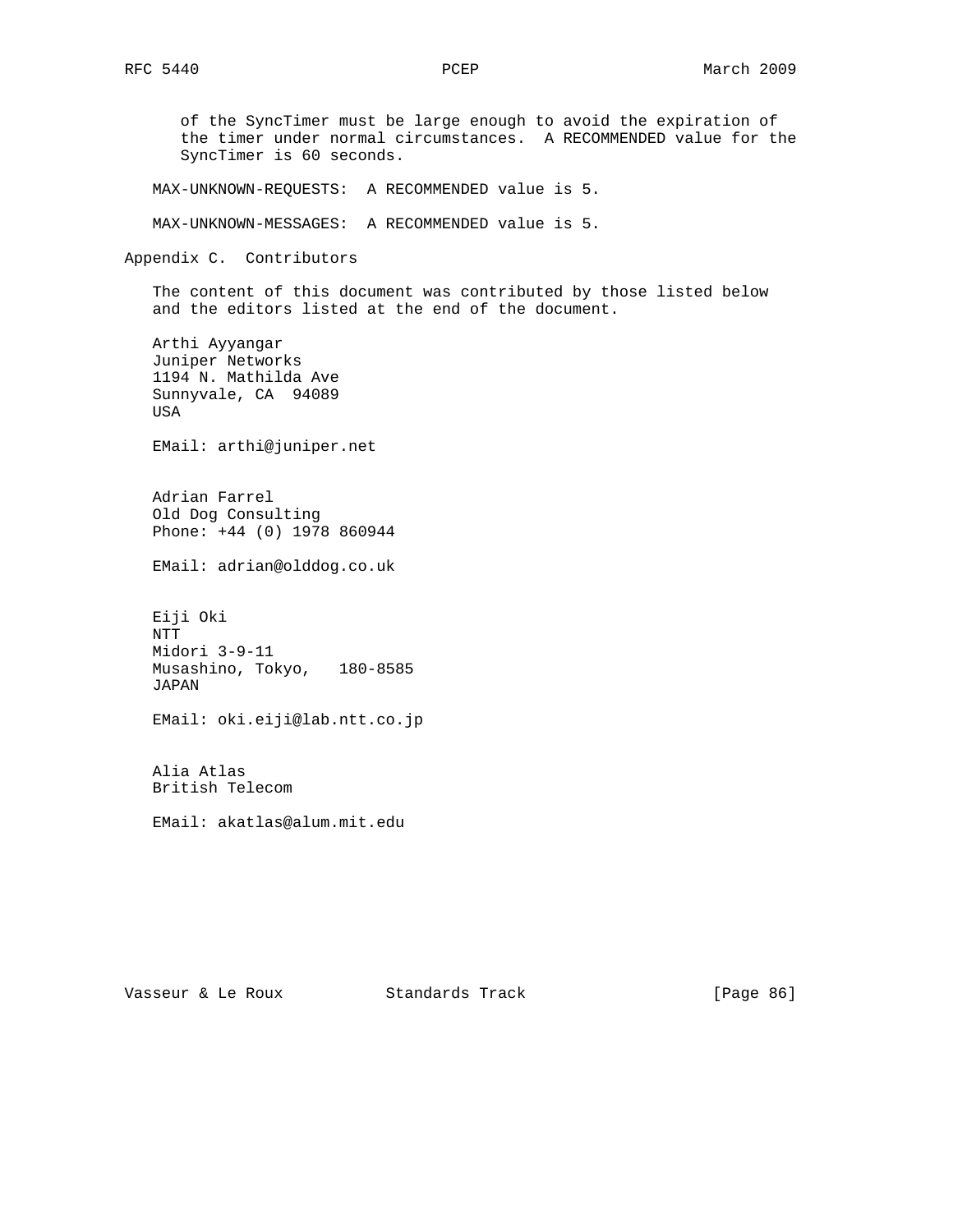of the SyncTimer must be large enough to avoid the expiration of the timer under normal circumstances. A RECOMMENDED value for the SyncTimer is 60 seconds.

MAX-UNKNOWN-REQUESTS: A RECOMMENDED value is 5.

MAX-UNKNOWN-MESSAGES: A RECOMMENDED value is 5.

## Appendix C. Contributors

The content of this document was contributed by those listed below and the editors listed at the end of the document.

Arthi Ayyangar
Juniper Networks
1194 N. Mathilda Ave
Sunnyvale, CA 94089
USA

EMail: arthi@juniper.net

Adrian Farrel
Old Dog Consulting
Phone: +44 (0) 1978 860944

EMail: adrian@olddog.co.uk

Eiji Oki
NTT
Midori 3-9-11
Musashino, Tokyo, 180-8585
JAPAN

EMail: oki.eiji@lab.ntt.co.jp

Alia Atlas
British Telecom

EMail: akatlas@alum.mit.edu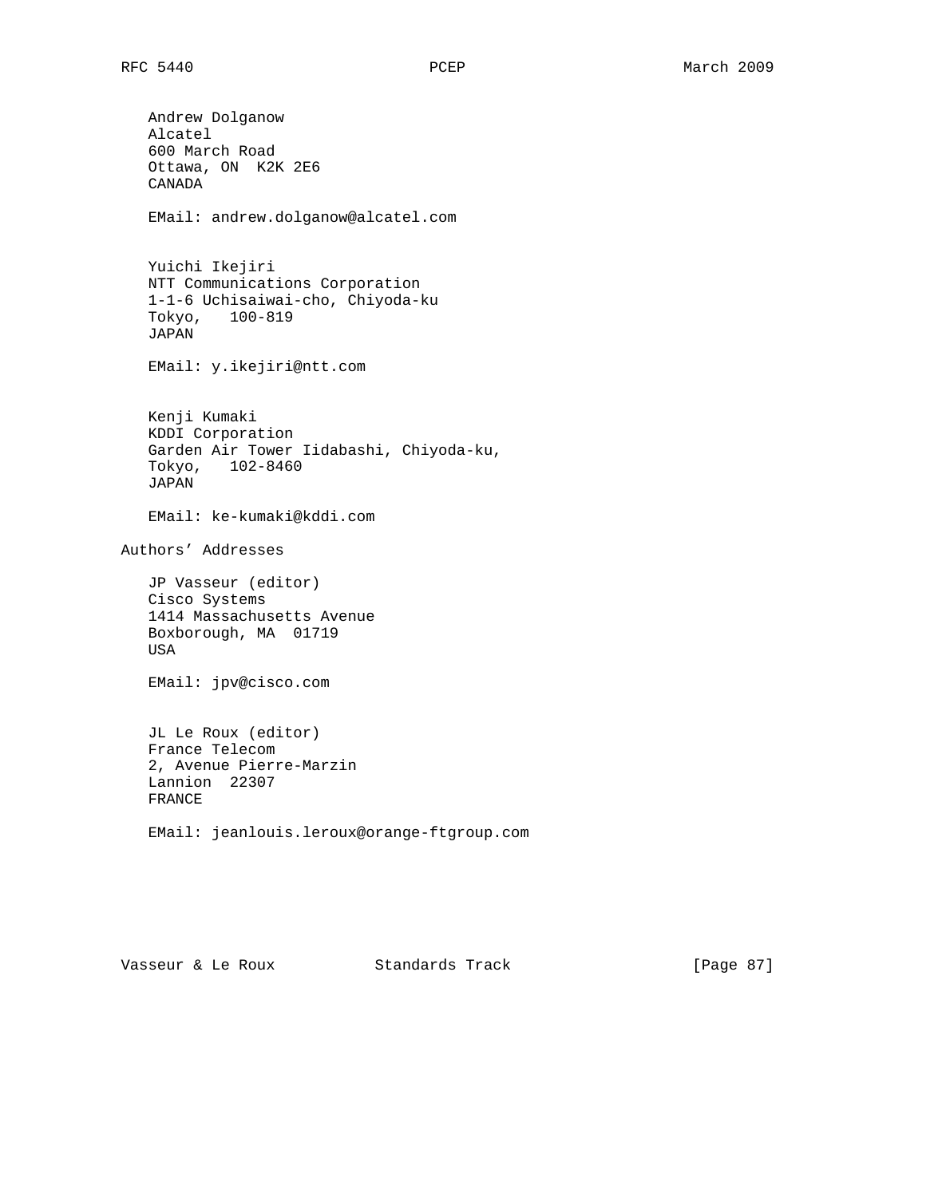Andrew Dolganow
Alcatel
600 March Road
Ottawa, ON  K2K 2E6
CANADA

EMail: andrew.dolganow@alcatel.com

Yuichi Ikejiri
NTT Communications Corporation
1-1-6 Uchisaiwai-cho, Chiyoda-ku
Tokyo,   100-819
JAPAN

EMail: y.ikejiri@ntt.com

Kenji Kumaki
KDDI Corporation
Garden Air Tower Iidabashi, Chiyoda-ku,
Tokyo,   102-8460
JAPAN

EMail: ke-kumaki@kddi.com

## Authors' Addresses

JP Vasseur (editor)
Cisco Systems
1414 Massachusetts Avenue
Boxborough, MA  01719
USA

EMail: jpv@cisco.com

JL Le Roux (editor)
France Telecom
2, Avenue Pierre-Marzin
Lannion  22307
FRANCE

EMail: jeanlouis.leroux@orange-ftgroup.com